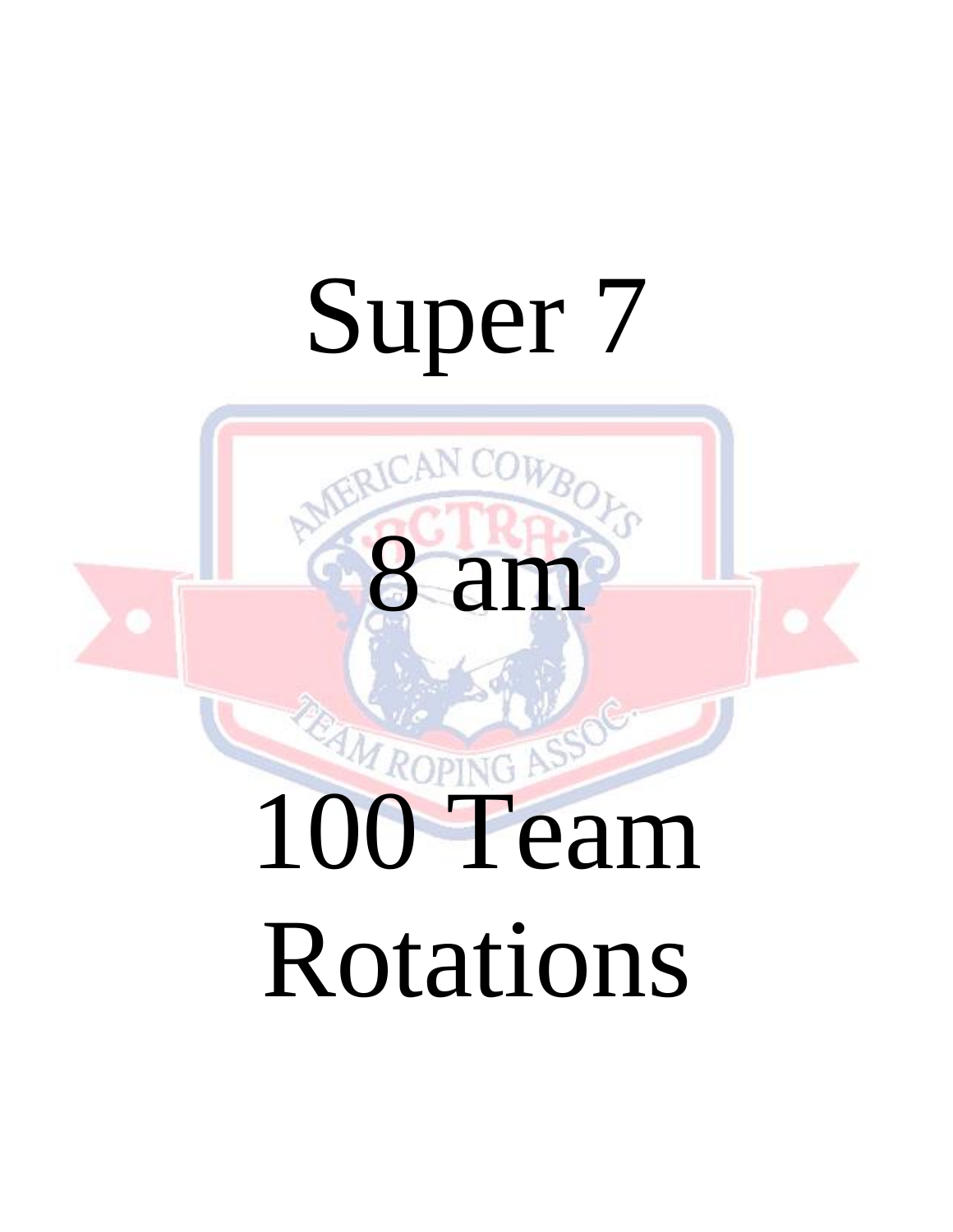# Super 7

# 8 am

# 100 Team Rotations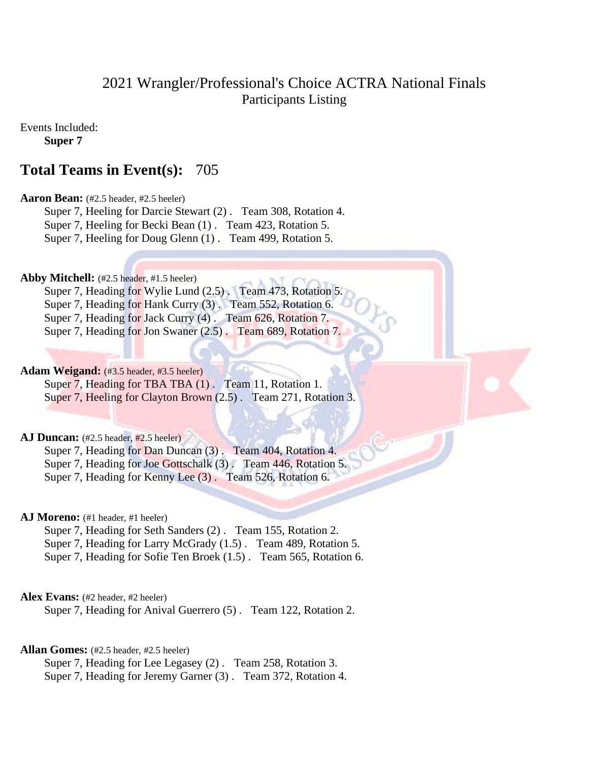2021 Wrangler/Professional's Choice ACTRA National Finals
Participants Listing

Events Included:
**Super 7**

## Total Teams in Event(s): 705

**Aaron Bean:** (#2.5 header, #2.5 heeler)
Super 7, Heeling for Darcie Stewart (2) . Team 308, Rotation 4.
Super 7, Heeling for Becki Bean (1) . Team 423, Rotation 5.
Super 7, Heeling for Doug Glenn (1) . Team 499, Rotation 5.

**Abby Mitchell:** (#2.5 header, #1.5 heeler)
Super 7, Heading for Wylie Lund (2.5) . Team 473, Rotation 5.
Super 7, Heading for Hank Curry (3) . Team 552, Rotation 6.
Super 7, Heading for Jack Curry (4) . Team 626, Rotation 7.
Super 7, Heading for Jon Swaner (2.5) . Team 689, Rotation 7.

**Adam Weigand:** (#3.5 header, #3.5 heeler)
Super 7, Heading for TBA TBA (1) . Team 11, Rotation 1.
Super 7, Heeling for Clayton Brown (2.5) . Team 271, Rotation 3.

**AJ Duncan:** (#2.5 header, #2.5 heeler)
Super 7, Heading for Dan Duncan (3) . Team 404, Rotation 4.
Super 7, Heading for Joe Gottschalk (3) . Team 446, Rotation 5.
Super 7, Heading for Kenny Lee (3) . Team 526, Rotation 6.

**AJ Moreno:** (#1 header, #1 heeler)
Super 7, Heading for Seth Sanders (2) . Team 155, Rotation 2.
Super 7, Heading for Larry McGrady (1.5) . Team 489, Rotation 5.
Super 7, Heading for Sofie Ten Broek (1.5) . Team 565, Rotation 6.

**Alex Evans:** (#2 header, #2 heeler)
Super 7, Heading for Anival Guerrero (5) . Team 122, Rotation 2.

**Allan Gomes:** (#2.5 header, #2.5 heeler)
Super 7, Heading for Lee Legasey (2) . Team 258, Rotation 3.
Super 7, Heading for Jeremy Garner (3) . Team 372, Rotation 4.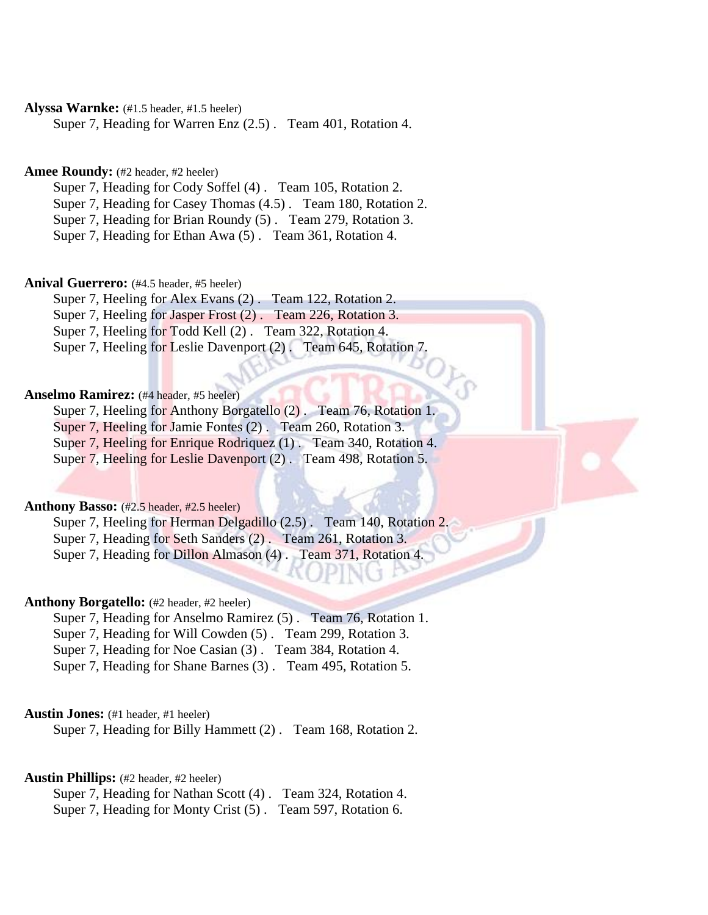**Alyssa Warnke:** (#1.5 header, #1.5 heeler)

Super 7, Heading for Warren Enz (2.5) . Team 401, Rotation 4.

**Amee Roundy:** (#2 header, #2 heeler)

Super 7, Heading for Cody Soffel (4) . Team 105, Rotation 2.
Super 7, Heading for Casey Thomas (4.5) . Team 180, Rotation 2.
Super 7, Heading for Brian Roundy (5) . Team 279, Rotation 3.
Super 7, Heading for Ethan Awa (5) . Team 361, Rotation 4.

**Anival Guerrero:** (#4.5 header, #5 heeler)

Super 7, Heeling for Alex Evans (2) . Team 122, Rotation 2.
Super 7, Heeling for Jasper Frost (2) . Team 226, Rotation 3.
Super 7, Heeling for Todd Kell (2) . Team 322, Rotation 4.
Super 7, Heeling for Leslie Davenport (2) . Team 645, Rotation 7.

**Anselmo Ramirez:** (#4 header, #5 heeler)

Super 7, Heeling for Anthony Borgatello (2) . Team 76, Rotation 1.
Super 7, Heeling for Jamie Fontes (2) . Team 260, Rotation 3.
Super 7, Heeling for Enrique Rodriquez (1) . Team 340, Rotation 4.
Super 7, Heeling for Leslie Davenport (2) . Team 498, Rotation 5.

**Anthony Basso:** (#2.5 header, #2.5 heeler)

Super 7, Heeling for Herman Delgadillo (2.5) . Team 140, Rotation 2.
Super 7, Heading for Seth Sanders (2) . Team 261, Rotation 3.
Super 7, Heading for Dillon Almason (4) . Team 371, Rotation 4.

**Anthony Borgatello:** (#2 header, #2 heeler)

Super 7, Heading for Anselmo Ramirez (5) . Team 76, Rotation 1.
Super 7, Heading for Will Cowden (5) . Team 299, Rotation 3.
Super 7, Heading for Noe Casian (3) . Team 384, Rotation 4.
Super 7, Heading for Shane Barnes (3) . Team 495, Rotation 5.

**Austin Jones:** (#1 header, #1 heeler)

Super 7, Heading for Billy Hammett (2) . Team 168, Rotation 2.

**Austin Phillips:** (#2 header, #2 heeler)

Super 7, Heading for Nathan Scott (4) . Team 324, Rotation 4.
Super 7, Heading for Monty Crist (5) . Team 597, Rotation 6.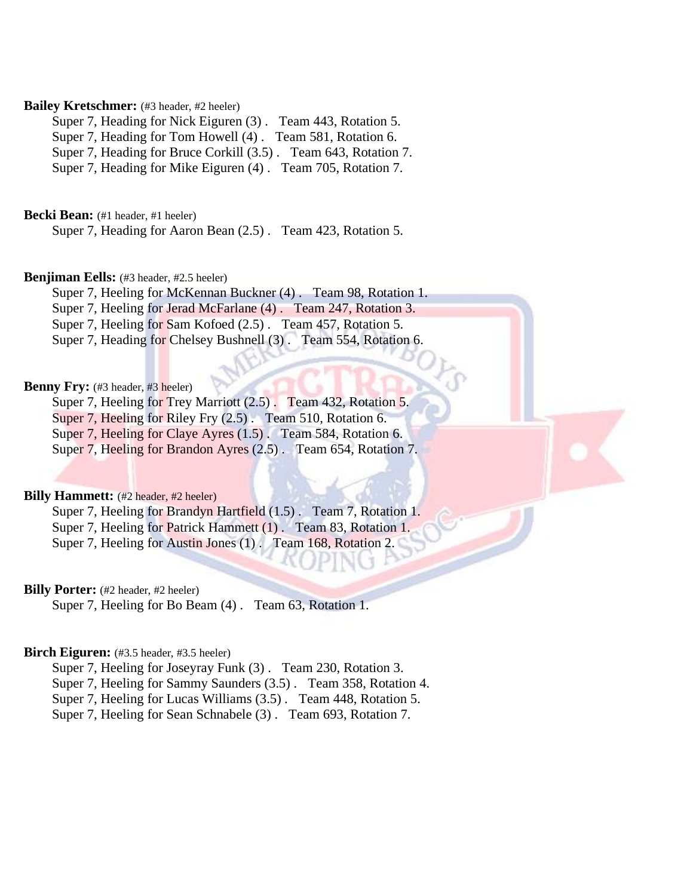**Bailey Kretschmer:** (#3 header, #2 heeler)

Super 7, Heading for Nick Eiguren (3) . Team 443, Rotation 5.
Super 7, Heading for Tom Howell (4) . Team 581, Rotation 6.
Super 7, Heading for Bruce Corkill (3.5) . Team 643, Rotation 7.
Super 7, Heading for Mike Eiguren (4) . Team 705, Rotation 7.

**Becki Bean:** (#1 header, #1 heeler)

Super 7, Heading for Aaron Bean (2.5) . Team 423, Rotation 5.

**Benjiman Eells:** (#3 header, #2.5 heeler)

Super 7, Heeling for McKennan Buckner (4) . Team 98, Rotation 1.
Super 7, Heeling for Jerad McFarlane (4) . Team 247, Rotation 3.
Super 7, Heeling for Sam Kofoed (2.5) . Team 457, Rotation 5.
Super 7, Heading for Chelsey Bushnell (3) . Team 554, Rotation 6.

**Benny Fry:** (#3 header, #3 heeler)

Super 7, Heeling for Trey Marriott (2.5) . Team 432, Rotation 5.
Super 7, Heeling for Riley Fry (2.5) . Team 510, Rotation 6.
Super 7, Heeling for Claye Ayres (1.5) . Team 584, Rotation 6.
Super 7, Heeling for Brandon Ayres (2.5) . Team 654, Rotation 7.

**Billy Hammett:** (#2 header, #2 heeler)

Super 7, Heeling for Brandyn Hartfield (1.5) . Team 7, Rotation 1.
Super 7, Heeling for Patrick Hammett (1) . Team 83, Rotation 1.
Super 7, Heeling for Austin Jones (1) . Team 168, Rotation 2.

**Billy Porter:** (#2 header, #2 heeler)

Super 7, Heeling for Bo Beam (4) . Team 63, Rotation 1.

**Birch Eiguren:** (#3.5 header, #3.5 heeler)

Super 7, Heeling for Joseyray Funk (3) . Team 230, Rotation 3.
Super 7, Heeling for Sammy Saunders (3.5) . Team 358, Rotation 4.
Super 7, Heeling for Lucas Williams (3.5) . Team 448, Rotation 5.
Super 7, Heeling for Sean Schnabele (3) . Team 693, Rotation 7.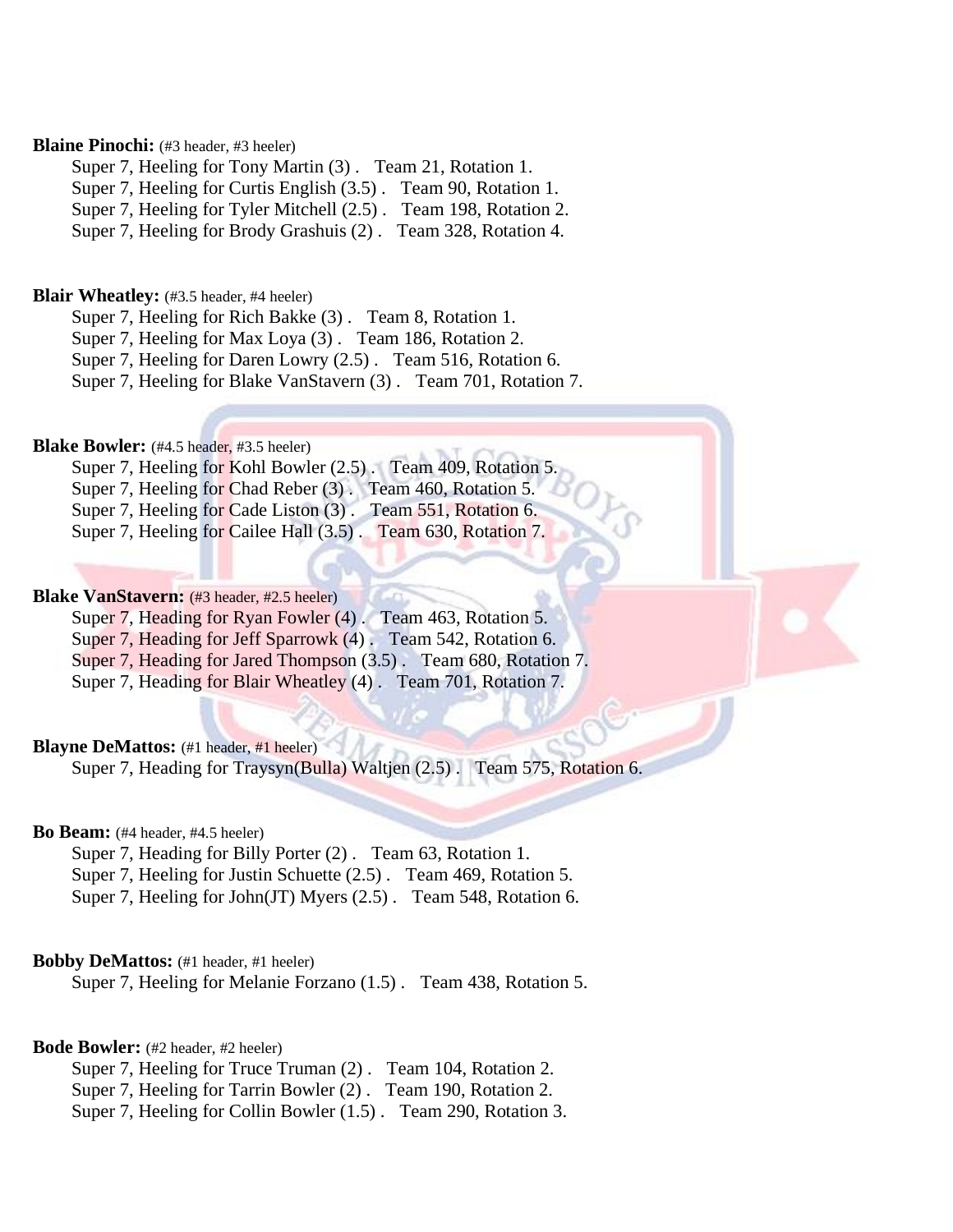**Blaine Pinochi:** (#3 header, #3 heeler)

Super 7, Heeling for Tony Martin (3) . Team 21, Rotation 1.
Super 7, Heeling for Curtis English (3.5) . Team 90, Rotation 1.
Super 7, Heeling for Tyler Mitchell (2.5) . Team 198, Rotation 2.
Super 7, Heeling for Brody Grashuis (2) . Team 328, Rotation 4.

**Blair Wheatley:** (#3.5 header, #4 heeler)

Super 7, Heeling for Rich Bakke (3) . Team 8, Rotation 1.
Super 7, Heeling for Max Loya (3) . Team 186, Rotation 2.
Super 7, Heeling for Daren Lowry (2.5) . Team 516, Rotation 6.
Super 7, Heeling for Blake VanStavern (3) . Team 701, Rotation 7.

**Blake Bowler:** (#4.5 header, #3.5 heeler)

Super 7, Heeling for Kohl Bowler (2.5) . Team 409, Rotation 5.
Super 7, Heeling for Chad Reber (3) . Team 460, Rotation 5.
Super 7, Heeling for Cade Liston (3) . Team 551, Rotation 6.
Super 7, Heeling for Cailee Hall (3.5) . Team 630, Rotation 7.

**Blake VanStavern:** (#3 header, #2.5 heeler)

Super 7, Heading for Ryan Fowler (4) . Team 463, Rotation 5.
Super 7, Heading for Jeff Sparrowk (4) . Team 542, Rotation 6.
Super 7, Heading for Jared Thompson (3.5) . Team 680, Rotation 7.
Super 7, Heading for Blair Wheatley (4) . Team 701, Rotation 7.

**Blayne DeMattos:** (#1 header, #1 heeler)

Super 7, Heading for Traysyn(Bulla) Waltjen (2.5) . Team 575, Rotation 6.

**Bo Beam:** (#4 header, #4.5 heeler)

Super 7, Heading for Billy Porter (2) . Team 63, Rotation 1.
Super 7, Heeling for Justin Schuette (2.5) . Team 469, Rotation 5.
Super 7, Heeling for John(JT) Myers (2.5) . Team 548, Rotation 6.

**Bobby DeMattos:** (#1 header, #1 heeler)

Super 7, Heeling for Melanie Forzano (1.5) . Team 438, Rotation 5.

**Bode Bowler:** (#2 header, #2 heeler)

Super 7, Heeling for Truce Truman (2) . Team 104, Rotation 2.
Super 7, Heeling for Tarrin Bowler (2) . Team 190, Rotation 2.
Super 7, Heeling for Collin Bowler (1.5) . Team 290, Rotation 3.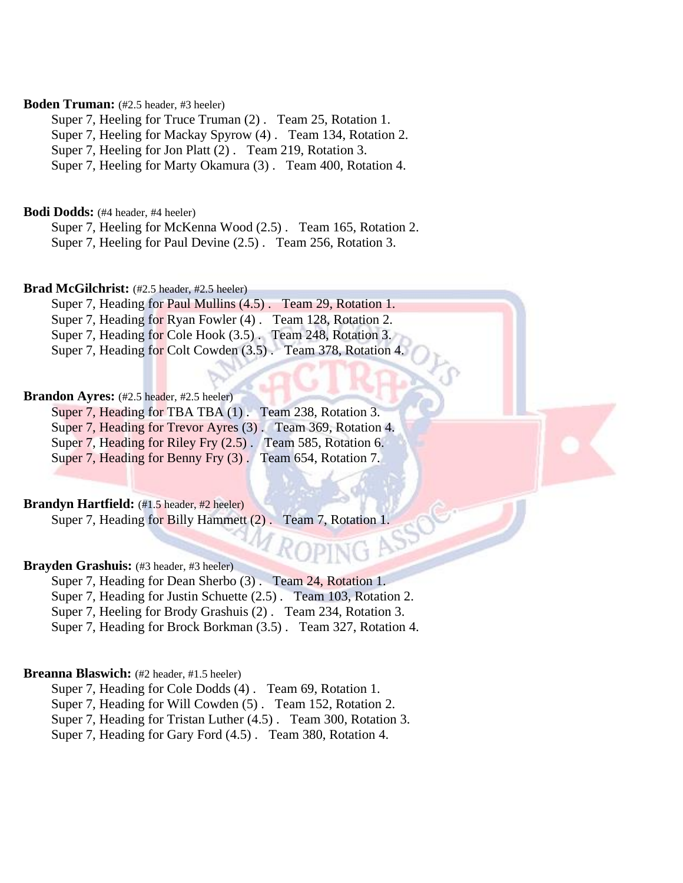**Boden Truman:** (#2.5 header, #3 heeler)

Super 7, Heeling for Truce Truman (2) . Team 25, Rotation 1.
Super 7, Heeling for Mackay Spyrow (4) . Team 134, Rotation 2.
Super 7, Heeling for Jon Platt (2) . Team 219, Rotation 3.
Super 7, Heeling for Marty Okamura (3) . Team 400, Rotation 4.

**Bodi Dodds:** (#4 header, #4 heeler)

Super 7, Heeling for McKenna Wood (2.5) . Team 165, Rotation 2.
Super 7, Heeling for Paul Devine (2.5) . Team 256, Rotation 3.

**Brad McGilchrist:** (#2.5 header, #2.5 heeler)

Super 7, Heading for Paul Mullins (4.5) . Team 29, Rotation 1.
Super 7, Heading for Ryan Fowler (4) . Team 128, Rotation 2.
Super 7, Heading for Cole Hook (3.5) . Team 248, Rotation 3.
Super 7, Heading for Colt Cowden (3.5) . Team 378, Rotation 4.

**Brandon Ayres:** (#2.5 header, #2.5 heeler)

Super 7, Heading for TBA TBA (1) . Team 238, Rotation 3.
Super 7, Heading for Trevor Ayres (3) . Team 369, Rotation 4.
Super 7, Heading for Riley Fry (2.5) . Team 585, Rotation 6.
Super 7, Heading for Benny Fry (3) . Team 654, Rotation 7.

**Brandyn Hartfield:** (#1.5 header, #2 heeler)

Super 7, Heading for Billy Hammett (2) . Team 7, Rotation 1.

**Brayden Grashuis:** (#3 header, #3 heeler)

Super 7, Heading for Dean Sherbo (3) . Team 24, Rotation 1.
Super 7, Heading for Justin Schuette (2.5) . Team 103, Rotation 2.
Super 7, Heeling for Brody Grashuis (2) . Team 234, Rotation 3.
Super 7, Heading for Brock Borkman (3.5) . Team 327, Rotation 4.

**Breanna Blaswich:** (#2 header, #1.5 heeler)

Super 7, Heading for Cole Dodds (4) . Team 69, Rotation 1.
Super 7, Heading for Will Cowden (5) . Team 152, Rotation 2.
Super 7, Heading for Tristan Luther (4.5) . Team 300, Rotation 3.
Super 7, Heading for Gary Ford (4.5) . Team 380, Rotation 4.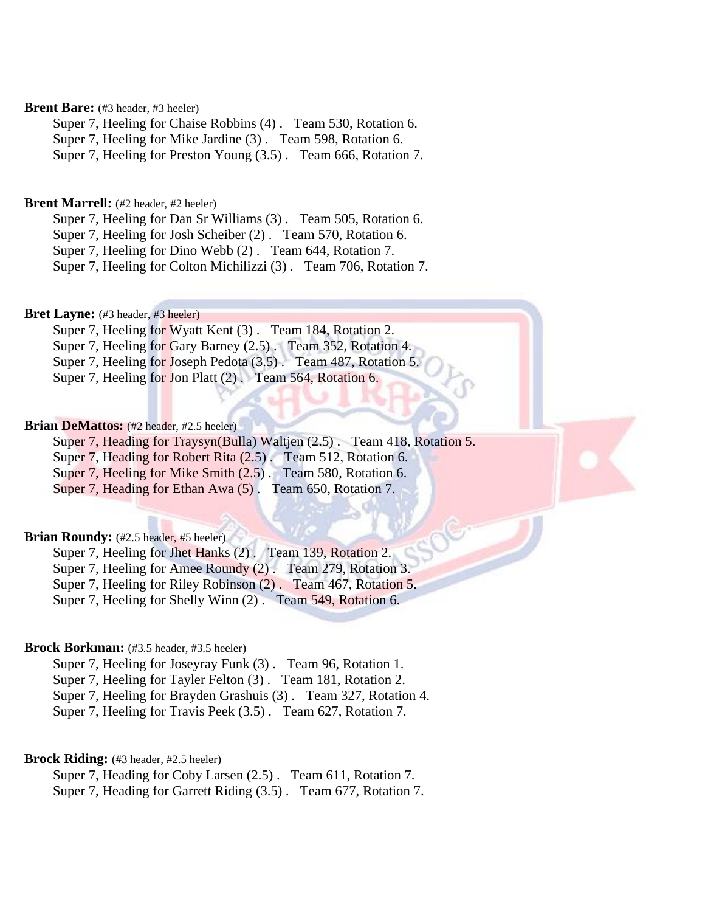**Brent Bare:** (#3 header, #3 heeler)

Super 7, Heeling for Chaise Robbins (4) .   Team 530, Rotation 6.
Super 7, Heeling for Mike Jardine (3) .   Team 598, Rotation 6.
Super 7, Heeling for Preston Young (3.5) .   Team 666, Rotation 7.

**Brent Marrell:** (#2 header, #2 heeler)

Super 7, Heeling for Dan Sr Williams (3) .   Team 505, Rotation 6.
Super 7, Heeling for Josh Scheiber (2) .   Team 570, Rotation 6.
Super 7, Heeling for Dino Webb (2) .   Team 644, Rotation 7.
Super 7, Heeling for Colton Michilizzi (3) .   Team 706, Rotation 7.

**Bret Layne:** (#3 header, #3 heeler)

Super 7, Heeling for Wyatt Kent (3) .   Team 184, Rotation 2.
Super 7, Heeling for Gary Barney (2.5) .   Team 352, Rotation 4.
Super 7, Heeling for Joseph Pedota (3.5) .   Team 487, Rotation 5.
Super 7, Heeling for Jon Platt (2) .   Team 564, Rotation 6.

**Brian DeMattos:** (#2 header, #2.5 heeler)

Super 7, Heading for Traysyn(Bulla) Waltjen (2.5) .   Team 418, Rotation 5.
Super 7, Heading for Robert Rita (2.5) .   Team 512, Rotation 6.
Super 7, Heeling for Mike Smith (2.5) .   Team 580, Rotation 6.
Super 7, Heading for Ethan Awa (5) .   Team 650, Rotation 7.

**Brian Roundy:** (#2.5 header, #5 heeler)

Super 7, Heeling for Jhet Hanks (2) .   Team 139, Rotation 2.
Super 7, Heeling for Amee Roundy (2) .   Team 279, Rotation 3.
Super 7, Heeling for Riley Robinson (2) .   Team 467, Rotation 5.
Super 7, Heeling for Shelly Winn (2) .   Team 549, Rotation 6.

**Brock Borkman:** (#3.5 header, #3.5 heeler)

Super 7, Heeling for Joseyray Funk (3) .   Team 96, Rotation 1.
Super 7, Heeling for Tayler Felton (3) .   Team 181, Rotation 2.
Super 7, Heeling for Brayden Grashuis (3) .   Team 327, Rotation 4.
Super 7, Heeling for Travis Peek (3.5) .   Team 627, Rotation 7.

**Brock Riding:** (#3 header, #2.5 heeler)

Super 7, Heading for Coby Larsen (2.5) .   Team 611, Rotation 7.
Super 7, Heading for Garrett Riding (3.5) .   Team 677, Rotation 7.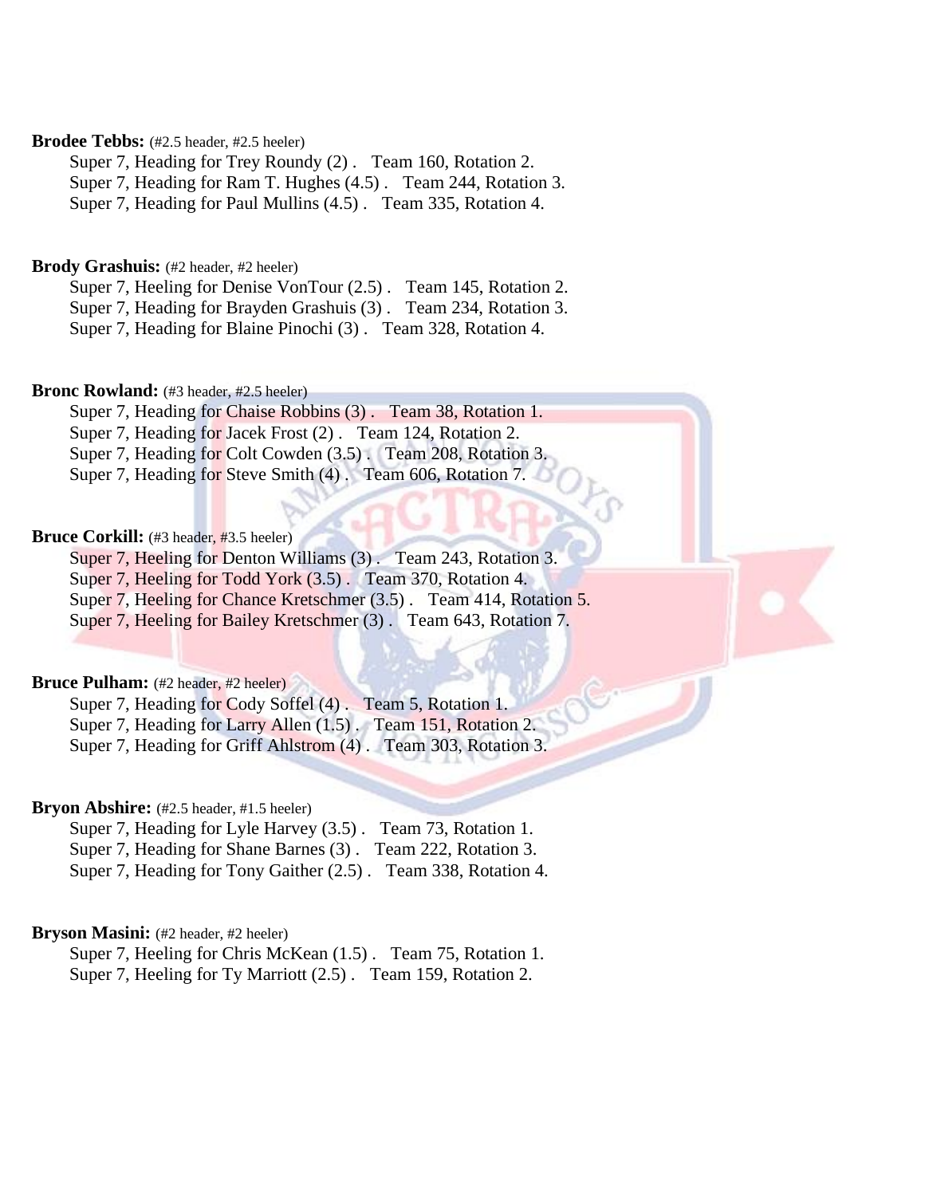**Brodee Tebbs:** (#2.5 header, #2.5 heeler)

Super 7, Heading for Trey Roundy (2) . Team 160, Rotation 2.
Super 7, Heading for Ram T. Hughes (4.5) . Team 244, Rotation 3.
Super 7, Heading for Paul Mullins (4.5) . Team 335, Rotation 4.

**Brody Grashuis:** (#2 header, #2 heeler)

Super 7, Heeling for Denise VonTour (2.5) . Team 145, Rotation 2.
Super 7, Heading for Brayden Grashuis (3) . Team 234, Rotation 3.
Super 7, Heading for Blaine Pinochi (3) . Team 328, Rotation 4.

**Bronc Rowland:** (#3 header, #2.5 heeler)

Super 7, Heading for Chaise Robbins (3) . Team 38, Rotation 1.
Super 7, Heading for Jacek Frost (2) . Team 124, Rotation 2.
Super 7, Heading for Colt Cowden (3.5) . Team 208, Rotation 3.
Super 7, Heading for Steve Smith (4) . Team 606, Rotation 7.

**Bruce Corkill:** (#3 header, #3.5 heeler)

Super 7, Heeling for Denton Williams (3) . Team 243, Rotation 3.
Super 7, Heeling for Todd York (3.5) . Team 370, Rotation 4.
Super 7, Heeling for Chance Kretschmer (3.5) . Team 414, Rotation 5.
Super 7, Heeling for Bailey Kretschmer (3) . Team 643, Rotation 7.

**Bruce Pulham:** (#2 header, #2 heeler)

Super 7, Heading for Cody Soffel (4) . Team 5, Rotation 1.
Super 7, Heading for Larry Allen (1.5) . Team 151, Rotation 2.
Super 7, Heading for Griff Ahlstrom (4) . Team 303, Rotation 3.

**Bryon Abshire:** (#2.5 header, #1.5 heeler)

Super 7, Heading for Lyle Harvey (3.5) . Team 73, Rotation 1.
Super 7, Heading for Shane Barnes (3) . Team 222, Rotation 3.
Super 7, Heading for Tony Gaither (2.5) . Team 338, Rotation 4.

**Bryson Masini:** (#2 header, #2 heeler)

Super 7, Heeling for Chris McKean (1.5) . Team 75, Rotation 1.
Super 7, Heeling for Ty Marriott (2.5) . Team 159, Rotation 2.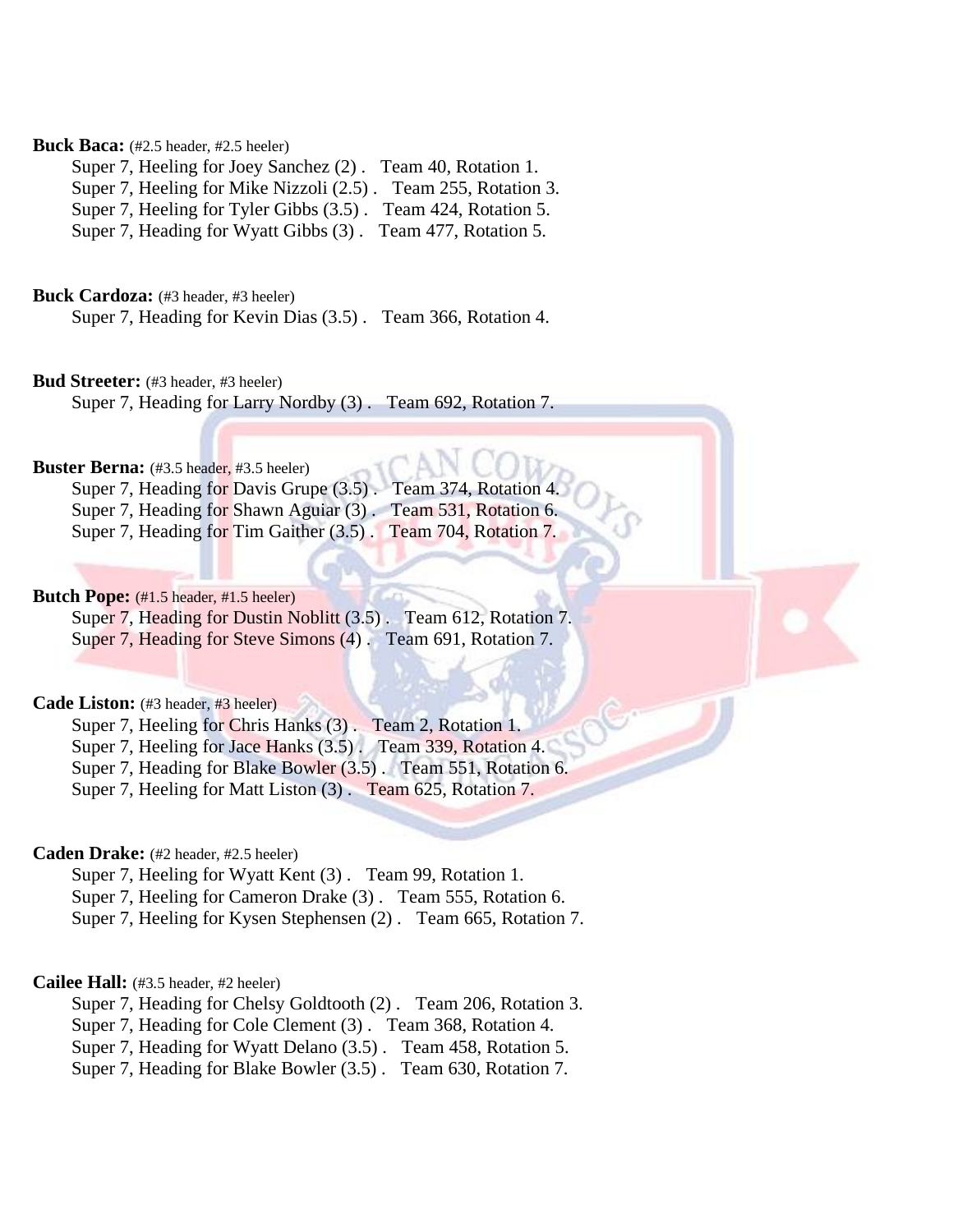**Buck Baca:** (#2.5 header, #2.5 heeler)

Super 7, Heeling for Joey Sanchez (2) . Team 40, Rotation 1.
Super 7, Heeling for Mike Nizzoli (2.5) . Team 255, Rotation 3.
Super 7, Heeling for Tyler Gibbs (3.5) . Team 424, Rotation 5.
Super 7, Heading for Wyatt Gibbs (3) . Team 477, Rotation 5.

**Buck Cardoza:** (#3 header, #3 heeler)

Super 7, Heading for Kevin Dias (3.5) . Team 366, Rotation 4.

**Bud Streeter:** (#3 header, #3 heeler)

Super 7, Heading for Larry Nordby (3) . Team 692, Rotation 7.

**Buster Berna:** (#3.5 header, #3.5 heeler)

Super 7, Heading for Davis Grupe (3.5) . Team 374, Rotation 4.
Super 7, Heading for Shawn Aguiar (3) . Team 531, Rotation 6.
Super 7, Heading for Tim Gaither (3.5) . Team 704, Rotation 7.

**Butch Pope:** (#1.5 header, #1.5 heeler)

Super 7, Heading for Dustin Noblitt (3.5) . Team 612, Rotation 7.
Super 7, Heading for Steve Simons (4) . Team 691, Rotation 7.

**Cade Liston:** (#3 header, #3 heeler)

Super 7, Heeling for Chris Hanks (3) . Team 2, Rotation 1.
Super 7, Heeling for Jace Hanks (3.5) . Team 339, Rotation 4.
Super 7, Heading for Blake Bowler (3.5) . Team 551, Rotation 6.
Super 7, Heeling for Matt Liston (3) . Team 625, Rotation 7.

**Caden Drake:** (#2 header, #2.5 heeler)

Super 7, Heeling for Wyatt Kent (3) . Team 99, Rotation 1.
Super 7, Heeling for Cameron Drake (3) . Team 555, Rotation 6.
Super 7, Heeling for Kysen Stephensen (2) . Team 665, Rotation 7.

**Cailee Hall:** (#3.5 header, #2 heeler)

Super 7, Heading for Chelsy Goldtooth (2) . Team 206, Rotation 3.
Super 7, Heading for Cole Clement (3) . Team 368, Rotation 4.
Super 7, Heading for Wyatt Delano (3.5) . Team 458, Rotation 5.
Super 7, Heading for Blake Bowler (3.5) . Team 630, Rotation 7.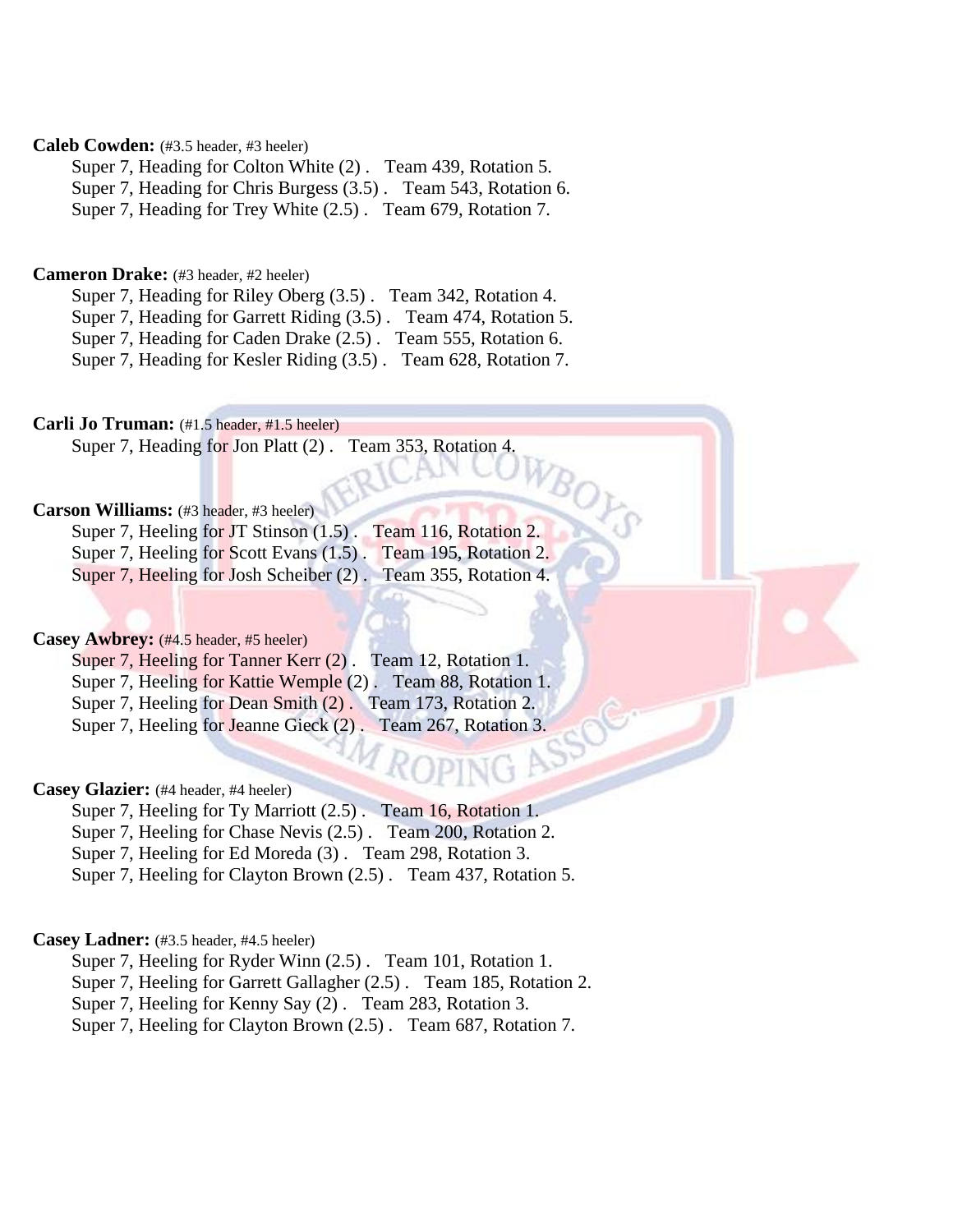**Caleb Cowden:** (#3.5 header, #3 heeler)

Super 7, Heading for Colton White (2) . Team 439, Rotation 5.
Super 7, Heading for Chris Burgess (3.5) . Team 543, Rotation 6.
Super 7, Heading for Trey White (2.5) . Team 679, Rotation 7.

**Cameron Drake:** (#3 header, #2 heeler)

Super 7, Heading for Riley Oberg (3.5) . Team 342, Rotation 4.
Super 7, Heading for Garrett Riding (3.5) . Team 474, Rotation 5.
Super 7, Heading for Caden Drake (2.5) . Team 555, Rotation 6.
Super 7, Heading for Kesler Riding (3.5) . Team 628, Rotation 7.

**Carli Jo Truman:** (#1.5 header, #1.5 heeler)

Super 7, Heading for Jon Platt (2) . Team 353, Rotation 4.

**Carson Williams:** (#3 header, #3 heeler)

Super 7, Heeling for JT Stinson (1.5) . Team 116, Rotation 2.
Super 7, Heeling for Scott Evans (1.5) . Team 195, Rotation 2.
Super 7, Heeling for Josh Scheiber (2) . Team 355, Rotation 4.

**Casey Awbrey:** (#4.5 header, #5 heeler)

Super 7, Heeling for Tanner Kerr (2) . Team 12, Rotation 1.
Super 7, Heeling for Kattie Wemple (2) . Team 88, Rotation 1.
Super 7, Heeling for Dean Smith (2) . Team 173, Rotation 2.
Super 7, Heeling for Jeanne Gieck (2) . Team 267, Rotation 3.

**Casey Glazier:** (#4 header, #4 heeler)

Super 7, Heeling for Ty Marriott (2.5) . Team 16, Rotation 1.
Super 7, Heeling for Chase Nevis (2.5) . Team 200, Rotation 2.
Super 7, Heeling for Ed Moreda (3) . Team 298, Rotation 3.
Super 7, Heeling for Clayton Brown (2.5) . Team 437, Rotation 5.

**Casey Ladner:** (#3.5 header, #4.5 heeler)

Super 7, Heeling for Ryder Winn (2.5) . Team 101, Rotation 1.
Super 7, Heeling for Garrett Gallagher (2.5) . Team 185, Rotation 2.
Super 7, Heeling for Kenny Say (2) . Team 283, Rotation 3.
Super 7, Heeling for Clayton Brown (2.5) . Team 687, Rotation 7.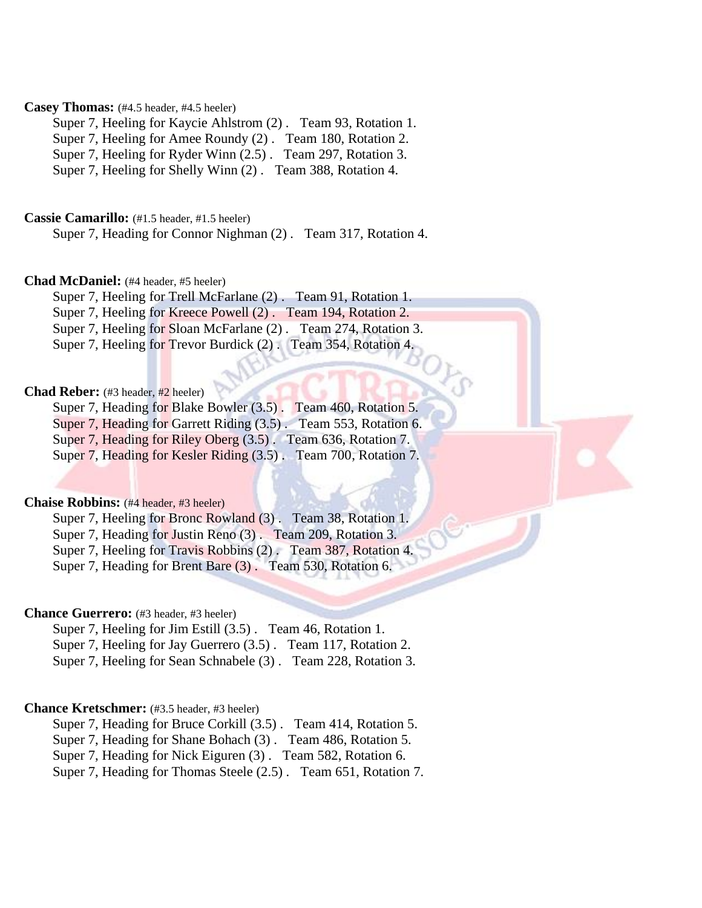**Casey Thomas:** (#4.5 header, #4.5 heeler)

Super 7, Heeling for Kaycie Ahlstrom (2) . Team 93, Rotation 1.
Super 7, Heeling for Amee Roundy (2) . Team 180, Rotation 2.
Super 7, Heeling for Ryder Winn (2.5) . Team 297, Rotation 3.
Super 7, Heeling for Shelly Winn (2) . Team 388, Rotation 4.

**Cassie Camarillo:** (#1.5 header, #1.5 heeler)

Super 7, Heading for Connor Nighman (2) . Team 317, Rotation 4.

**Chad McDaniel:** (#4 header, #5 heeler)

Super 7, Heeling for Trell McFarlane (2) . Team 91, Rotation 1.
Super 7, Heeling for Kreece Powell (2) . Team 194, Rotation 2.
Super 7, Heeling for Sloan McFarlane (2) . Team 274, Rotation 3.
Super 7, Heeling for Trevor Burdick (2) . Team 354, Rotation 4.

**Chad Reber:** (#3 header, #2 heeler)

Super 7, Heading for Blake Bowler (3.5) . Team 460, Rotation 5.
Super 7, Heading for Garrett Riding (3.5) . Team 553, Rotation 6.
Super 7, Heading for Riley Oberg (3.5) . Team 636, Rotation 7.
Super 7, Heading for Kesler Riding (3.5) . Team 700, Rotation 7.

**Chaise Robbins:** (#4 header, #3 heeler)

Super 7, Heeling for Bronc Rowland (3) . Team 38, Rotation 1.
Super 7, Heading for Justin Reno (3) . Team 209, Rotation 3.
Super 7, Heeling for Travis Robbins (2) . Team 387, Rotation 4.
Super 7, Heading for Brent Bare (3) . Team 530, Rotation 6.

**Chance Guerrero:** (#3 header, #3 heeler)

Super 7, Heeling for Jim Estill (3.5) . Team 46, Rotation 1.
Super 7, Heeling for Jay Guerrero (3.5) . Team 117, Rotation 2.
Super 7, Heeling for Sean Schnabele (3) . Team 228, Rotation 3.

**Chance Kretschmer:** (#3.5 header, #3 heeler)

Super 7, Heading for Bruce Corkill (3.5) . Team 414, Rotation 5.
Super 7, Heading for Shane Bohach (3) . Team 486, Rotation 5.
Super 7, Heading for Nick Eiguren (3) . Team 582, Rotation 6.
Super 7, Heading for Thomas Steele (2.5) . Team 651, Rotation 7.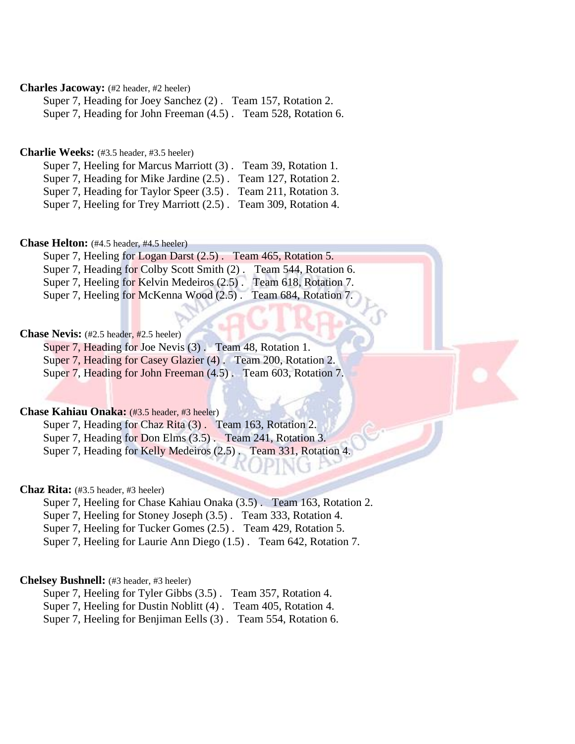**Charles Jacoway:** (#2 header, #2 heeler)

Super 7, Heading for Joey Sanchez (2) . Team 157, Rotation 2.
Super 7, Heading for John Freeman (4.5) . Team 528, Rotation 6.

**Charlie Weeks:** (#3.5 header, #3.5 heeler)

Super 7, Heeling for Marcus Marriott (3) . Team 39, Rotation 1.
Super 7, Heading for Mike Jardine (2.5) . Team 127, Rotation 2.
Super 7, Heading for Taylor Speer (3.5) . Team 211, Rotation 3.
Super 7, Heeling for Trey Marriott (2.5) . Team 309, Rotation 4.

**Chase Helton:** (#4.5 header, #4.5 heeler)

Super 7, Heeling for Logan Darst (2.5) . Team 465, Rotation 5.
Super 7, Heading for Colby Scott Smith (2) . Team 544, Rotation 6.
Super 7, Heeling for Kelvin Medeiros (2.5) . Team 618, Rotation 7.
Super 7, Heeling for McKenna Wood (2.5) . Team 684, Rotation 7.

**Chase Nevis:** (#2.5 header, #2.5 heeler)

Super 7, Heading for Joe Nevis (3) . Team 48, Rotation 1.
Super 7, Heading for Casey Glazier (4) . Team 200, Rotation 2.
Super 7, Heading for John Freeman (4.5) . Team 603, Rotation 7.

**Chase Kahiau Onaka:** (#3.5 header, #3 heeler)

Super 7, Heading for Chaz Rita (3) . Team 163, Rotation 2.
Super 7, Heading for Don Elms (3.5) . Team 241, Rotation 3.
Super 7, Heading for Kelly Medeiros (2.5) . Team 331, Rotation 4.

**Chaz Rita:** (#3.5 header, #3 heeler)

Super 7, Heeling for Chase Kahiau Onaka (3.5) . Team 163, Rotation 2.
Super 7, Heeling for Stoney Joseph (3.5) . Team 333, Rotation 4.
Super 7, Heeling for Tucker Gomes (2.5) . Team 429, Rotation 5.
Super 7, Heeling for Laurie Ann Diego (1.5) . Team 642, Rotation 7.

**Chelsey Bushnell:** (#3 header, #3 heeler)

Super 7, Heeling for Tyler Gibbs (3.5) . Team 357, Rotation 4.
Super 7, Heeling for Dustin Noblitt (4) . Team 405, Rotation 4.
Super 7, Heeling for Benjiman Eells (3) . Team 554, Rotation 6.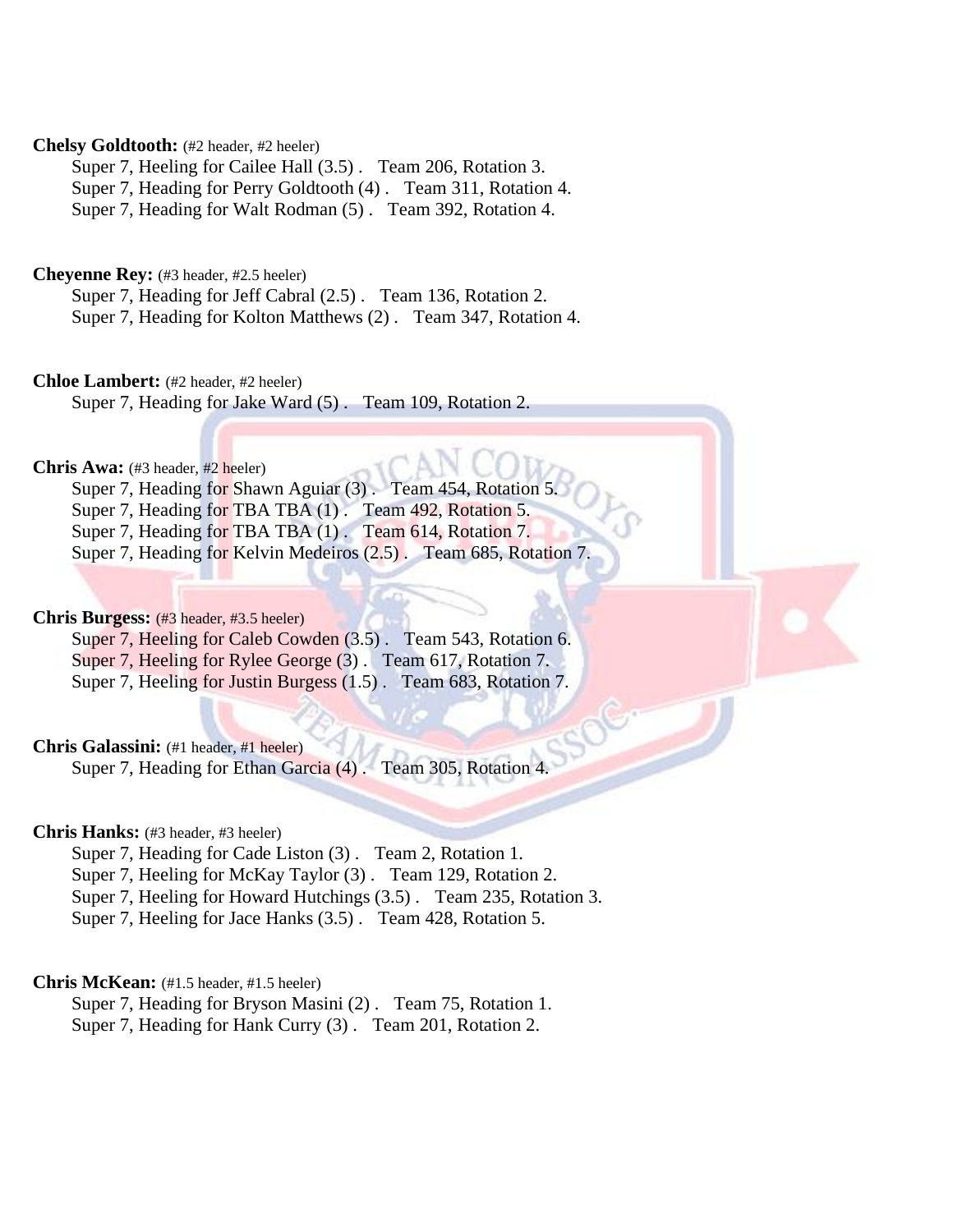**Chelsy Goldtooth:** (#2 header, #2 heeler)
Super 7, Heeling for Cailee Hall (3.5) . Team 206, Rotation 3.
Super 7, Heading for Perry Goldtooth (4) . Team 311, Rotation 4.
Super 7, Heading for Walt Rodman (5) . Team 392, Rotation 4.

**Cheyenne Rey:** (#3 header, #2.5 heeler)
Super 7, Heading for Jeff Cabral (2.5) . Team 136, Rotation 2.
Super 7, Heading for Kolton Matthews (2) . Team 347, Rotation 4.

**Chloe Lambert:** (#2 header, #2 heeler)
Super 7, Heading for Jake Ward (5) . Team 109, Rotation 2.

**Chris Awa:** (#3 header, #2 heeler)
Super 7, Heading for Shawn Aguiar (3) . Team 454, Rotation 5.
Super 7, Heading for TBA TBA (1) . Team 492, Rotation 5.
Super 7, Heading for TBA TBA (1) . Team 614, Rotation 7.
Super 7, Heading for Kelvin Medeiros (2.5) . Team 685, Rotation 7.

**Chris Burgess:** (#3 header, #3.5 heeler)
Super 7, Heeling for Caleb Cowden (3.5) . Team 543, Rotation 6.
Super 7, Heeling for Rylee George (3) . Team 617, Rotation 7.
Super 7, Heeling for Justin Burgess (1.5) . Team 683, Rotation 7.

**Chris Galassini:** (#1 header, #1 heeler)
Super 7, Heading for Ethan Garcia (4) . Team 305, Rotation 4.

**Chris Hanks:** (#3 header, #3 heeler)
Super 7, Heading for Cade Liston (3) . Team 2, Rotation 1.
Super 7, Heeling for McKay Taylor (3) . Team 129, Rotation 2.
Super 7, Heeling for Howard Hutchings (3.5) . Team 235, Rotation 3.
Super 7, Heeling for Jace Hanks (3.5) . Team 428, Rotation 5.

**Chris McKean:** (#1.5 header, #1.5 heeler)
Super 7, Heading for Bryson Masini (2) . Team 75, Rotation 1.
Super 7, Heading for Hank Curry (3) . Team 201, Rotation 2.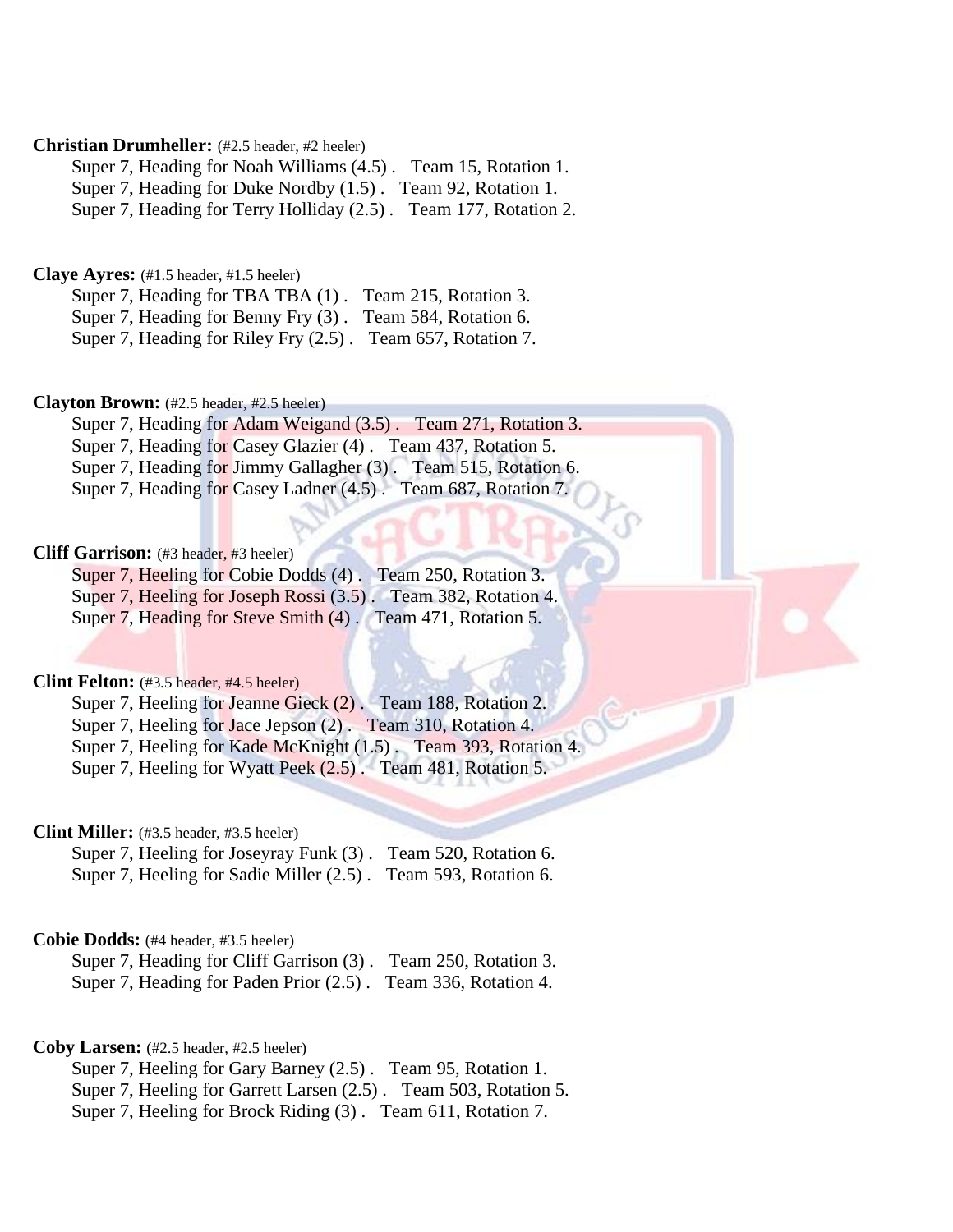**Christian Drumheller:** (#2.5 header, #2 heeler)

Super 7, Heading for Noah Williams (4.5) . Team 15, Rotation 1.
Super 7, Heading for Duke Nordby (1.5) . Team 92, Rotation 1.
Super 7, Heading for Terry Holliday (2.5) . Team 177, Rotation 2.

**Claye Ayres:** (#1.5 header, #1.5 heeler)

Super 7, Heading for TBA TBA (1) . Team 215, Rotation 3.
Super 7, Heading for Benny Fry (3) . Team 584, Rotation 6.
Super 7, Heading for Riley Fry (2.5) . Team 657, Rotation 7.

**Clayton Brown:** (#2.5 header, #2.5 heeler)

Super 7, Heading for Adam Weigand (3.5) . Team 271, Rotation 3.
Super 7, Heading for Casey Glazier (4) . Team 437, Rotation 5.
Super 7, Heading for Jimmy Gallagher (3) . Team 515, Rotation 6.
Super 7, Heading for Casey Ladner (4.5) . Team 687, Rotation 7.

**Cliff Garrison:** (#3 header, #3 heeler)

Super 7, Heeling for Cobie Dodds (4) . Team 250, Rotation 3.
Super 7, Heeling for Joseph Rossi (3.5) . Team 382, Rotation 4.
Super 7, Heading for Steve Smith (4) . Team 471, Rotation 5.

**Clint Felton:** (#3.5 header, #4.5 heeler)

Super 7, Heeling for Jeanne Gieck (2) . Team 188, Rotation 2.
Super 7, Heeling for Jace Jepson (2) . Team 310, Rotation 4.
Super 7, Heeling for Kade McKnight (1.5) . Team 393, Rotation 4.
Super 7, Heeling for Wyatt Peek (2.5) . Team 481, Rotation 5.

**Clint Miller:** (#3.5 header, #3.5 heeler)

Super 7, Heeling for Joseyray Funk (3) . Team 520, Rotation 6.
Super 7, Heeling for Sadie Miller (2.5) . Team 593, Rotation 6.

**Cobie Dodds:** (#4 header, #3.5 heeler)

Super 7, Heading for Cliff Garrison (3) . Team 250, Rotation 3.
Super 7, Heading for Paden Prior (2.5) . Team 336, Rotation 4.

**Coby Larsen:** (#2.5 header, #2.5 heeler)

Super 7, Heeling for Gary Barney (2.5) . Team 95, Rotation 1.
Super 7, Heeling for Garrett Larsen (2.5) . Team 503, Rotation 5.
Super 7, Heeling for Brock Riding (3) . Team 611, Rotation 7.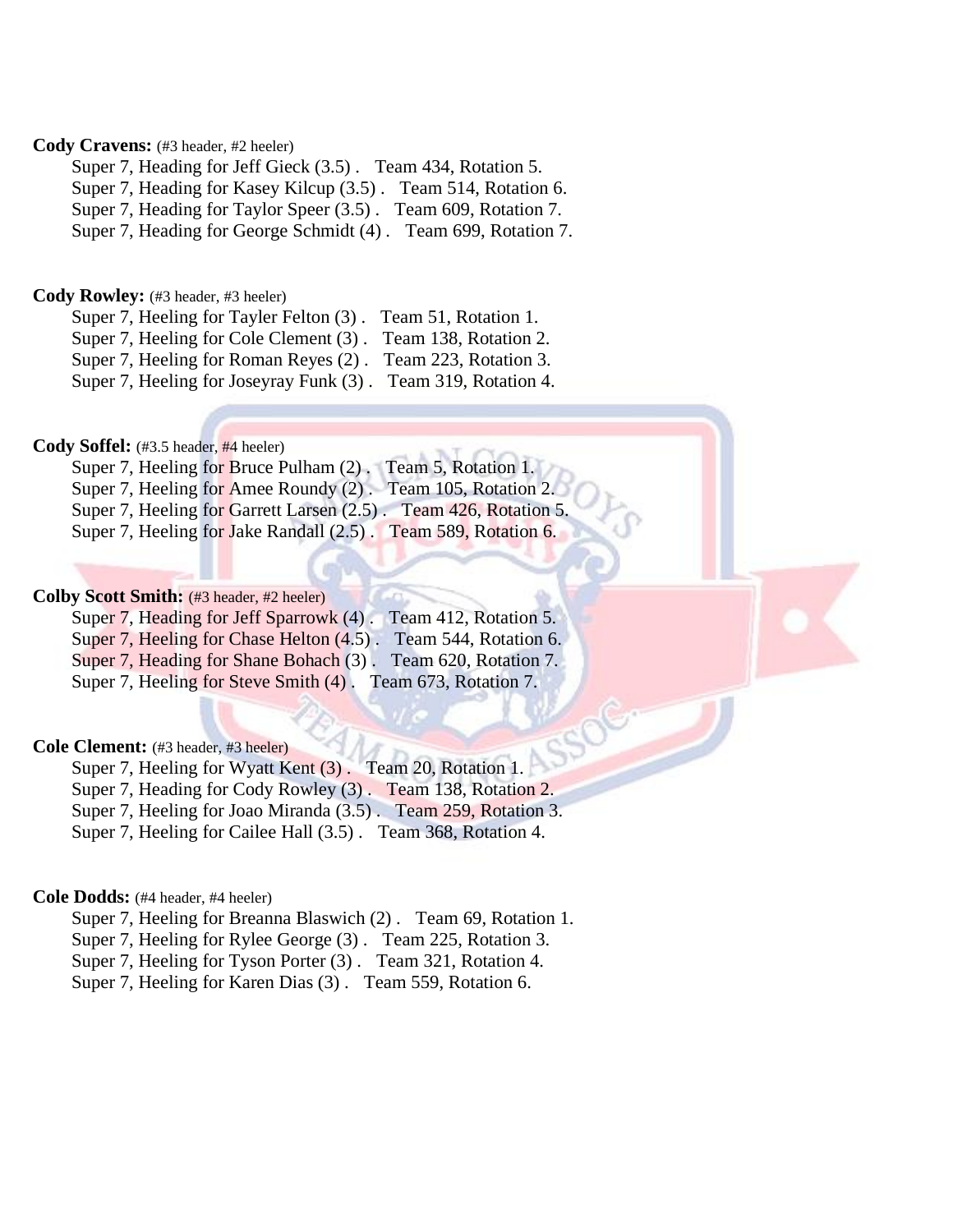**Cody Cravens:** (#3 header, #2 heeler)

Super 7, Heading for Jeff Gieck (3.5) . Team 434, Rotation 5.
Super 7, Heading for Kasey Kilcup (3.5) . Team 514, Rotation 6.
Super 7, Heading for Taylor Speer (3.5) . Team 609, Rotation 7.
Super 7, Heading for George Schmidt (4) . Team 699, Rotation 7.

**Cody Rowley:** (#3 header, #3 heeler)

Super 7, Heeling for Tayler Felton (3) . Team 51, Rotation 1.
Super 7, Heeling for Cole Clement (3) . Team 138, Rotation 2.
Super 7, Heeling for Roman Reyes (2) . Team 223, Rotation 3.
Super 7, Heeling for Joseyray Funk (3) . Team 319, Rotation 4.

**Cody Soffel:** (#3.5 header, #4 heeler)

Super 7, Heeling for Bruce Pulham (2) . Team 5, Rotation 1.
Super 7, Heeling for Amee Roundy (2) . Team 105, Rotation 2.
Super 7, Heeling for Garrett Larsen (2.5) . Team 426, Rotation 5.
Super 7, Heeling for Jake Randall (2.5) . Team 589, Rotation 6.

**Colby Scott Smith:** (#3 header, #2 heeler)

Super 7, Heading for Jeff Sparrowk (4) . Team 412, Rotation 5.
Super 7, Heeling for Chase Helton (4.5) . Team 544, Rotation 6.
Super 7, Heading for Shane Bohach (3) . Team 620, Rotation 7.
Super 7, Heeling for Steve Smith (4) . Team 673, Rotation 7.

**Cole Clement:** (#3 header, #3 heeler)

Super 7, Heeling for Wyatt Kent (3) . Team 20, Rotation 1.
Super 7, Heading for Cody Rowley (3) . Team 138, Rotation 2.
Super 7, Heeling for Joao Miranda (3.5) . Team 259, Rotation 3.
Super 7, Heeling for Cailee Hall (3.5) . Team 368, Rotation 4.

**Cole Dodds:** (#4 header, #4 heeler)

Super 7, Heeling for Breanna Blaswich (2) . Team 69, Rotation 1.
Super 7, Heeling for Rylee George (3) . Team 225, Rotation 3.
Super 7, Heeling for Tyson Porter (3) . Team 321, Rotation 4.
Super 7, Heeling for Karen Dias (3) . Team 559, Rotation 6.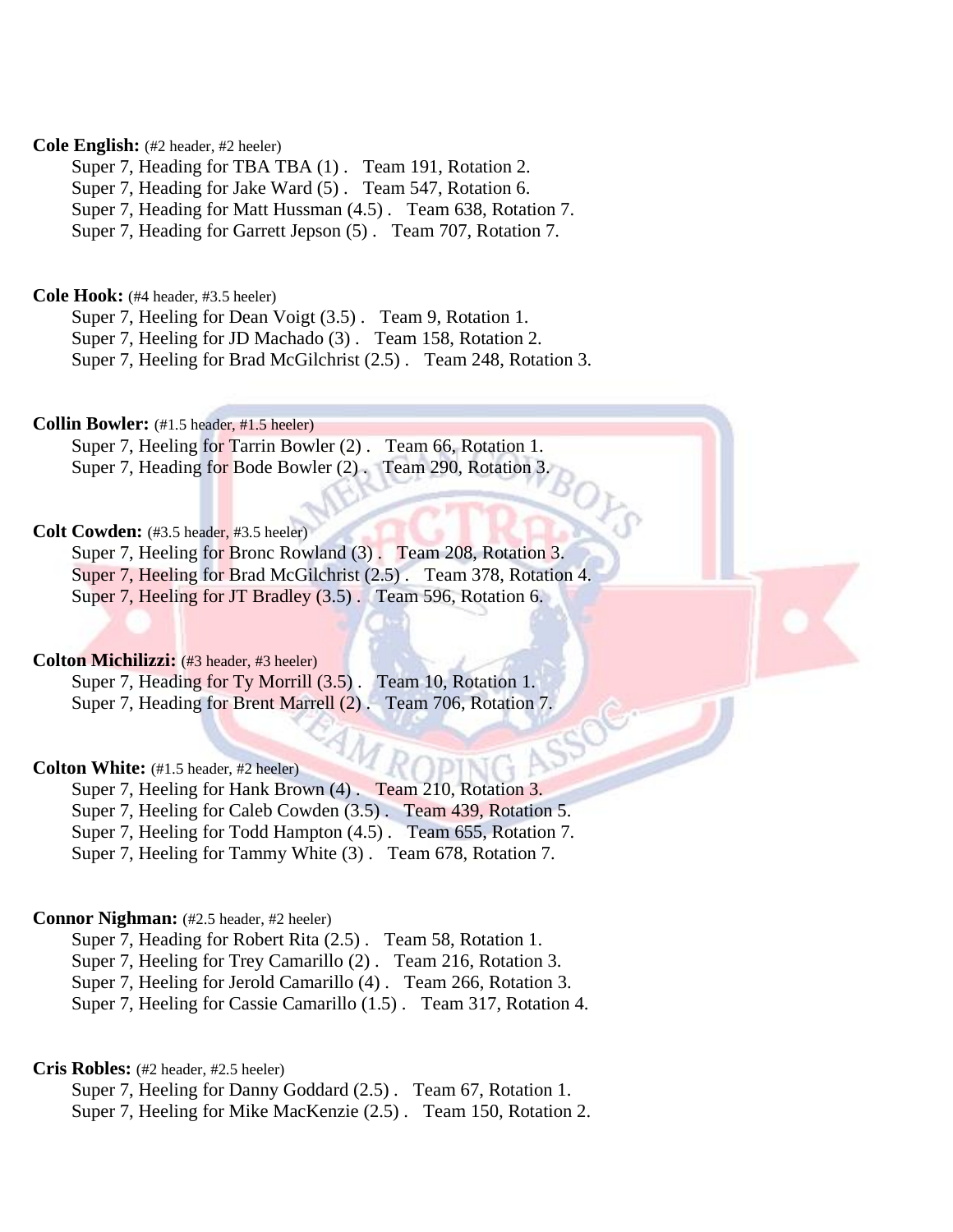**Cole English:** (#2 header, #2 heeler)

Super 7, Heading for TBA TBA (1) .   Team 191, Rotation 2.
Super 7, Heading for Jake Ward (5) .   Team 547, Rotation 6.
Super 7, Heading for Matt Hussman (4.5) .   Team 638, Rotation 7.
Super 7, Heading for Garrett Jepson (5) .   Team 707, Rotation 7.

**Cole Hook:** (#4 header, #3.5 heeler)

Super 7, Heeling for Dean Voigt (3.5) .   Team 9, Rotation 1.
Super 7, Heeling for JD Machado (3) .   Team 158, Rotation 2.
Super 7, Heeling for Brad McGilchrist (2.5) .   Team 248, Rotation 3.

**Collin Bowler:** (#1.5 header, #1.5 heeler)

Super 7, Heeling for Tarrin Bowler (2) .   Team 66, Rotation 1.
Super 7, Heading for Bode Bowler (2) .   Team 290, Rotation 3.

**Colt Cowden:** (#3.5 header, #3.5 heeler)

Super 7, Heeling for Bronc Rowland (3) .   Team 208, Rotation 3.
Super 7, Heeling for Brad McGilchrist (2.5) .   Team 378, Rotation 4.
Super 7, Heeling for JT Bradley (3.5) .   Team 596, Rotation 6.

**Colton Michilizzi:** (#3 header, #3 heeler)

Super 7, Heading for Ty Morrill (3.5) .   Team 10, Rotation 1.
Super 7, Heading for Brent Marrell (2) .   Team 706, Rotation 7.

**Colton White:** (#1.5 header, #2 heeler)

Super 7, Heeling for Hank Brown (4) .   Team 210, Rotation 3.
Super 7, Heeling for Caleb Cowden (3.5) .   Team 439, Rotation 5.
Super 7, Heeling for Todd Hampton (4.5) .   Team 655, Rotation 7.
Super 7, Heeling for Tammy White (3) .   Team 678, Rotation 7.

**Connor Nighman:** (#2.5 header, #2 heeler)

Super 7, Heading for Robert Rita (2.5) .   Team 58, Rotation 1.
Super 7, Heeling for Trey Camarillo (2) .   Team 216, Rotation 3.
Super 7, Heeling for Jerold Camarillo (4) .   Team 266, Rotation 3.
Super 7, Heeling for Cassie Camarillo (1.5) .   Team 317, Rotation 4.

**Cris Robles:** (#2 header, #2.5 heeler)

Super 7, Heeling for Danny Goddard (2.5) .   Team 67, Rotation 1.
Super 7, Heeling for Mike MacKenzie (2.5) .   Team 150, Rotation 2.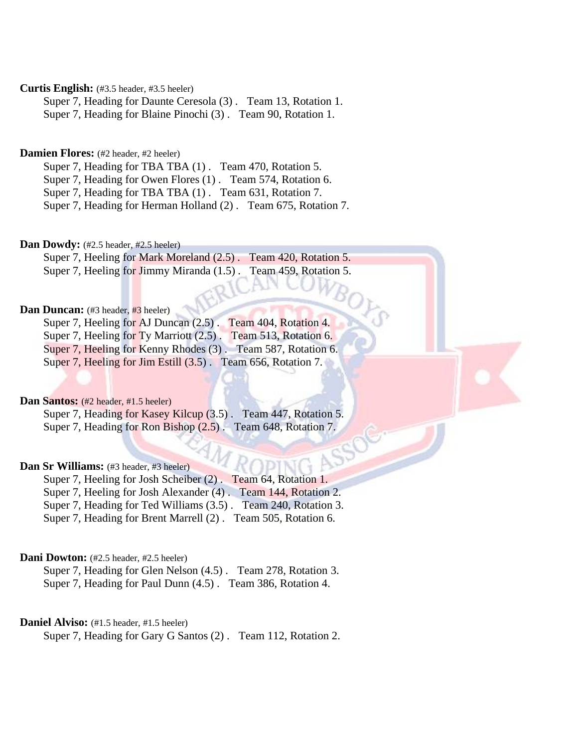**Curtis English:** (#3.5 header, #3.5 heeler)

Super 7, Heading for Daunte Ceresola (3) .   Team 13, Rotation 1.
Super 7, Heading for Blaine Pinochi (3) .   Team 90, Rotation 1.

**Damien Flores:** (#2 header, #2 heeler)

Super 7, Heading for TBA TBA (1) .   Team 470, Rotation 5.
Super 7, Heading for Owen Flores (1) .   Team 574, Rotation 6.
Super 7, Heading for TBA TBA (1) .   Team 631, Rotation 7.
Super 7, Heading for Herman Holland (2) .   Team 675, Rotation 7.

**Dan Dowdy:** (#2.5 header, #2.5 heeler)

Super 7, Heeling for Mark Moreland (2.5) .   Team 420, Rotation 5.
Super 7, Heeling for Jimmy Miranda (1.5) .   Team 459, Rotation 5.

**Dan Duncan:** (#3 header, #3 heeler)

Super 7, Heeling for AJ Duncan (2.5) .   Team 404, Rotation 4.
Super 7, Heeling for Ty Marriott (2.5) .   Team 513, Rotation 6.
Super 7, Heeling for Kenny Rhodes (3) .   Team 587, Rotation 6.
Super 7, Heeling for Jim Estill (3.5) .   Team 656, Rotation 7.

**Dan Santos:** (#2 header, #1.5 heeler)

Super 7, Heading for Kasey Kilcup (3.5) .   Team 447, Rotation 5.
Super 7, Heading for Ron Bishop (2.5) .   Team 648, Rotation 7.

**Dan Sr Williams:** (#3 header, #3 heeler)

Super 7, Heeling for Josh Scheiber (2) .   Team 64, Rotation 1.
Super 7, Heeling for Josh Alexander (4) .   Team 144, Rotation 2.
Super 7, Heading for Ted Williams (3.5) .   Team 240, Rotation 3.
Super 7, Heading for Brent Marrell (2) .   Team 505, Rotation 6.

**Dani Dowton:** (#2.5 header, #2.5 heeler)

Super 7, Heading for Glen Nelson (4.5) .   Team 278, Rotation 3.
Super 7, Heading for Paul Dunn (4.5) .   Team 386, Rotation 4.

**Daniel Alviso:** (#1.5 header, #1.5 heeler)

Super 7, Heading for Gary G Santos (2) .   Team 112, Rotation 2.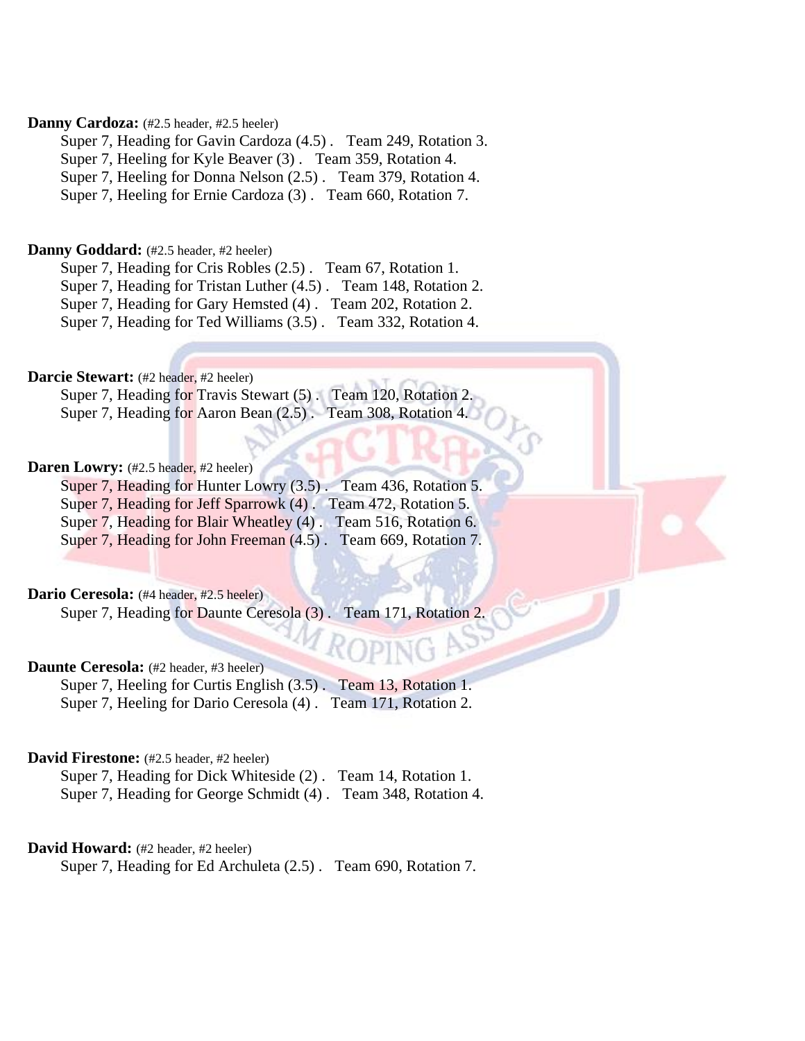**Danny Cardoza:** (#2.5 header, #2.5 heeler)

Super 7, Heading for Gavin Cardoza (4.5) . Team 249, Rotation 3.
Super 7, Heeling for Kyle Beaver (3) . Team 359, Rotation 4.
Super 7, Heeling for Donna Nelson (2.5) . Team 379, Rotation 4.
Super 7, Heeling for Ernie Cardoza (3) . Team 660, Rotation 7.

**Danny Goddard:** (#2.5 header, #2 heeler)

Super 7, Heading for Cris Robles (2.5) . Team 67, Rotation 1.
Super 7, Heading for Tristan Luther (4.5) . Team 148, Rotation 2.
Super 7, Heading for Gary Hemsted (4) . Team 202, Rotation 2.
Super 7, Heading for Ted Williams (3.5) . Team 332, Rotation 4.

**Darcie Stewart:** (#2 header, #2 heeler)

Super 7, Heading for Travis Stewart (5) . Team 120, Rotation 2.
Super 7, Heading for Aaron Bean (2.5) . Team 308, Rotation 4.

**Daren Lowry:** (#2.5 header, #2 heeler)

Super 7, Heading for Hunter Lowry (3.5) . Team 436, Rotation 5.
Super 7, Heading for Jeff Sparrowk (4) . Team 472, Rotation 5.
Super 7, Heading for Blair Wheatley (4) . Team 516, Rotation 6.
Super 7, Heading for John Freeman (4.5) . Team 669, Rotation 7.

**Dario Ceresola:** (#4 header, #2.5 heeler)

Super 7, Heading for Daunte Ceresola (3) . Team 171, Rotation 2.

**Daunte Ceresola:** (#2 header, #3 heeler)

Super 7, Heeling for Curtis English (3.5) . Team 13, Rotation 1.
Super 7, Heeling for Dario Ceresola (4) . Team 171, Rotation 2.

**David Firestone:** (#2.5 header, #2 heeler)

Super 7, Heading for Dick Whiteside (2) . Team 14, Rotation 1.
Super 7, Heading for George Schmidt (4) . Team 348, Rotation 4.

**David Howard:** (#2 header, #2 heeler)

Super 7, Heading for Ed Archuleta (2.5) . Team 690, Rotation 7.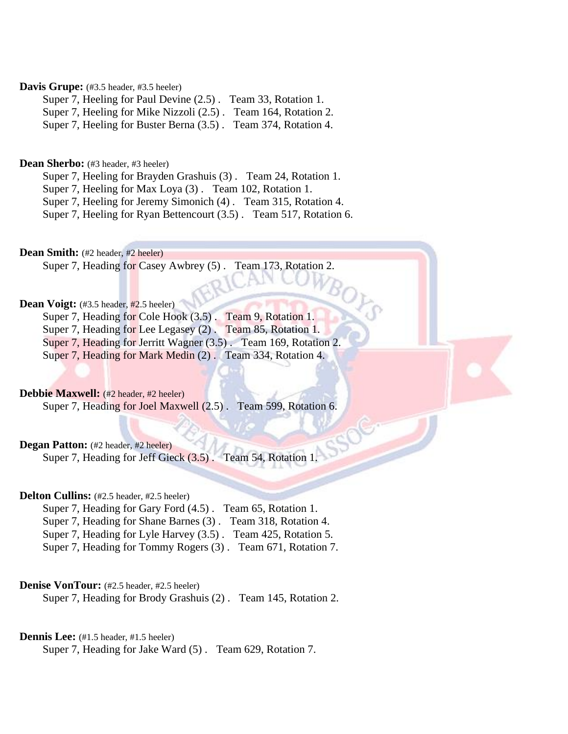**Davis Grupe:** (#3.5 header, #3.5 heeler)

Super 7, Heeling for Paul Devine (2.5) . Team 33, Rotation 1.
Super 7, Heeling for Mike Nizzoli (2.5) . Team 164, Rotation 2.
Super 7, Heeling for Buster Berna (3.5) . Team 374, Rotation 4.

**Dean Sherbo:** (#3 header, #3 heeler)

Super 7, Heeling for Brayden Grashuis (3) . Team 24, Rotation 1.
Super 7, Heeling for Max Loya (3) . Team 102, Rotation 1.
Super 7, Heeling for Jeremy Simonich (4) . Team 315, Rotation 4.
Super 7, Heeling for Ryan Bettencourt (3.5) . Team 517, Rotation 6.

**Dean Smith:** (#2 header, #2 heeler)

Super 7, Heading for Casey Awbrey (5) . Team 173, Rotation 2.

**Dean Voigt:** (#3.5 header, #2.5 heeler)

Super 7, Heading for Cole Hook (3.5) . Team 9, Rotation 1.
Super 7, Heading for Lee Legasey (2) . Team 85, Rotation 1.
Super 7, Heading for Jerritt Wagner (3.5) . Team 169, Rotation 2.
Super 7, Heading for Mark Medin (2) . Team 334, Rotation 4.

**Debbie Maxwell:** (#2 header, #2 heeler)

Super 7, Heading for Joel Maxwell (2.5) . Team 599, Rotation 6.

**Degan Patton:** (#2 header, #2 heeler)

Super 7, Heading for Jeff Gieck (3.5) . Team 54, Rotation 1.

**Delton Cullins:** (#2.5 header, #2.5 heeler)

Super 7, Heading for Gary Ford (4.5) . Team 65, Rotation 1.
Super 7, Heading for Shane Barnes (3) . Team 318, Rotation 4.
Super 7, Heading for Lyle Harvey (3.5) . Team 425, Rotation 5.
Super 7, Heading for Tommy Rogers (3) . Team 671, Rotation 7.

**Denise VonTour:** (#2.5 header, #2.5 heeler)

Super 7, Heading for Brody Grashuis (2) . Team 145, Rotation 2.

**Dennis Lee:** (#1.5 header, #1.5 heeler)

Super 7, Heading for Jake Ward (5) . Team 629, Rotation 7.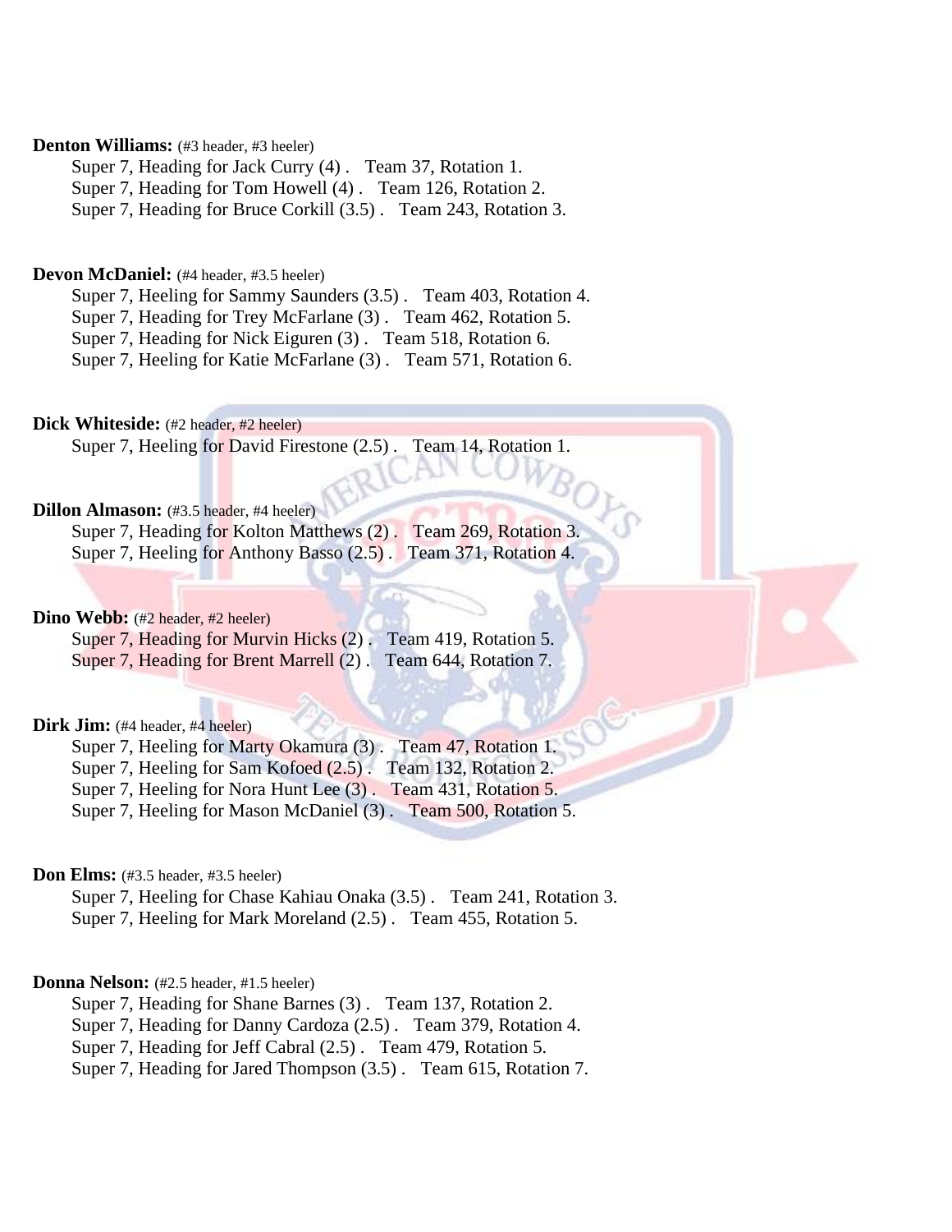**Denton Williams:** (#3 header, #3 heeler)

Super 7, Heading for Jack Curry (4) . Team 37, Rotation 1.
Super 7, Heading for Tom Howell (4) . Team 126, Rotation 2.
Super 7, Heading for Bruce Corkill (3.5) . Team 243, Rotation 3.

**Devon McDaniel:** (#4 header, #3.5 heeler)

Super 7, Heeling for Sammy Saunders (3.5) . Team 403, Rotation 4.
Super 7, Heading for Trey McFarlane (3) . Team 462, Rotation 5.
Super 7, Heading for Nick Eiguren (3) . Team 518, Rotation 6.
Super 7, Heeling for Katie McFarlane (3) . Team 571, Rotation 6.

**Dick Whiteside:** (#2 header, #2 heeler)

Super 7, Heeling for David Firestone (2.5) . Team 14, Rotation 1.

**Dillon Almason:** (#3.5 header, #4 heeler)

Super 7, Heading for Kolton Matthews (2) . Team 269, Rotation 3.
Super 7, Heeling for Anthony Basso (2.5) . Team 371, Rotation 4.

**Dino Webb:** (#2 header, #2 heeler)

Super 7, Heading for Murvin Hicks (2) . Team 419, Rotation 5.
Super 7, Heading for Brent Marrell (2) . Team 644, Rotation 7.

**Dirk Jim:** (#4 header, #4 heeler)

Super 7, Heeling for Marty Okamura (3) . Team 47, Rotation 1.
Super 7, Heeling for Sam Kofoed (2.5) . Team 132, Rotation 2.
Super 7, Heeling for Nora Hunt Lee (3) . Team 431, Rotation 5.
Super 7, Heeling for Mason McDaniel (3) . Team 500, Rotation 5.

**Don Elms:** (#3.5 header, #3.5 heeler)

Super 7, Heeling for Chase Kahiau Onaka (3.5) . Team 241, Rotation 3.
Super 7, Heeling for Mark Moreland (2.5) . Team 455, Rotation 5.

**Donna Nelson:** (#2.5 header, #1.5 heeler)

Super 7, Heading for Shane Barnes (3) . Team 137, Rotation 2.
Super 7, Heading for Danny Cardoza (2.5) . Team 379, Rotation 4.
Super 7, Heading for Jeff Cabral (2.5) . Team 479, Rotation 5.
Super 7, Heading for Jared Thompson (3.5) . Team 615, Rotation 7.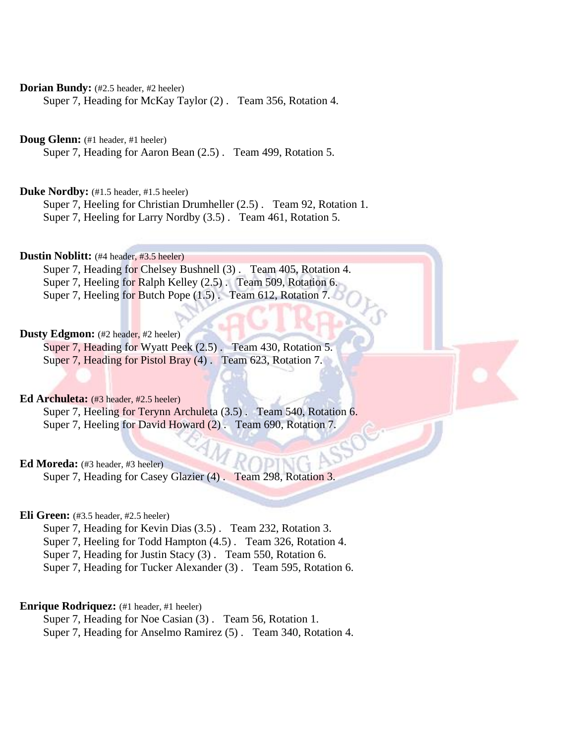**Dorian Bundy:** (#2.5 header, #2 heeler)

Super 7, Heading for McKay Taylor (2) . Team 356, Rotation 4.

**Doug Glenn:** (#1 header, #1 heeler)

Super 7, Heading for Aaron Bean (2.5) . Team 499, Rotation 5.

**Duke Nordby:** (#1.5 header, #1.5 heeler)

Super 7, Heeling for Christian Drumheller (2.5) . Team 92, Rotation 1.
Super 7, Heeling for Larry Nordby (3.5) . Team 461, Rotation 5.

**Dustin Noblitt:** (#4 header, #3.5 heeler)

Super 7, Heading for Chelsey Bushnell (3) . Team 405, Rotation 4.
Super 7, Heeling for Ralph Kelley (2.5) . Team 509, Rotation 6.
Super 7, Heeling for Butch Pope (1.5) . Team 612, Rotation 7.

**Dusty Edgmon:** (#2 header, #2 heeler)

Super 7, Heading for Wyatt Peek (2.5) . Team 430, Rotation 5.
Super 7, Heading for Pistol Bray (4) . Team 623, Rotation 7.

**Ed Archuleta:** (#3 header, #2.5 heeler)

Super 7, Heeling for Terynn Archuleta (3.5) . Team 540, Rotation 6.
Super 7, Heeling for David Howard (2) . Team 690, Rotation 7.

**Ed Moreda:** (#3 header, #3 heeler)

Super 7, Heading for Casey Glazier (4) . Team 298, Rotation 3.

**Eli Green:** (#3.5 header, #2.5 heeler)

Super 7, Heading for Kevin Dias (3.5) . Team 232, Rotation 3.
Super 7, Heeling for Todd Hampton (4.5) . Team 326, Rotation 4.
Super 7, Heading for Justin Stacy (3) . Team 550, Rotation 6.
Super 7, Heading for Tucker Alexander (3) . Team 595, Rotation 6.

**Enrique Rodriquez:** (#1 header, #1 heeler)

Super 7, Heading for Noe Casian (3) . Team 56, Rotation 1.
Super 7, Heading for Anselmo Ramirez (5) . Team 340, Rotation 4.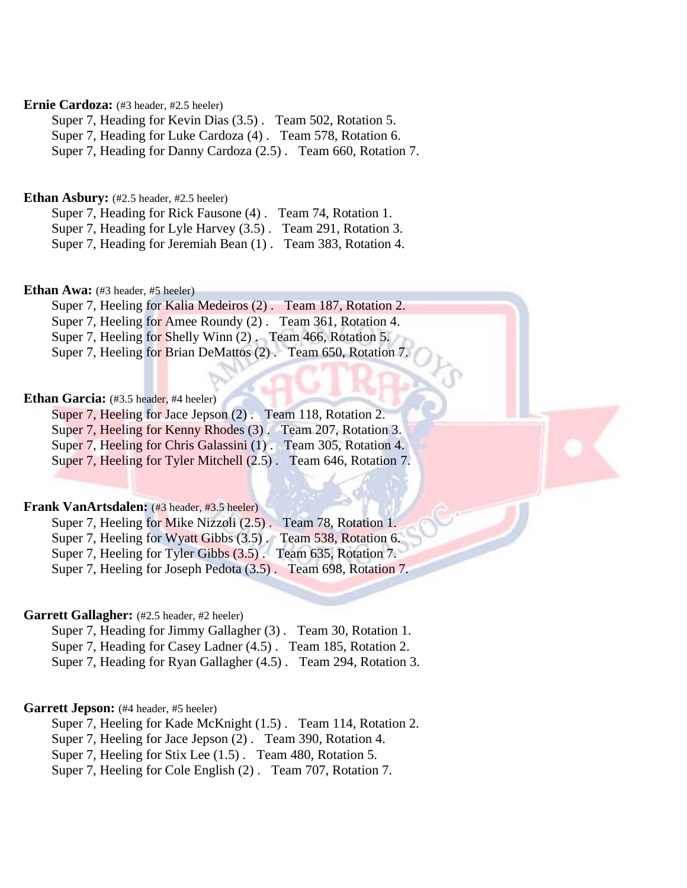**Ernie Cardoza:** (#3 header, #2.5 heeler)

Super 7, Heading for Kevin Dias (3.5) . Team 502, Rotation 5.
Super 7, Heading for Luke Cardoza (4) . Team 578, Rotation 6.
Super 7, Heading for Danny Cardoza (2.5) . Team 660, Rotation 7.

**Ethan Asbury:** (#2.5 header, #2.5 heeler)

Super 7, Heading for Rick Fausone (4) . Team 74, Rotation 1.
Super 7, Heading for Lyle Harvey (3.5) . Team 291, Rotation 3.
Super 7, Heading for Jeremiah Bean (1) . Team 383, Rotation 4.

**Ethan Awa:** (#3 header, #5 heeler)

Super 7, Heeling for Kalia Medeiros (2) . Team 187, Rotation 2.
Super 7, Heeling for Amee Roundy (2) . Team 361, Rotation 4.
Super 7, Heeling for Shelly Winn (2) . Team 466, Rotation 5.
Super 7, Heeling for Brian DeMattos (2) . Team 650, Rotation 7.

**Ethan Garcia:** (#3.5 header, #4 heeler)

Super 7, Heeling for Jace Jepson (2) . Team 118, Rotation 2.
Super 7, Heeling for Kenny Rhodes (3) . Team 207, Rotation 3.
Super 7, Heeling for Chris Galassini (1) . Team 305, Rotation 4.
Super 7, Heeling for Tyler Mitchell (2.5) . Team 646, Rotation 7.

**Frank VanArtsdalen:** (#3 header, #3.5 heeler)

Super 7, Heeling for Mike Nizzoli (2.5) . Team 78, Rotation 1.
Super 7, Heeling for Wyatt Gibbs (3.5) . Team 538, Rotation 6.
Super 7, Heeling for Tyler Gibbs (3.5) . Team 635, Rotation 7.
Super 7, Heeling for Joseph Pedota (3.5) . Team 698, Rotation 7.

**Garrett Gallagher:** (#2.5 header, #2 heeler)

Super 7, Heading for Jimmy Gallagher (3) . Team 30, Rotation 1.
Super 7, Heading for Casey Ladner (4.5) . Team 185, Rotation 2.
Super 7, Heading for Ryan Gallagher (4.5) . Team 294, Rotation 3.

**Garrett Jepson:** (#4 header, #5 heeler)

Super 7, Heeling for Kade McKnight (1.5) . Team 114, Rotation 2.
Super 7, Heeling for Jace Jepson (2) . Team 390, Rotation 4.
Super 7, Heeling for Stix Lee (1.5) . Team 480, Rotation 5.
Super 7, Heeling for Cole English (2) . Team 707, Rotation 7.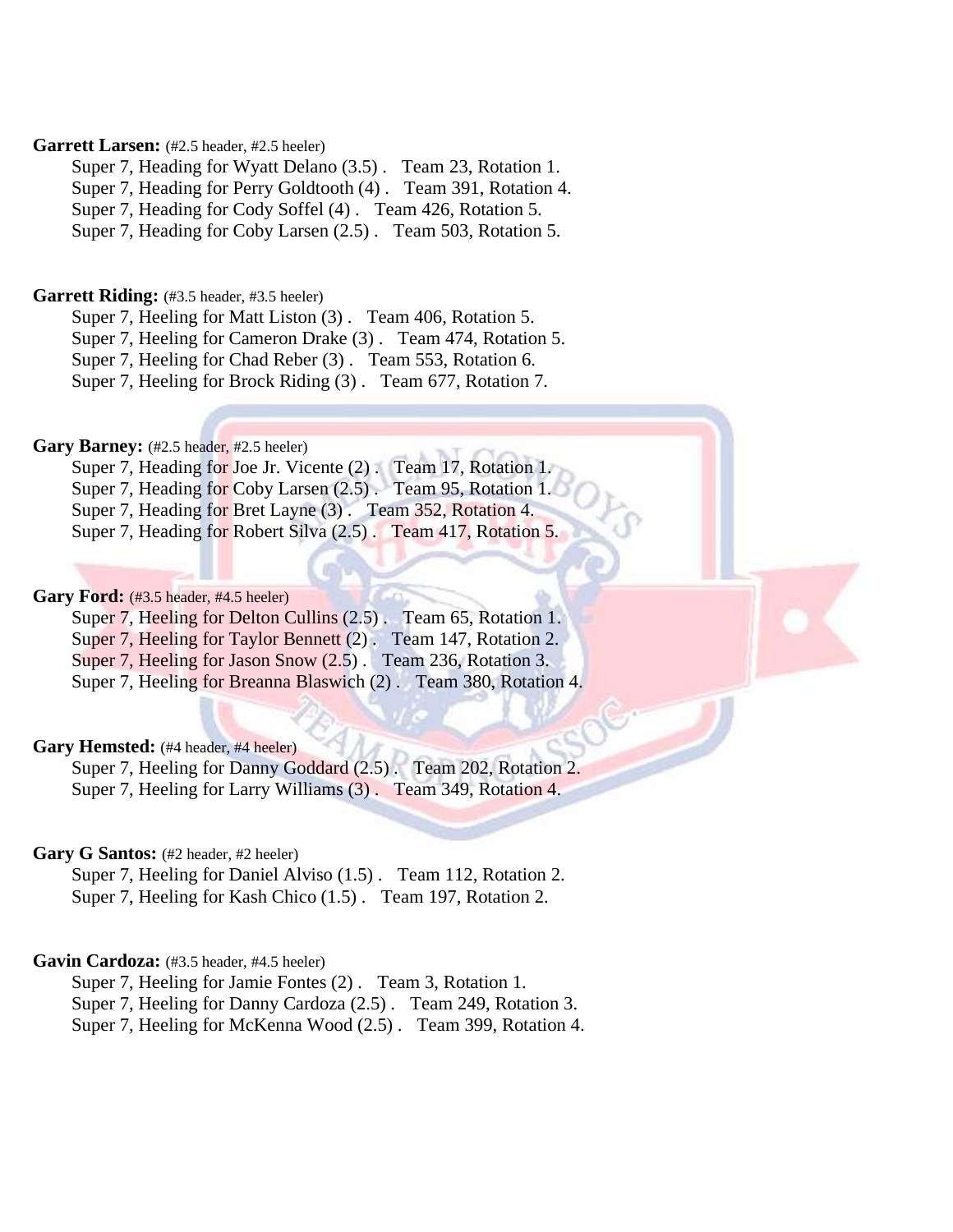**Garrett Larsen:** (#2.5 header, #2.5 heeler)

Super 7, Heading for Wyatt Delano (3.5) . Team 23, Rotation 1.
Super 7, Heading for Perry Goldtooth (4) . Team 391, Rotation 4.
Super 7, Heading for Cody Soffel (4) . Team 426, Rotation 5.
Super 7, Heading for Coby Larsen (2.5) . Team 503, Rotation 5.

**Garrett Riding:** (#3.5 header, #3.5 heeler)

Super 7, Heeling for Matt Liston (3) . Team 406, Rotation 5.
Super 7, Heeling for Cameron Drake (3) . Team 474, Rotation 5.
Super 7, Heeling for Chad Reber (3) . Team 553, Rotation 6.
Super 7, Heeling for Brock Riding (3) . Team 677, Rotation 7.

**Gary Barney:** (#2.5 header, #2.5 heeler)

Super 7, Heading for Joe Jr. Vicente (2) . Team 17, Rotation 1.
Super 7, Heading for Coby Larsen (2.5) . Team 95, Rotation 1.
Super 7, Heading for Bret Layne (3) . Team 352, Rotation 4.
Super 7, Heading for Robert Silva (2.5) . Team 417, Rotation 5.

**Gary Ford:** (#3.5 header, #4.5 heeler)

Super 7, Heeling for Delton Cullins (2.5) . Team 65, Rotation 1.
Super 7, Heeling for Taylor Bennett (2) . Team 147, Rotation 2.
Super 7, Heeling for Jason Snow (2.5) . Team 236, Rotation 3.
Super 7, Heeling for Breanna Blaswich (2) . Team 380, Rotation 4.

**Gary Hemsted:** (#4 header, #4 heeler)

Super 7, Heeling for Danny Goddard (2.5) . Team 202, Rotation 2.
Super 7, Heeling for Larry Williams (3) . Team 349, Rotation 4.

**Gary G Santos:** (#2 header, #2 heeler)

Super 7, Heeling for Daniel Alviso (1.5) . Team 112, Rotation 2.
Super 7, Heeling for Kash Chico (1.5) . Team 197, Rotation 2.

**Gavin Cardoza:** (#3.5 header, #4.5 heeler)

Super 7, Heeling for Jamie Fontes (2) . Team 3, Rotation 1.
Super 7, Heeling for Danny Cardoza (2.5) . Team 249, Rotation 3.
Super 7, Heeling for McKenna Wood (2.5) . Team 399, Rotation 4.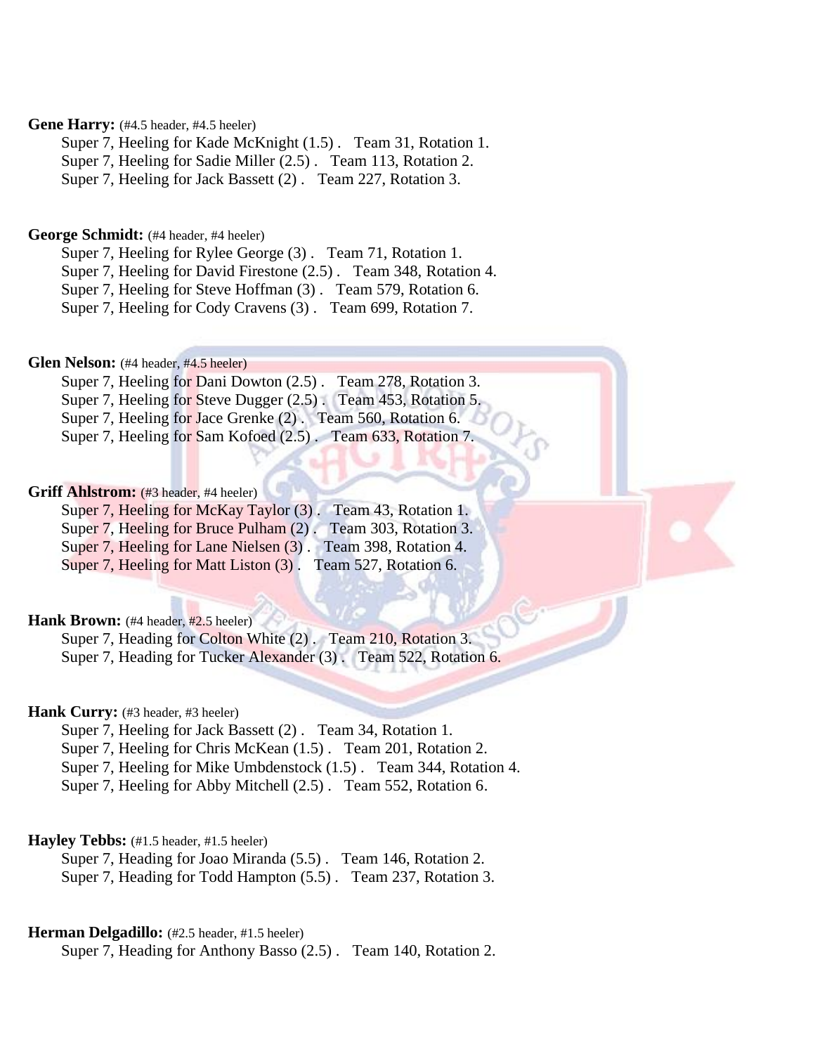**Gene Harry:** (#4.5 header, #4.5 heeler)

Super 7, Heeling for Kade McKnight (1.5) .   Team 31, Rotation 1.
Super 7, Heeling for Sadie Miller (2.5) .   Team 113, Rotation 2.
Super 7, Heeling for Jack Bassett (2) .   Team 227, Rotation 3.

**George Schmidt:** (#4 header, #4 heeler)

Super 7, Heeling for Rylee George (3) .   Team 71, Rotation 1.
Super 7, Heeling for David Firestone (2.5) .   Team 348, Rotation 4.
Super 7, Heeling for Steve Hoffman (3) .   Team 579, Rotation 6.
Super 7, Heeling for Cody Cravens (3) .   Team 699, Rotation 7.

**Glen Nelson:** (#4 header, #4.5 heeler)

Super 7, Heeling for Dani Dowton (2.5) .   Team 278, Rotation 3.
Super 7, Heeling for Steve Dugger (2.5) .   Team 453, Rotation 5.
Super 7, Heeling for Jace Grenke (2) .   Team 560, Rotation 6.
Super 7, Heeling for Sam Kofoed (2.5) .   Team 633, Rotation 7.

**Griff Ahlstrom:** (#3 header, #4 heeler)

Super 7, Heeling for McKay Taylor (3) .   Team 43, Rotation 1.
Super 7, Heeling for Bruce Pulham (2) .   Team 303, Rotation 3.
Super 7, Heeling for Lane Nielsen (3) .   Team 398, Rotation 4.
Super 7, Heeling for Matt Liston (3) .   Team 527, Rotation 6.

**Hank Brown:** (#4 header, #2.5 heeler)

Super 7, Heading for Colton White (2) .   Team 210, Rotation 3.
Super 7, Heading for Tucker Alexander (3) .   Team 522, Rotation 6.

**Hank Curry:** (#3 header, #3 heeler)

Super 7, Heeling for Jack Bassett (2) .   Team 34, Rotation 1.
Super 7, Heeling for Chris McKean (1.5) .   Team 201, Rotation 2.
Super 7, Heeling for Mike Umbdenstock (1.5) .   Team 344, Rotation 4.
Super 7, Heeling for Abby Mitchell (2.5) .   Team 552, Rotation 6.

**Hayley Tebbs:** (#1.5 header, #1.5 heeler)

Super 7, Heading for Joao Miranda (5.5) .   Team 146, Rotation 2.
Super 7, Heading for Todd Hampton (5.5) .   Team 237, Rotation 3.

**Herman Delgadillo:** (#2.5 header, #1.5 heeler)

Super 7, Heading for Anthony Basso (2.5) .   Team 140, Rotation 2.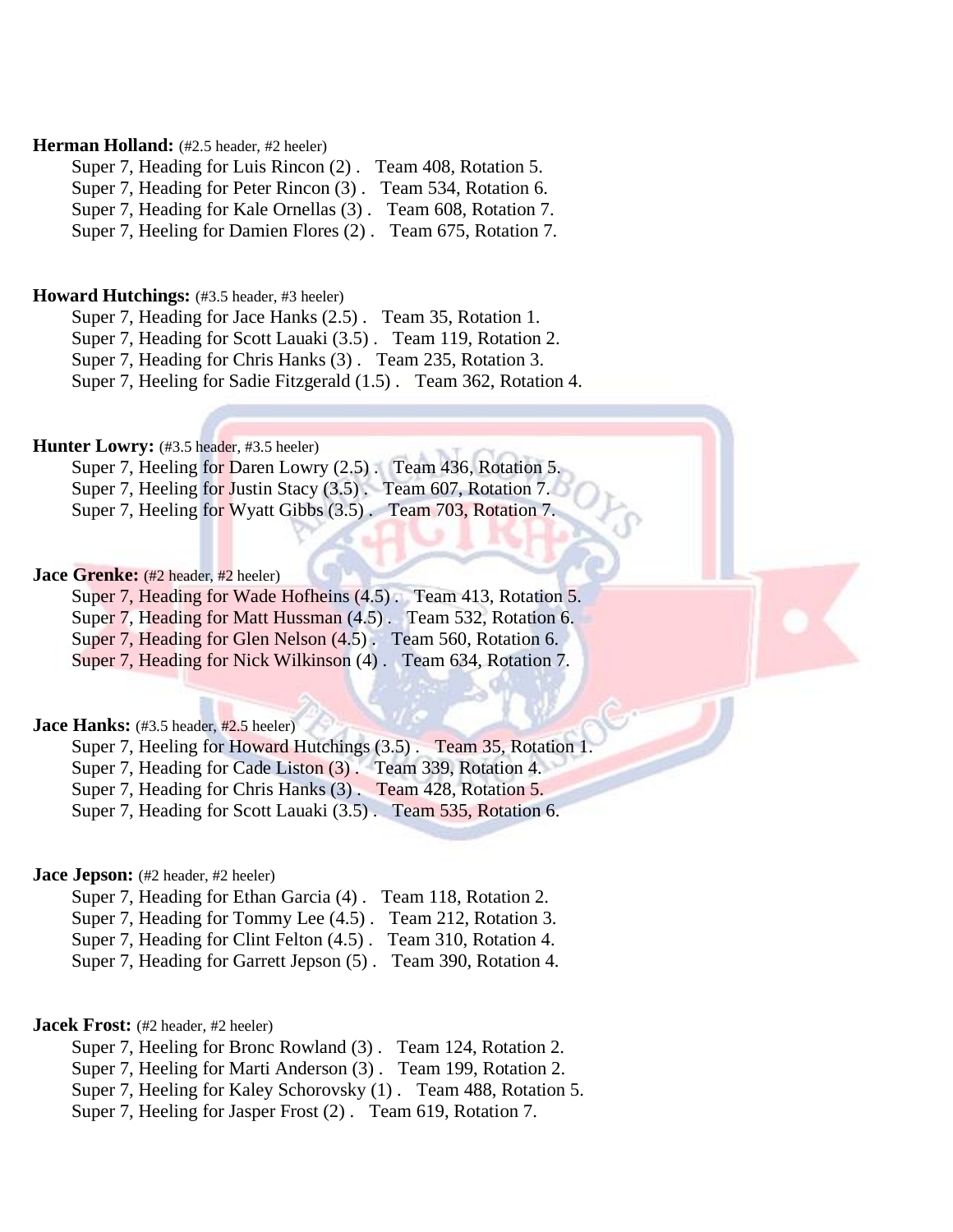**Herman Holland:** (#2.5 header, #2 heeler)

Super 7, Heading for Luis Rincon (2) .   Team 408, Rotation 5.
Super 7, Heading for Peter Rincon (3) .   Team 534, Rotation 6.
Super 7, Heading for Kale Ornellas (3) .   Team 608, Rotation 7.
Super 7, Heeling for Damien Flores (2) .   Team 675, Rotation 7.

**Howard Hutchings:** (#3.5 header, #3 heeler)

Super 7, Heading for Jace Hanks (2.5) .   Team 35, Rotation 1.
Super 7, Heading for Scott Lauaki (3.5) .   Team 119, Rotation 2.
Super 7, Heading for Chris Hanks (3) .   Team 235, Rotation 3.
Super 7, Heeling for Sadie Fitzgerald (1.5) .   Team 362, Rotation 4.

**Hunter Lowry:** (#3.5 header, #3.5 heeler)

Super 7, Heeling for Daren Lowry (2.5) .   Team 436, Rotation 5.
Super 7, Heeling for Justin Stacy (3.5) .   Team 607, Rotation 7.
Super 7, Heeling for Wyatt Gibbs (3.5) .   Team 703, Rotation 7.

**Jace Grenke:** (#2 header, #2 heeler)

Super 7, Heading for Wade Hofheins (4.5) .   Team 413, Rotation 5.
Super 7, Heading for Matt Hussman (4.5) .   Team 532, Rotation 6.
Super 7, Heading for Glen Nelson (4.5) .   Team 560, Rotation 6.
Super 7, Heading for Nick Wilkinson (4) .   Team 634, Rotation 7.

**Jace Hanks:** (#3.5 header, #2.5 heeler)

Super 7, Heeling for Howard Hutchings (3.5) .   Team 35, Rotation 1.
Super 7, Heading for Cade Liston (3) .   Team 339, Rotation 4.
Super 7, Heading for Chris Hanks (3) .   Team 428, Rotation 5.
Super 7, Heading for Scott Lauaki (3.5) .   Team 535, Rotation 6.

**Jace Jepson:** (#2 header, #2 heeler)

Super 7, Heading for Ethan Garcia (4) .   Team 118, Rotation 2.
Super 7, Heading for Tommy Lee (4.5) .   Team 212, Rotation 3.
Super 7, Heading for Clint Felton (4.5) .   Team 310, Rotation 4.
Super 7, Heading for Garrett Jepson (5) .   Team 390, Rotation 4.

**Jacek Frost:** (#2 header, #2 heeler)

Super 7, Heeling for Bronc Rowland (3) .   Team 124, Rotation 2.
Super 7, Heeling for Marti Anderson (3) .   Team 199, Rotation 2.
Super 7, Heeling for Kaley Schorovsky (1) .   Team 488, Rotation 5.
Super 7, Heeling for Jasper Frost (2) .   Team 619, Rotation 7.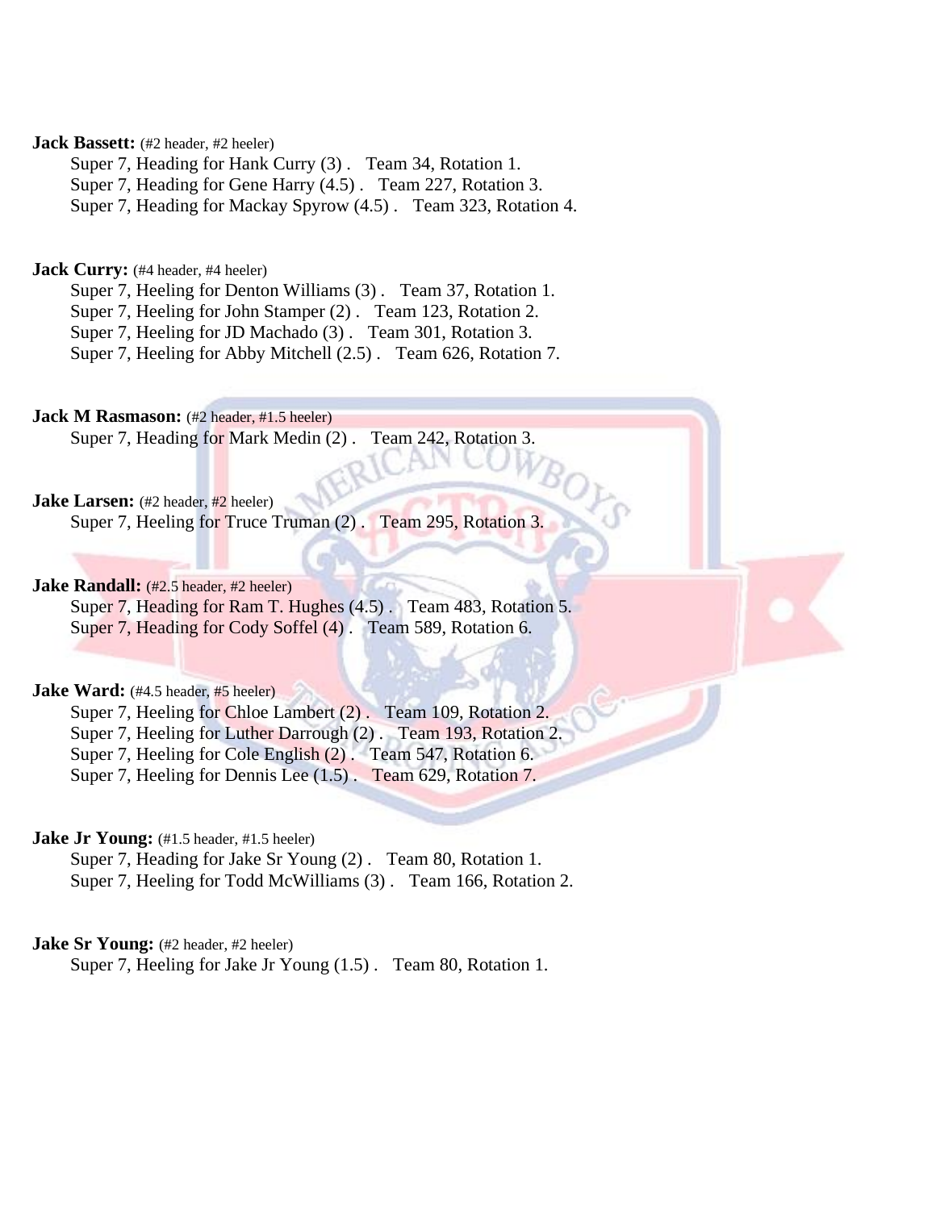**Jack Bassett:** (#2 header, #2 heeler)

Super 7, Heading for Hank Curry (3) . Team 34, Rotation 1.
Super 7, Heading for Gene Harry (4.5) . Team 227, Rotation 3.
Super 7, Heading for Mackay Spyrow (4.5) . Team 323, Rotation 4.

**Jack Curry:** (#4 header, #4 heeler)

Super 7, Heeling for Denton Williams (3) . Team 37, Rotation 1.
Super 7, Heeling for John Stamper (2) . Team 123, Rotation 2.
Super 7, Heeling for JD Machado (3) . Team 301, Rotation 3.
Super 7, Heeling for Abby Mitchell (2.5) . Team 626, Rotation 7.

**Jack M Rasmason:** (#2 header, #1.5 heeler)

Super 7, Heading for Mark Medin (2) . Team 242, Rotation 3.

**Jake Larsen:** (#2 header, #2 heeler)

Super 7, Heeling for Truce Truman (2) . Team 295, Rotation 3.

**Jake Randall:** (#2.5 header, #2 heeler)

Super 7, Heading for Ram T. Hughes (4.5) . Team 483, Rotation 5.
Super 7, Heading for Cody Soffel (4) . Team 589, Rotation 6.

**Jake Ward:** (#4.5 header, #5 heeler)

Super 7, Heeling for Chloe Lambert (2) . Team 109, Rotation 2.
Super 7, Heeling for Luther Darrough (2) . Team 193, Rotation 2.
Super 7, Heeling for Cole English (2) . Team 547, Rotation 6.
Super 7, Heeling for Dennis Lee (1.5) . Team 629, Rotation 7.

**Jake Jr Young:** (#1.5 header, #1.5 heeler)

Super 7, Heading for Jake Sr Young (2) . Team 80, Rotation 1.
Super 7, Heeling for Todd McWilliams (3) . Team 166, Rotation 2.

**Jake Sr Young:** (#2 header, #2 heeler)

Super 7, Heeling for Jake Jr Young (1.5) . Team 80, Rotation 1.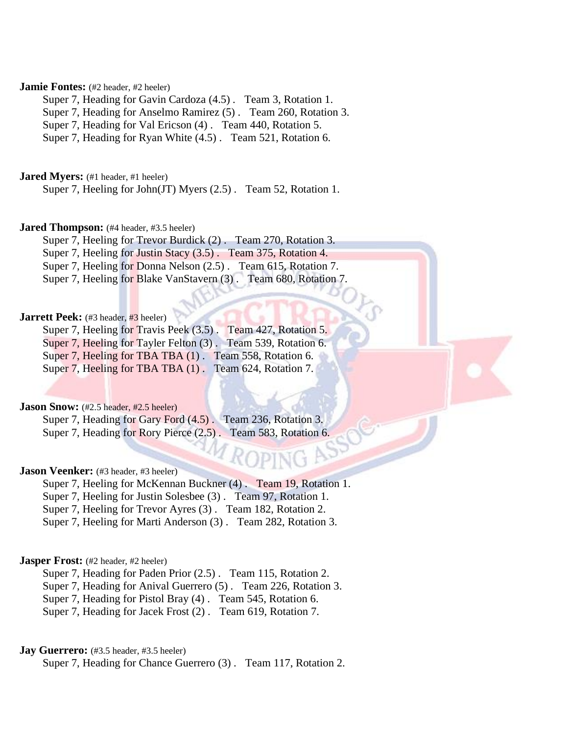**Jamie Fontes:** (#2 header, #2 heeler)

Super 7, Heading for Gavin Cardoza (4.5) . Team 3, Rotation 1.
Super 7, Heading for Anselmo Ramirez (5) . Team 260, Rotation 3.
Super 7, Heading for Val Ericson (4) . Team 440, Rotation 5.
Super 7, Heading for Ryan White (4.5) . Team 521, Rotation 6.

**Jared Myers:** (#1 header, #1 heeler)

Super 7, Heeling for John(JT) Myers (2.5) . Team 52, Rotation 1.

**Jared Thompson:** (#4 header, #3.5 heeler)

Super 7, Heeling for Trevor Burdick (2) . Team 270, Rotation 3.
Super 7, Heeling for Justin Stacy (3.5) . Team 375, Rotation 4.
Super 7, Heeling for Donna Nelson (2.5) . Team 615, Rotation 7.
Super 7, Heeling for Blake VanStavern (3) . Team 680, Rotation 7.

**Jarrett Peek:** (#3 header, #3 heeler)

Super 7, Heeling for Travis Peek (3.5) . Team 427, Rotation 5.
Super 7, Heeling for Tayler Felton (3) . Team 539, Rotation 6.
Super 7, Heeling for TBA TBA (1) . Team 558, Rotation 6.
Super 7, Heeling for TBA TBA (1) . Team 624, Rotation 7.

**Jason Snow:** (#2.5 header, #2.5 heeler)

Super 7, Heading for Gary Ford (4.5) . Team 236, Rotation 3.
Super 7, Heading for Rory Pierce (2.5) . Team 583, Rotation 6.

**Jason Veenker:** (#3 header, #3 heeler)

Super 7, Heeling for McKennan Buckner (4) . Team 19, Rotation 1.
Super 7, Heeling for Justin Solesbee (3) . Team 97, Rotation 1.
Super 7, Heeling for Trevor Ayres (3) . Team 182, Rotation 2.
Super 7, Heeling for Marti Anderson (3) . Team 282, Rotation 3.

**Jasper Frost:** (#2 header, #2 heeler)

Super 7, Heading for Paden Prior (2.5) . Team 115, Rotation 2.
Super 7, Heading for Anival Guerrero (5) . Team 226, Rotation 3.
Super 7, Heading for Pistol Bray (4) . Team 545, Rotation 6.
Super 7, Heading for Jacek Frost (2) . Team 619, Rotation 7.

**Jay Guerrero:** (#3.5 header, #3.5 heeler)

Super 7, Heading for Chance Guerrero (3) . Team 117, Rotation 2.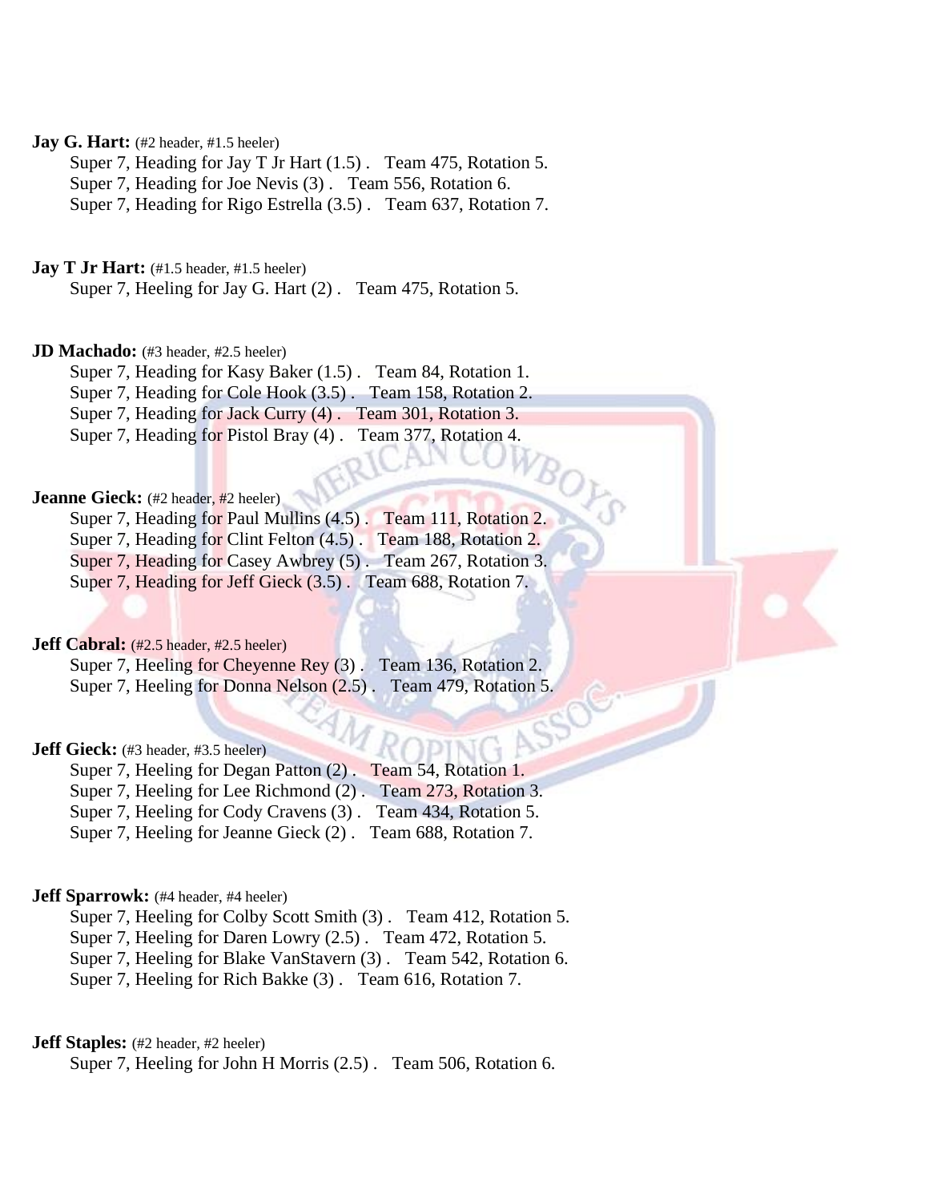**Jay G. Hart:** (#2 header, #1.5 heeler)

Super 7, Heading for Jay T Jr Hart (1.5) . Team 475, Rotation 5.
Super 7, Heading for Joe Nevis (3) . Team 556, Rotation 6.
Super 7, Heading for Rigo Estrella (3.5) . Team 637, Rotation 7.

**Jay T Jr Hart:** (#1.5 header, #1.5 heeler)

Super 7, Heeling for Jay G. Hart (2) . Team 475, Rotation 5.

**JD Machado:** (#3 header, #2.5 heeler)

Super 7, Heading for Kasy Baker (1.5) . Team 84, Rotation 1.
Super 7, Heading for Cole Hook (3.5) . Team 158, Rotation 2.
Super 7, Heading for Jack Curry (4) . Team 301, Rotation 3.
Super 7, Heading for Pistol Bray (4) . Team 377, Rotation 4.

**Jeanne Gieck:** (#2 header, #2 heeler)

Super 7, Heading for Paul Mullins (4.5) . Team 111, Rotation 2.
Super 7, Heading for Clint Felton (4.5) . Team 188, Rotation 2.
Super 7, Heading for Casey Awbrey (5) . Team 267, Rotation 3.
Super 7, Heading for Jeff Gieck (3.5) . Team 688, Rotation 7.

**Jeff Cabral:** (#2.5 header, #2.5 heeler)

Super 7, Heeling for Cheyenne Rey (3) . Team 136, Rotation 2.
Super 7, Heeling for Donna Nelson (2.5) . Team 479, Rotation 5.

**Jeff Gieck:** (#3 header, #3.5 heeler)

Super 7, Heeling for Degan Patton (2) . Team 54, Rotation 1.
Super 7, Heeling for Lee Richmond (2) . Team 273, Rotation 3.
Super 7, Heeling for Cody Cravens (3) . Team 434, Rotation 5.
Super 7, Heeling for Jeanne Gieck (2) . Team 688, Rotation 7.

**Jeff Sparrowk:** (#4 header, #4 heeler)

Super 7, Heeling for Colby Scott Smith (3) . Team 412, Rotation 5.
Super 7, Heeling for Daren Lowry (2.5) . Team 472, Rotation 5.
Super 7, Heeling for Blake VanStavern (3) . Team 542, Rotation 6.
Super 7, Heeling for Rich Bakke (3) . Team 616, Rotation 7.

**Jeff Staples:** (#2 header, #2 heeler)

Super 7, Heeling for John H Morris (2.5) . Team 506, Rotation 6.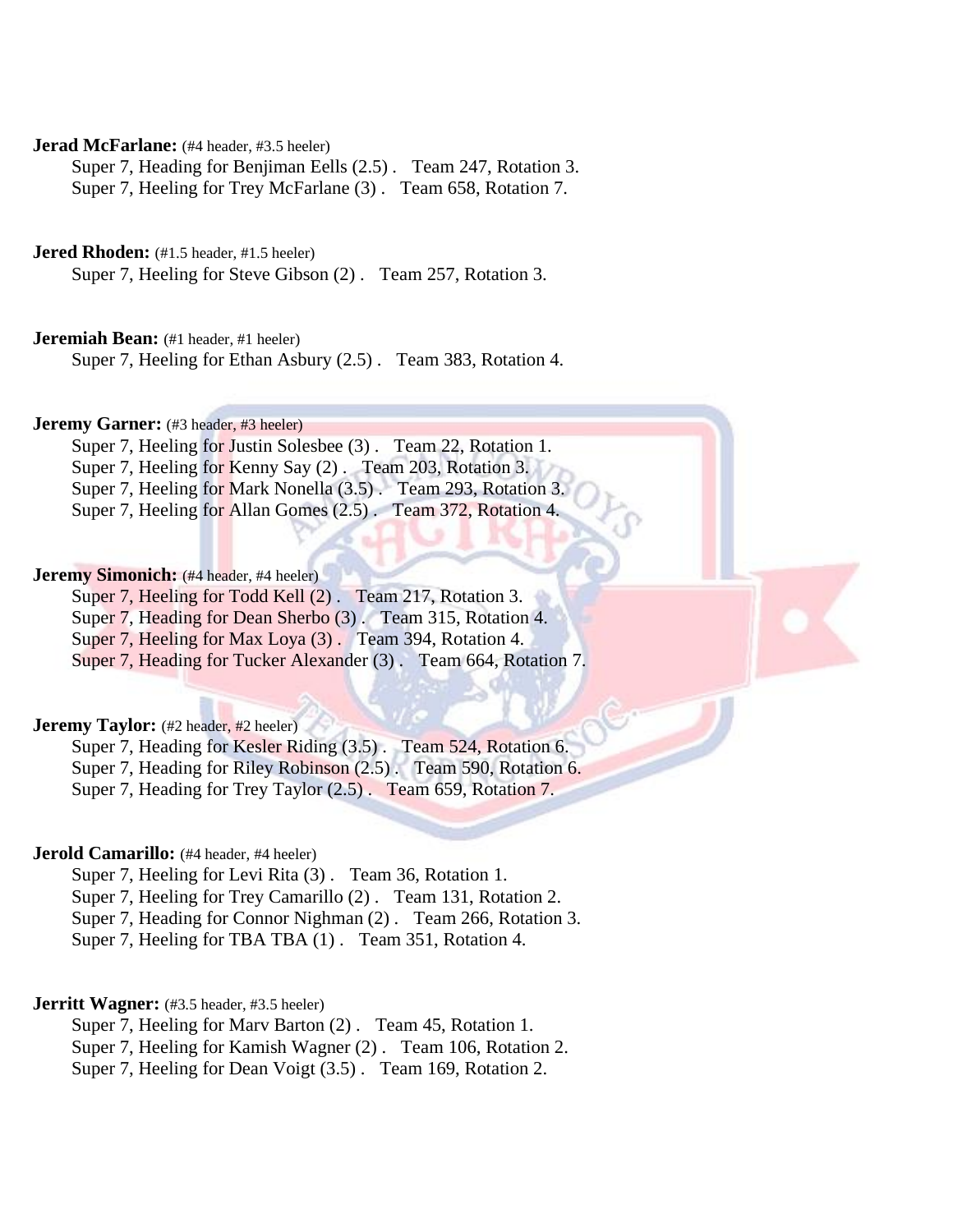**Jerad McFarlane:** (#4 header, #3.5 heeler)

Super 7, Heading for Benjiman Eells (2.5) . Team 247, Rotation 3.
Super 7, Heeling for Trey McFarlane (3) . Team 658, Rotation 7.

**Jered Rhoden:** (#1.5 header, #1.5 heeler)

Super 7, Heeling for Steve Gibson (2) . Team 257, Rotation 3.

**Jeremiah Bean:** (#1 header, #1 heeler)

Super 7, Heeling for Ethan Asbury (2.5) . Team 383, Rotation 4.

**Jeremy Garner:** (#3 header, #3 heeler)

Super 7, Heeling for Justin Solesbee (3) . Team 22, Rotation 1.
Super 7, Heeling for Kenny Say (2) . Team 203, Rotation 3.
Super 7, Heeling for Mark Nonella (3.5) . Team 293, Rotation 3.
Super 7, Heeling for Allan Gomes (2.5) . Team 372, Rotation 4.

**Jeremy Simonich:** (#4 header, #4 heeler)

Super 7, Heeling for Todd Kell (2) . Team 217, Rotation 3.
Super 7, Heading for Dean Sherbo (3) . Team 315, Rotation 4.
Super 7, Heeling for Max Loya (3) . Team 394, Rotation 4.
Super 7, Heading for Tucker Alexander (3) . Team 664, Rotation 7.

**Jeremy Taylor:** (#2 header, #2 heeler)

Super 7, Heading for Kesler Riding (3.5) . Team 524, Rotation 6.
Super 7, Heading for Riley Robinson (2.5) . Team 590, Rotation 6.
Super 7, Heading for Trey Taylor (2.5) . Team 659, Rotation 7.

**Jerold Camarillo:** (#4 header, #4 heeler)

Super 7, Heeling for Levi Rita (3) . Team 36, Rotation 1.
Super 7, Heeling for Trey Camarillo (2) . Team 131, Rotation 2.
Super 7, Heading for Connor Nighman (2) . Team 266, Rotation 3.
Super 7, Heeling for TBA TBA (1) . Team 351, Rotation 4.

**Jerritt Wagner:** (#3.5 header, #3.5 heeler)

Super 7, Heeling for Marv Barton (2) . Team 45, Rotation 1.
Super 7, Heeling for Kamish Wagner (2) . Team 106, Rotation 2.
Super 7, Heeling for Dean Voigt (3.5) . Team 169, Rotation 2.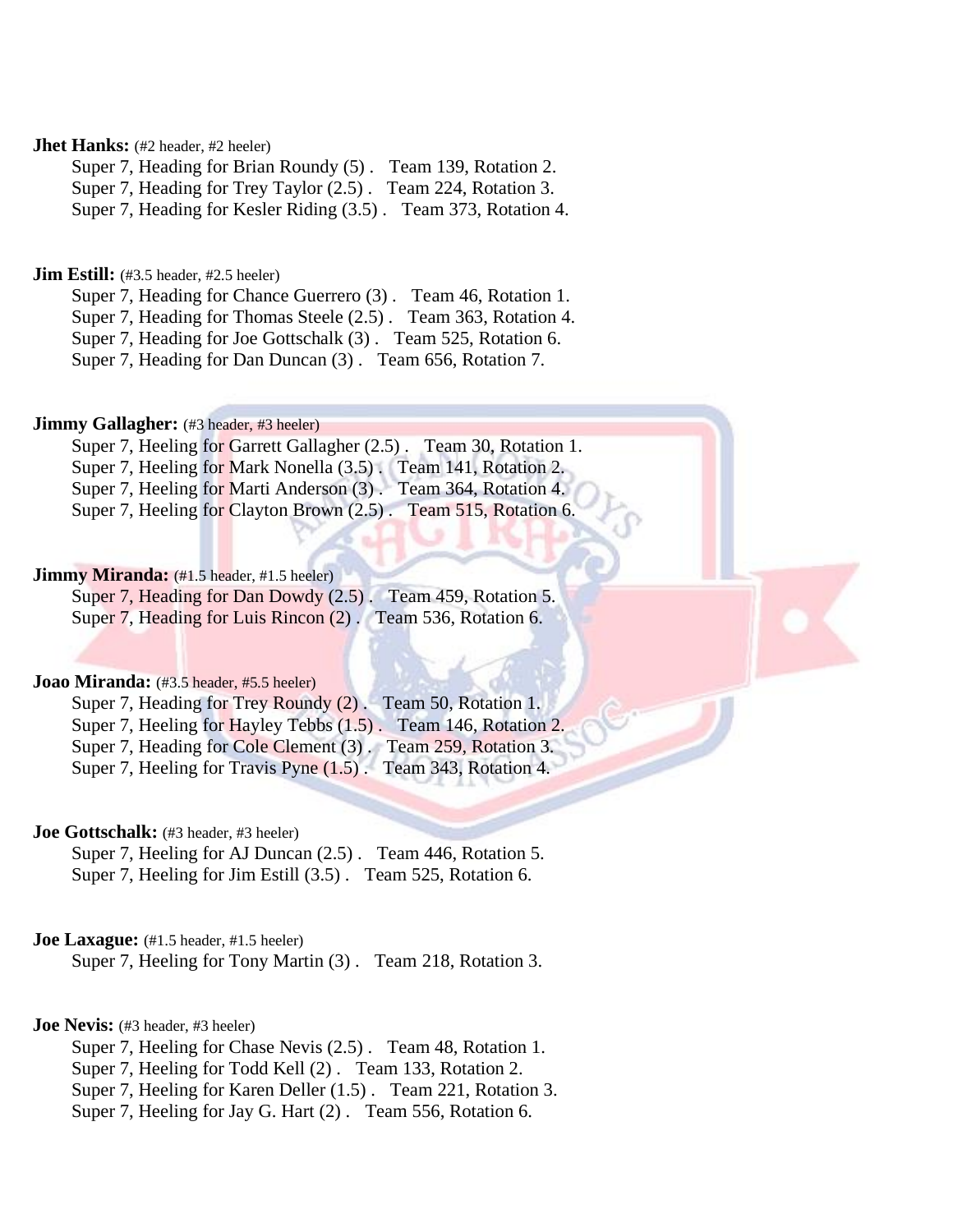**Jhet Hanks:** (#2 header, #2 heeler)

Super 7, Heading for Brian Roundy (5) . Team 139, Rotation 2.
Super 7, Heading for Trey Taylor (2.5) . Team 224, Rotation 3.
Super 7, Heading for Kesler Riding (3.5) . Team 373, Rotation 4.

**Jim Estill:** (#3.5 header, #2.5 heeler)

Super 7, Heading for Chance Guerrero (3) . Team 46, Rotation 1.
Super 7, Heading for Thomas Steele (2.5) . Team 363, Rotation 4.
Super 7, Heading for Joe Gottschalk (3) . Team 525, Rotation 6.
Super 7, Heading for Dan Duncan (3) . Team 656, Rotation 7.

**Jimmy Gallagher:** (#3 header, #3 heeler)

Super 7, Heeling for Garrett Gallagher (2.5) . Team 30, Rotation 1.
Super 7, Heeling for Mark Nonella (3.5) . Team 141, Rotation 2.
Super 7, Heeling for Marti Anderson (3) . Team 364, Rotation 4.
Super 7, Heeling for Clayton Brown (2.5) . Team 515, Rotation 6.

**Jimmy Miranda:** (#1.5 header, #1.5 heeler)

Super 7, Heading for Dan Dowdy (2.5) . Team 459, Rotation 5.
Super 7, Heading for Luis Rincon (2) . Team 536, Rotation 6.

**Joao Miranda:** (#3.5 header, #5.5 heeler)

Super 7, Heading for Trey Roundy (2) . Team 50, Rotation 1.
Super 7, Heeling for Hayley Tebbs (1.5) . Team 146, Rotation 2.
Super 7, Heading for Cole Clement (3) . Team 259, Rotation 3.
Super 7, Heeling for Travis Pyne (1.5) . Team 343, Rotation 4.

**Joe Gottschalk:** (#3 header, #3 heeler)

Super 7, Heeling for AJ Duncan (2.5) . Team 446, Rotation 5.
Super 7, Heeling for Jim Estill (3.5) . Team 525, Rotation 6.

**Joe Laxague:** (#1.5 header, #1.5 heeler)

Super 7, Heeling for Tony Martin (3) . Team 218, Rotation 3.

**Joe Nevis:** (#3 header, #3 heeler)

Super 7, Heeling for Chase Nevis (2.5) . Team 48, Rotation 1.
Super 7, Heeling for Todd Kell (2) . Team 133, Rotation 2.
Super 7, Heeling for Karen Deller (1.5) . Team 221, Rotation 3.
Super 7, Heeling for Jay G. Hart (2) . Team 556, Rotation 6.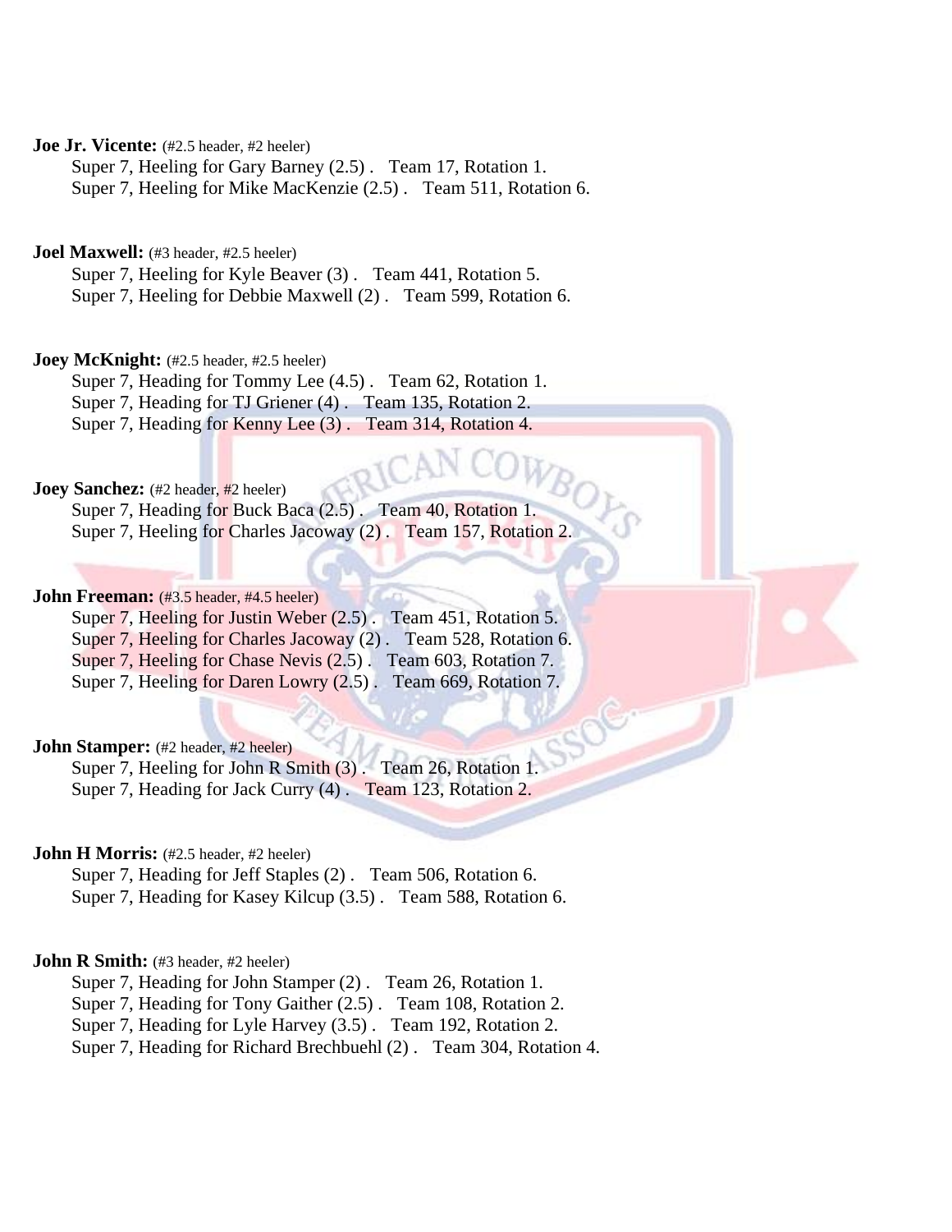**Joe Jr. Vicente:** (#2.5 header, #2 heeler)

Super 7, Heeling for Gary Barney (2.5) . Team 17, Rotation 1.
Super 7, Heeling for Mike MacKenzie (2.5) . Team 511, Rotation 6.

**Joel Maxwell:** (#3 header, #2.5 heeler)

Super 7, Heeling for Kyle Beaver (3) . Team 441, Rotation 5.
Super 7, Heeling for Debbie Maxwell (2) . Team 599, Rotation 6.

**Joey McKnight:** (#2.5 header, #2.5 heeler)

Super 7, Heading for Tommy Lee (4.5) . Team 62, Rotation 1.
Super 7, Heading for TJ Griener (4) . Team 135, Rotation 2.
Super 7, Heading for Kenny Lee (3) . Team 314, Rotation 4.

**Joey Sanchez:** (#2 header, #2 heeler)

Super 7, Heading for Buck Baca (2.5) . Team 40, Rotation 1.
Super 7, Heeling for Charles Jacoway (2) . Team 157, Rotation 2.

**John Freeman:** (#3.5 header, #4.5 heeler)

Super 7, Heeling for Justin Weber (2.5) . Team 451, Rotation 5.
Super 7, Heeling for Charles Jacoway (2) . Team 528, Rotation 6.
Super 7, Heeling for Chase Nevis (2.5) . Team 603, Rotation 7.
Super 7, Heeling for Daren Lowry (2.5) . Team 669, Rotation 7.

**John Stamper:** (#2 header, #2 heeler)

Super 7, Heeling for John R Smith (3) . Team 26, Rotation 1.
Super 7, Heading for Jack Curry (4) . Team 123, Rotation 2.

**John H Morris:** (#2.5 header, #2 heeler)

Super 7, Heading for Jeff Staples (2) . Team 506, Rotation 6.
Super 7, Heading for Kasey Kilcup (3.5) . Team 588, Rotation 6.

**John R Smith:** (#3 header, #2 heeler)

Super 7, Heading for John Stamper (2) . Team 26, Rotation 1.
Super 7, Heading for Tony Gaither (2.5) . Team 108, Rotation 2.
Super 7, Heading for Lyle Harvey (3.5) . Team 192, Rotation 2.
Super 7, Heading for Richard Brechbuehl (2) . Team 304, Rotation 4.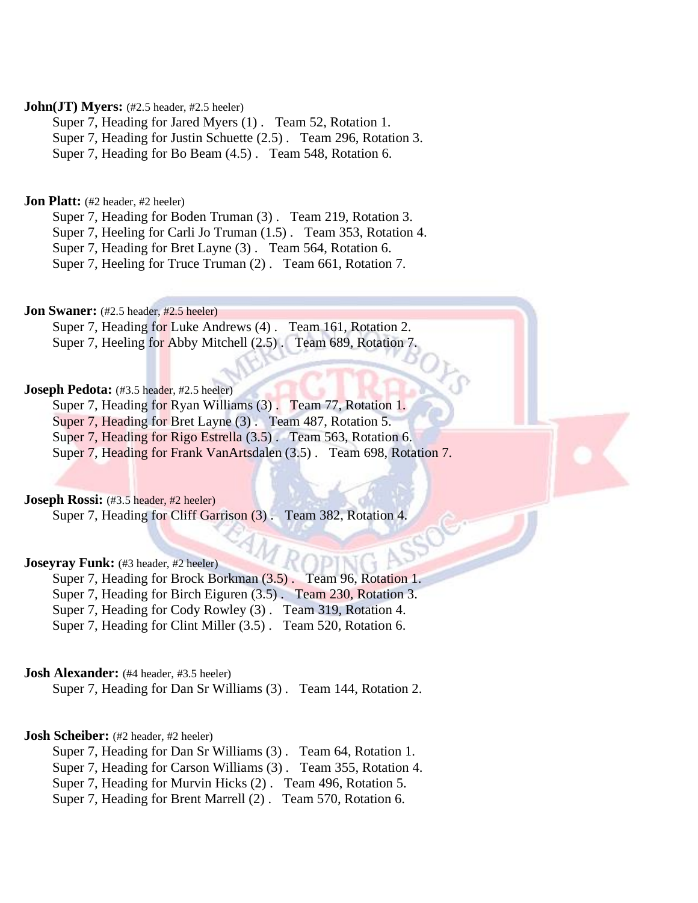**John(JT) Myers:** (#2.5 header, #2.5 heeler)

Super 7, Heading for Jared Myers (1) . Team 52, Rotation 1.
Super 7, Heading for Justin Schuette (2.5) . Team 296, Rotation 3.
Super 7, Heading for Bo Beam (4.5) . Team 548, Rotation 6.

**Jon Platt:** (#2 header, #2 heeler)

Super 7, Heading for Boden Truman (3) . Team 219, Rotation 3.
Super 7, Heeling for Carli Jo Truman (1.5) . Team 353, Rotation 4.
Super 7, Heading for Bret Layne (3) . Team 564, Rotation 6.
Super 7, Heeling for Truce Truman (2) . Team 661, Rotation 7.

**Jon Swaner:** (#2.5 header, #2.5 heeler)

Super 7, Heading for Luke Andrews (4) . Team 161, Rotation 2.
Super 7, Heeling for Abby Mitchell (2.5) . Team 689, Rotation 7.

**Joseph Pedota:** (#3.5 header, #2.5 heeler)

Super 7, Heading for Ryan Williams (3) . Team 77, Rotation 1.
Super 7, Heading for Bret Layne (3) . Team 487, Rotation 5.
Super 7, Heading for Rigo Estrella (3.5) . Team 563, Rotation 6.
Super 7, Heading for Frank VanArtsdalen (3.5) . Team 698, Rotation 7.

**Joseph Rossi:** (#3.5 header, #2 heeler)

Super 7, Heading for Cliff Garrison (3) . Team 382, Rotation 4.

**Joseyray Funk:** (#3 header, #2 heeler)

Super 7, Heading for Brock Borkman (3.5) . Team 96, Rotation 1.
Super 7, Heading for Birch Eiguren (3.5) . Team 230, Rotation 3.
Super 7, Heading for Cody Rowley (3) . Team 319, Rotation 4.
Super 7, Heading for Clint Miller (3.5) . Team 520, Rotation 6.

**Josh Alexander:** (#4 header, #3.5 heeler)

Super 7, Heading for Dan Sr Williams (3) . Team 144, Rotation 2.

**Josh Scheiber:** (#2 header, #2 heeler)

Super 7, Heading for Dan Sr Williams (3) . Team 64, Rotation 1.
Super 7, Heading for Carson Williams (3) . Team 355, Rotation 4.
Super 7, Heading for Murvin Hicks (2) . Team 496, Rotation 5.
Super 7, Heading for Brent Marrell (2) . Team 570, Rotation 6.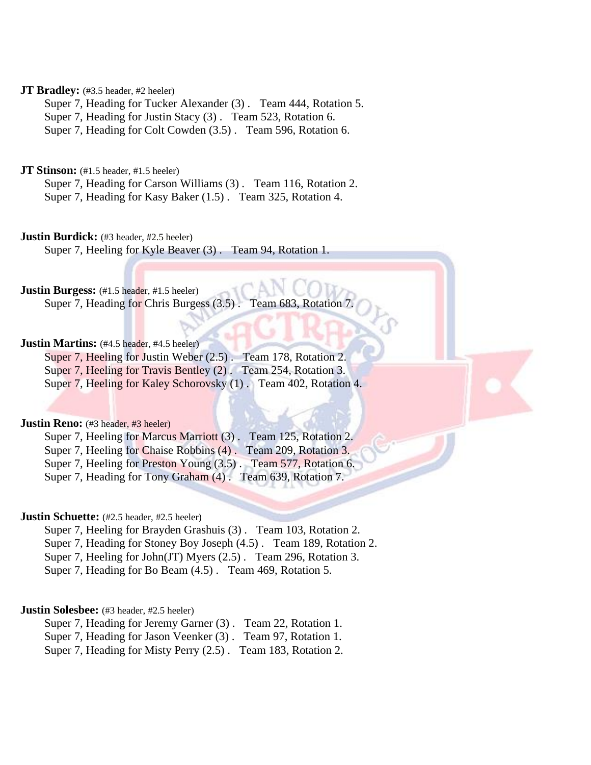**JT Bradley:** (#3.5 header, #2 heeler)

Super 7, Heading for Tucker Alexander (3) . Team 444, Rotation 5.
Super 7, Heading for Justin Stacy (3) . Team 523, Rotation 6.
Super 7, Heading for Colt Cowden (3.5) . Team 596, Rotation 6.

**JT Stinson:** (#1.5 header, #1.5 heeler)

Super 7, Heading for Carson Williams (3) . Team 116, Rotation 2.
Super 7, Heading for Kasy Baker (1.5) . Team 325, Rotation 4.

**Justin Burdick:** (#3 header, #2.5 heeler)

Super 7, Heeling for Kyle Beaver (3) . Team 94, Rotation 1.

**Justin Burgess:** (#1.5 header, #1.5 heeler)

Super 7, Heading for Chris Burgess (3.5) . Team 683, Rotation 7.

**Justin Martins:** (#4.5 header, #4.5 heeler)

Super 7, Heeling for Justin Weber (2.5) . Team 178, Rotation 2.
Super 7, Heeling for Travis Bentley (2) . Team 254, Rotation 3.
Super 7, Heeling for Kaley Schorovsky (1) . Team 402, Rotation 4.

**Justin Reno:** (#3 header, #3 heeler)

Super 7, Heeling for Marcus Marriott (3) . Team 125, Rotation 2.
Super 7, Heeling for Chaise Robbins (4) . Team 209, Rotation 3.
Super 7, Heeling for Preston Young (3.5) . Team 577, Rotation 6.
Super 7, Heading for Tony Graham (4) . Team 639, Rotation 7.

**Justin Schuette:** (#2.5 header, #2.5 heeler)

Super 7, Heeling for Brayden Grashuis (3) . Team 103, Rotation 2.
Super 7, Heading for Stoney Boy Joseph (4.5) . Team 189, Rotation 2.
Super 7, Heeling for John(JT) Myers (2.5) . Team 296, Rotation 3.
Super 7, Heading for Bo Beam (4.5) . Team 469, Rotation 5.

**Justin Solesbee:** (#3 header, #2.5 heeler)

Super 7, Heading for Jeremy Garner (3) . Team 22, Rotation 1.
Super 7, Heading for Jason Veenker (3) . Team 97, Rotation 1.
Super 7, Heading for Misty Perry (2.5) . Team 183, Rotation 2.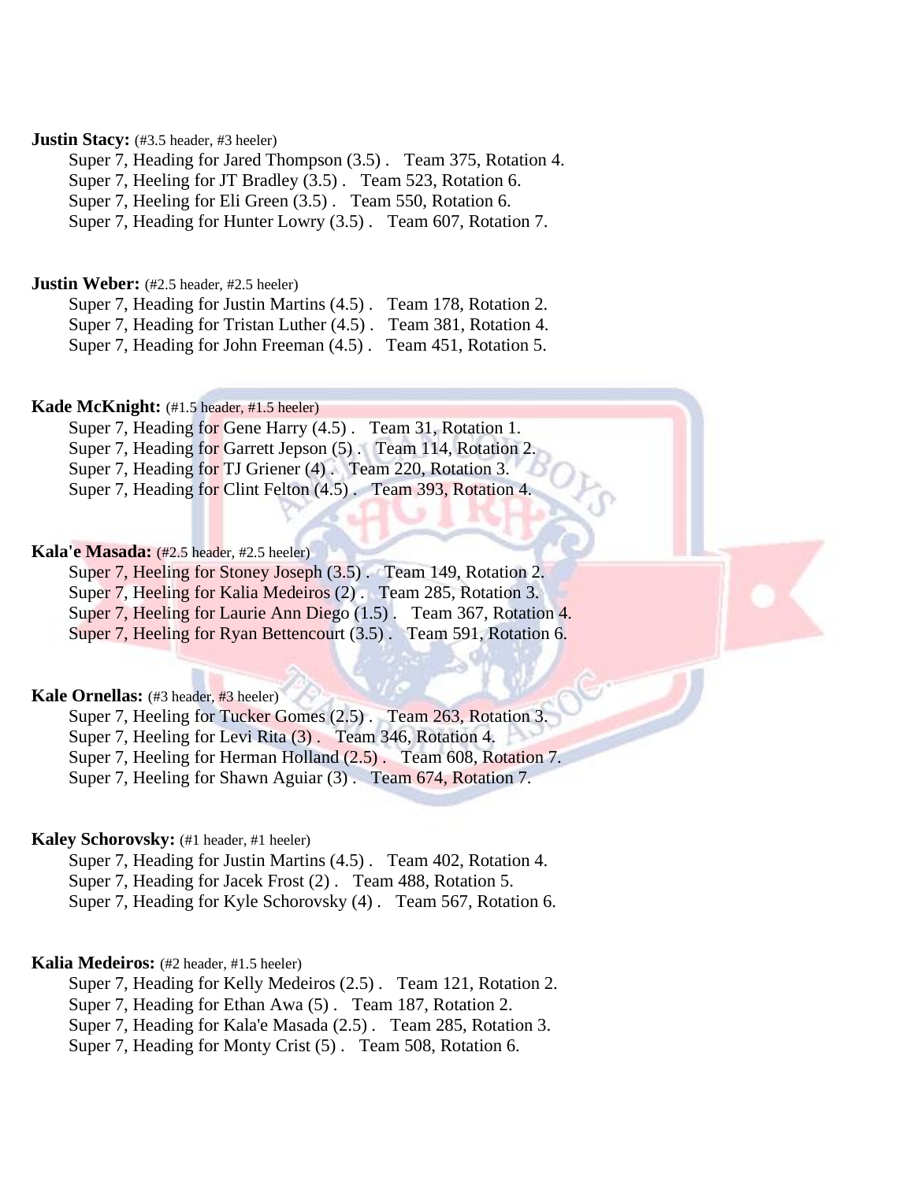**Justin Stacy:** (#3.5 header, #3 heeler)

Super 7, Heading for Jared Thompson (3.5) . Team 375, Rotation 4.
Super 7, Heeling for JT Bradley (3.5) . Team 523, Rotation 6.
Super 7, Heeling for Eli Green (3.5) . Team 550, Rotation 6.
Super 7, Heading for Hunter Lowry (3.5) . Team 607, Rotation 7.

**Justin Weber:** (#2.5 header, #2.5 heeler)

Super 7, Heading for Justin Martins (4.5) . Team 178, Rotation 2.
Super 7, Heading for Tristan Luther (4.5) . Team 381, Rotation 4.
Super 7, Heading for John Freeman (4.5) . Team 451, Rotation 5.

**Kade McKnight:** (#1.5 header, #1.5 heeler)

Super 7, Heading for Gene Harry (4.5) . Team 31, Rotation 1.
Super 7, Heading for Garrett Jepson (5) . Team 114, Rotation 2.
Super 7, Heading for TJ Griener (4) . Team 220, Rotation 3.
Super 7, Heading for Clint Felton (4.5) . Team 393, Rotation 4.

**Kala'e Masada:** (#2.5 header, #2.5 heeler)

Super 7, Heeling for Stoney Joseph (3.5) . Team 149, Rotation 2.
Super 7, Heeling for Kalia Medeiros (2) . Team 285, Rotation 3.
Super 7, Heeling for Laurie Ann Diego (1.5) . Team 367, Rotation 4.
Super 7, Heeling for Ryan Bettencourt (3.5) . Team 591, Rotation 6.

**Kale Ornellas:** (#3 header, #3 heeler)

Super 7, Heeling for Tucker Gomes (2.5) . Team 263, Rotation 3.
Super 7, Heeling for Levi Rita (3) . Team 346, Rotation 4.
Super 7, Heeling for Herman Holland (2.5) . Team 608, Rotation 7.
Super 7, Heeling for Shawn Aguiar (3) . Team 674, Rotation 7.

**Kaley Schorovsky:** (#1 header, #1 heeler)

Super 7, Heading for Justin Martins (4.5) . Team 402, Rotation 4.
Super 7, Heading for Jacek Frost (2) . Team 488, Rotation 5.
Super 7, Heading for Kyle Schorovsky (4) . Team 567, Rotation 6.

**Kalia Medeiros:** (#2 header, #1.5 heeler)

Super 7, Heading for Kelly Medeiros (2.5) . Team 121, Rotation 2.
Super 7, Heading for Ethan Awa (5) . Team 187, Rotation 2.
Super 7, Heading for Kala'e Masada (2.5) . Team 285, Rotation 3.
Super 7, Heading for Monty Crist (5) . Team 508, Rotation 6.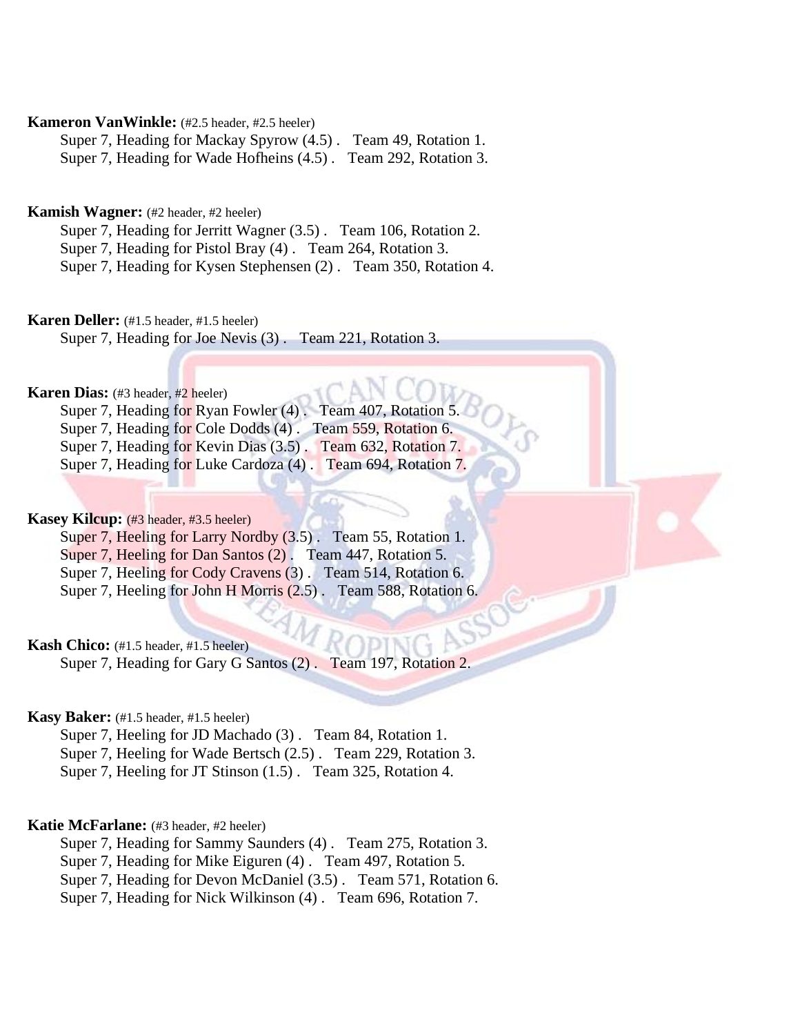**Kameron VanWinkle:** (#2.5 header, #2.5 heeler)

Super 7, Heading for Mackay Spyrow (4.5) . Team 49, Rotation 1.
Super 7, Heading for Wade Hofheins (4.5) . Team 292, Rotation 3.

**Kamish Wagner:** (#2 header, #2 heeler)

Super 7, Heading for Jerritt Wagner (3.5) . Team 106, Rotation 2.
Super 7, Heading for Pistol Bray (4) . Team 264, Rotation 3.
Super 7, Heading for Kysen Stephensen (2) . Team 350, Rotation 4.

**Karen Deller:** (#1.5 header, #1.5 heeler)

Super 7, Heading for Joe Nevis (3) . Team 221, Rotation 3.

**Karen Dias:** (#3 header, #2 heeler)

Super 7, Heading for Ryan Fowler (4) . Team 407, Rotation 5.
Super 7, Heading for Cole Dodds (4) . Team 559, Rotation 6.
Super 7, Heading for Kevin Dias (3.5) . Team 632, Rotation 7.
Super 7, Heading for Luke Cardoza (4) . Team 694, Rotation 7.

**Kasey Kilcup:** (#3 header, #3.5 heeler)

Super 7, Heeling for Larry Nordby (3.5) . Team 55, Rotation 1.
Super 7, Heeling for Dan Santos (2) . Team 447, Rotation 5.
Super 7, Heeling for Cody Cravens (3) . Team 514, Rotation 6.
Super 7, Heeling for John H Morris (2.5) . Team 588, Rotation 6.

**Kash Chico:** (#1.5 header, #1.5 heeler)

Super 7, Heading for Gary G Santos (2) . Team 197, Rotation 2.

**Kasy Baker:** (#1.5 header, #1.5 heeler)

Super 7, Heeling for JD Machado (3) . Team 84, Rotation 1.
Super 7, Heeling for Wade Bertsch (2.5) . Team 229, Rotation 3.
Super 7, Heeling for JT Stinson (1.5) . Team 325, Rotation 4.

**Katie McFarlane:** (#3 header, #2 heeler)

Super 7, Heading for Sammy Saunders (4) . Team 275, Rotation 3.
Super 7, Heading for Mike Eiguren (4) . Team 497, Rotation 5.
Super 7, Heading for Devon McDaniel (3.5) . Team 571, Rotation 6.
Super 7, Heading for Nick Wilkinson (4) . Team 696, Rotation 7.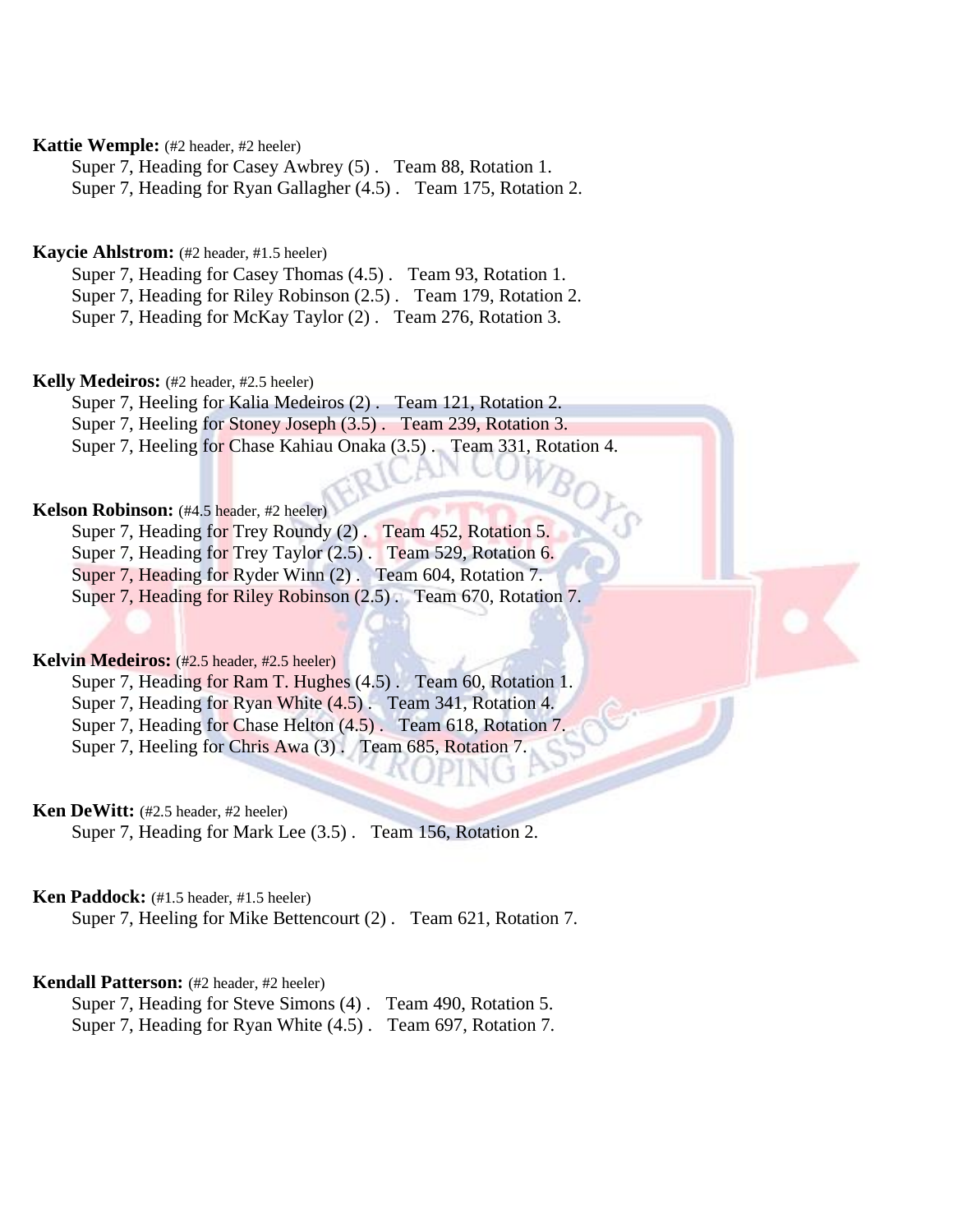**Kattie Wemple:** (#2 header, #2 heeler)

Super 7, Heading for Casey Awbrey (5) . Team 88, Rotation 1.
Super 7, Heading for Ryan Gallagher (4.5) . Team 175, Rotation 2.

**Kaycie Ahlstrom:** (#2 header, #1.5 heeler)

Super 7, Heading for Casey Thomas (4.5) . Team 93, Rotation 1.
Super 7, Heading for Riley Robinson (2.5) . Team 179, Rotation 2.
Super 7, Heading for McKay Taylor (2) . Team 276, Rotation 3.

**Kelly Medeiros:** (#2 header, #2.5 heeler)

Super 7, Heeling for Kalia Medeiros (2) . Team 121, Rotation 2.
Super 7, Heeling for Stoney Joseph (3.5) . Team 239, Rotation 3.
Super 7, Heeling for Chase Kahiau Onaka (3.5) . Team 331, Rotation 4.

**Kelson Robinson:** (#4.5 header, #2 heeler)

Super 7, Heading for Trey Roundy (2) . Team 452, Rotation 5.
Super 7, Heading for Trey Taylor (2.5) . Team 529, Rotation 6.
Super 7, Heading for Ryder Winn (2) . Team 604, Rotation 7.
Super 7, Heading for Riley Robinson (2.5) . Team 670, Rotation 7.

**Kelvin Medeiros:** (#2.5 header, #2.5 heeler)

Super 7, Heading for Ram T. Hughes (4.5) . Team 60, Rotation 1.
Super 7, Heading for Ryan White (4.5) . Team 341, Rotation 4.
Super 7, Heading for Chase Helton (4.5) . Team 618, Rotation 7.
Super 7, Heeling for Chris Awa (3) . Team 685, Rotation 7.

**Ken DeWitt:** (#2.5 header, #2 heeler)

Super 7, Heading for Mark Lee (3.5) . Team 156, Rotation 2.

**Ken Paddock:** (#1.5 header, #1.5 heeler)

Super 7, Heeling for Mike Bettencourt (2) . Team 621, Rotation 7.

**Kendall Patterson:** (#2 header, #2 heeler)

Super 7, Heading for Steve Simons (4) . Team 490, Rotation 5.
Super 7, Heading for Ryan White (4.5) . Team 697, Rotation 7.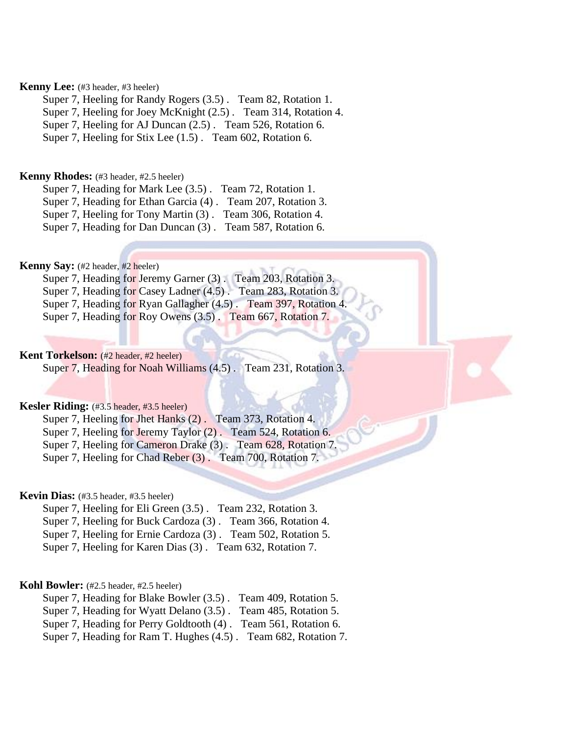**Kenny Lee:** (#3 header, #3 heeler)

Super 7, Heeling for Randy Rogers (3.5) . Team 82, Rotation 1.
Super 7, Heeling for Joey McKnight (2.5) . Team 314, Rotation 4.
Super 7, Heeling for AJ Duncan (2.5) . Team 526, Rotation 6.
Super 7, Heeling for Stix Lee (1.5) . Team 602, Rotation 6.

**Kenny Rhodes:** (#3 header, #2.5 heeler)

Super 7, Heading for Mark Lee (3.5) . Team 72, Rotation 1.
Super 7, Heading for Ethan Garcia (4) . Team 207, Rotation 3.
Super 7, Heeling for Tony Martin (3) . Team 306, Rotation 4.
Super 7, Heading for Dan Duncan (3) . Team 587, Rotation 6.

**Kenny Say:** (#2 header, #2 heeler)

Super 7, Heading for Jeremy Garner (3) . Team 203, Rotation 3.
Super 7, Heading for Casey Ladner (4.5) . Team 283, Rotation 3.
Super 7, Heading for Ryan Gallagher (4.5) . Team 397, Rotation 4.
Super 7, Heading for Roy Owens (3.5) . Team 667, Rotation 7.

**Kent Torkelson:** (#2 header, #2 heeler)

Super 7, Heading for Noah Williams (4.5) . Team 231, Rotation 3.

**Kesler Riding:** (#3.5 header, #3.5 heeler)

Super 7, Heeling for Jhet Hanks (2) . Team 373, Rotation 4.
Super 7, Heeling for Jeremy Taylor (2) . Team 524, Rotation 6.
Super 7, Heeling for Cameron Drake (3) . Team 628, Rotation 7.
Super 7, Heeling for Chad Reber (3) . Team 700, Rotation 7.

**Kevin Dias:** (#3.5 header, #3.5 heeler)

Super 7, Heeling for Eli Green (3.5) . Team 232, Rotation 3.
Super 7, Heeling for Buck Cardoza (3) . Team 366, Rotation 4.
Super 7, Heeling for Ernie Cardoza (3) . Team 502, Rotation 5.
Super 7, Heeling for Karen Dias (3) . Team 632, Rotation 7.

**Kohl Bowler:** (#2.5 header, #2.5 heeler)

Super 7, Heading for Blake Bowler (3.5) . Team 409, Rotation 5.
Super 7, Heading for Wyatt Delano (3.5) . Team 485, Rotation 5.
Super 7, Heading for Perry Goldtooth (4) . Team 561, Rotation 6.
Super 7, Heading for Ram T. Hughes (4.5) . Team 682, Rotation 7.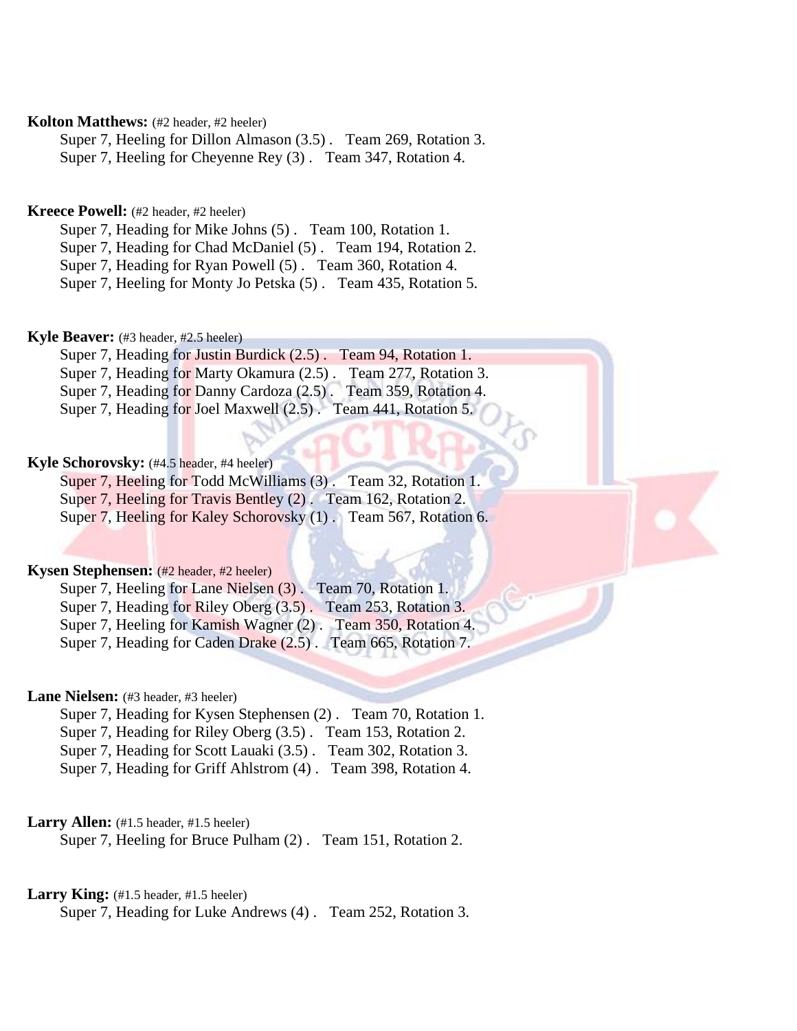**Kolton Matthews:** (#2 header, #2 heeler)

Super 7, Heeling for Dillon Almason (3.5) . Team 269, Rotation 3.
Super 7, Heeling for Cheyenne Rey (3) . Team 347, Rotation 4.

**Kreece Powell:** (#2 header, #2 heeler)

Super 7, Heading for Mike Johns (5) . Team 100, Rotation 1.
Super 7, Heading for Chad McDaniel (5) . Team 194, Rotation 2.
Super 7, Heading for Ryan Powell (5) . Team 360, Rotation 4.
Super 7, Heeling for Monty Jo Petska (5) . Team 435, Rotation 5.

**Kyle Beaver:** (#3 header, #2.5 heeler)

Super 7, Heading for Justin Burdick (2.5) . Team 94, Rotation 1.
Super 7, Heading for Marty Okamura (2.5) . Team 277, Rotation 3.
Super 7, Heading for Danny Cardoza (2.5) . Team 359, Rotation 4.
Super 7, Heading for Joel Maxwell (2.5) . Team 441, Rotation 5.

**Kyle Schorovsky:** (#4.5 header, #4 heeler)

Super 7, Heeling for Todd McWilliams (3) . Team 32, Rotation 1.
Super 7, Heeling for Travis Bentley (2) . Team 162, Rotation 2.
Super 7, Heeling for Kaley Schorovsky (1) . Team 567, Rotation 6.

**Kysen Stephensen:** (#2 header, #2 heeler)

Super 7, Heeling for Lane Nielsen (3) . Team 70, Rotation 1.
Super 7, Heading for Riley Oberg (3.5) . Team 253, Rotation 3.
Super 7, Heeling for Kamish Wagner (2) . Team 350, Rotation 4.
Super 7, Heading for Caden Drake (2.5) . Team 665, Rotation 7.

**Lane Nielsen:** (#3 header, #3 heeler)

Super 7, Heading for Kysen Stephensen (2) . Team 70, Rotation 1.
Super 7, Heading for Riley Oberg (3.5) . Team 153, Rotation 2.
Super 7, Heading for Scott Lauaki (3.5) . Team 302, Rotation 3.
Super 7, Heading for Griff Ahlstrom (4) . Team 398, Rotation 4.

**Larry Allen:** (#1.5 header, #1.5 heeler)

Super 7, Heeling for Bruce Pulham (2) . Team 151, Rotation 2.

**Larry King:** (#1.5 header, #1.5 heeler)

Super 7, Heading for Luke Andrews (4) . Team 252, Rotation 3.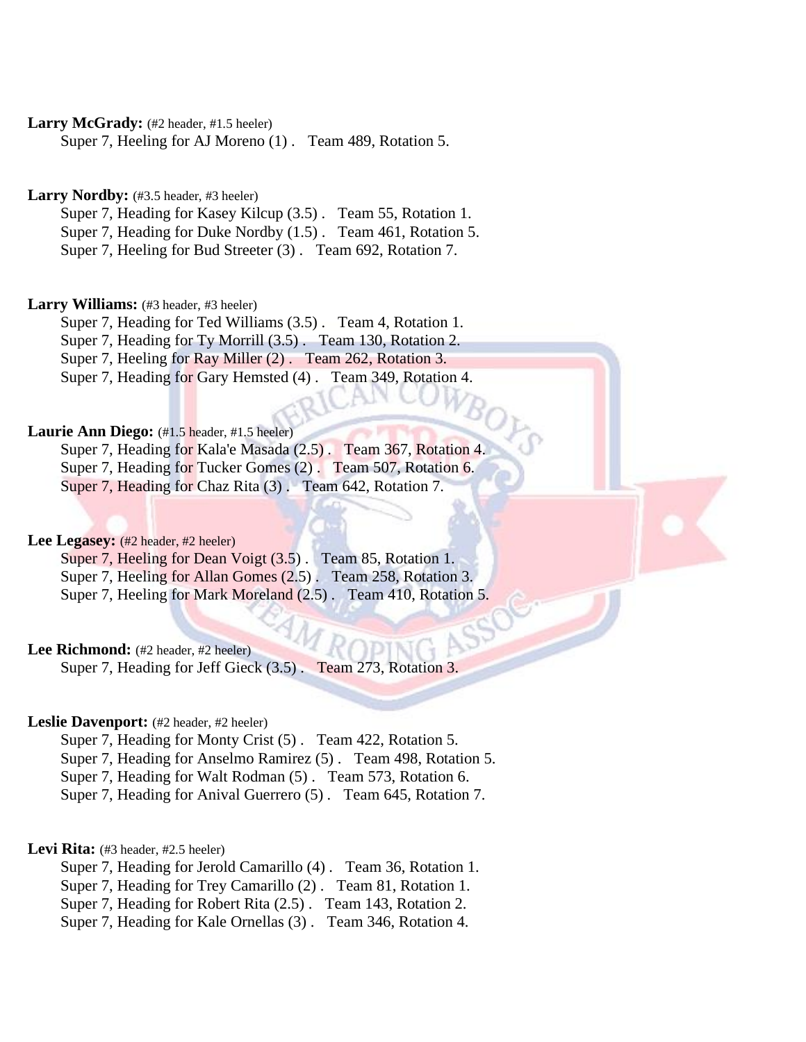**Larry McGrady:** (#2 header, #1.5 heeler)
Super 7, Heeling for AJ Moreno (1) . Team 489, Rotation 5.

**Larry Nordby:** (#3.5 header, #3 heeler)
Super 7, Heading for Kasey Kilcup (3.5) . Team 55, Rotation 1.
Super 7, Heading for Duke Nordby (1.5) . Team 461, Rotation 5.
Super 7, Heeling for Bud Streeter (3) . Team 692, Rotation 7.

**Larry Williams:** (#3 header, #3 heeler)
Super 7, Heading for Ted Williams (3.5) . Team 4, Rotation 1.
Super 7, Heading for Ty Morrill (3.5) . Team 130, Rotation 2.
Super 7, Heeling for Ray Miller (2) . Team 262, Rotation 3.
Super 7, Heading for Gary Hemsted (4) . Team 349, Rotation 4.

**Laurie Ann Diego:** (#1.5 header, #1.5 heeler)
Super 7, Heading for Kala'e Masada (2.5) . Team 367, Rotation 4.
Super 7, Heading for Tucker Gomes (2) . Team 507, Rotation 6.
Super 7, Heading for Chaz Rita (3) . Team 642, Rotation 7.

**Lee Legasey:** (#2 header, #2 heeler)
Super 7, Heeling for Dean Voigt (3.5) . Team 85, Rotation 1.
Super 7, Heeling for Allan Gomes (2.5) . Team 258, Rotation 3.
Super 7, Heeling for Mark Moreland (2.5) . Team 410, Rotation 5.

**Lee Richmond:** (#2 header, #2 heeler)
Super 7, Heading for Jeff Gieck (3.5) . Team 273, Rotation 3.

**Leslie Davenport:** (#2 header, #2 heeler)
Super 7, Heading for Monty Crist (5) . Team 422, Rotation 5.
Super 7, Heading for Anselmo Ramirez (5) . Team 498, Rotation 5.
Super 7, Heading for Walt Rodman (5) . Team 573, Rotation 6.
Super 7, Heading for Anival Guerrero (5) . Team 645, Rotation 7.

**Levi Rita:** (#3 header, #2.5 heeler)
Super 7, Heading for Jerold Camarillo (4) . Team 36, Rotation 1.
Super 7, Heading for Trey Camarillo (2) . Team 81, Rotation 1.
Super 7, Heading for Robert Rita (2.5) . Team 143, Rotation 2.
Super 7, Heading for Kale Ornellas (3) . Team 346, Rotation 4.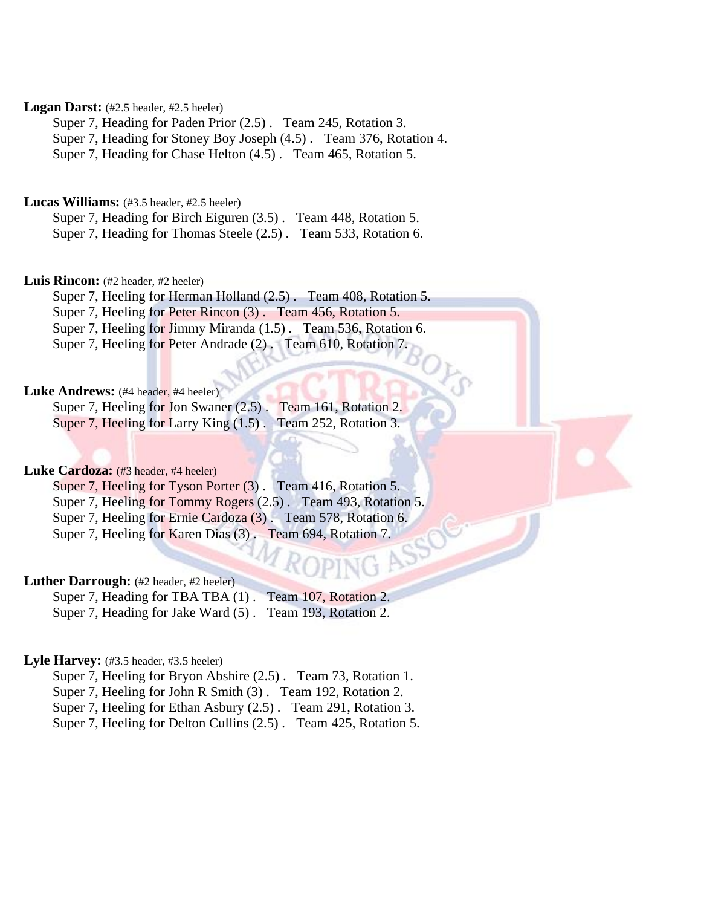**Logan Darst:** (#2.5 header, #2.5 heeler)

Super 7, Heading for Paden Prior (2.5) . Team 245, Rotation 3.
Super 7, Heading for Stoney Boy Joseph (4.5) . Team 376, Rotation 4.
Super 7, Heading for Chase Helton (4.5) . Team 465, Rotation 5.

**Lucas Williams:** (#3.5 header, #2.5 heeler)

Super 7, Heading for Birch Eiguren (3.5) . Team 448, Rotation 5.
Super 7, Heading for Thomas Steele (2.5) . Team 533, Rotation 6.

**Luis Rincon:** (#2 header, #2 heeler)

Super 7, Heeling for Herman Holland (2.5) . Team 408, Rotation 5.
Super 7, Heeling for Peter Rincon (3) . Team 456, Rotation 5.
Super 7, Heeling for Jimmy Miranda (1.5) . Team 536, Rotation 6.
Super 7, Heeling for Peter Andrade (2) . Team 610, Rotation 7.

**Luke Andrews:** (#4 header, #4 heeler)

Super 7, Heeling for Jon Swaner (2.5) . Team 161, Rotation 2.
Super 7, Heeling for Larry King (1.5) . Team 252, Rotation 3.

**Luke Cardoza:** (#3 header, #4 heeler)

Super 7, Heeling for Tyson Porter (3) . Team 416, Rotation 5.
Super 7, Heeling for Tommy Rogers (2.5) . Team 493, Rotation 5.
Super 7, Heeling for Ernie Cardoza (3) . Team 578, Rotation 6.
Super 7, Heeling for Karen Dias (3) . Team 694, Rotation 7.

**Luther Darrough:** (#2 header, #2 heeler)

Super 7, Heading for TBA TBA (1) . Team 107, Rotation 2.
Super 7, Heading for Jake Ward (5) . Team 193, Rotation 2.

**Lyle Harvey:** (#3.5 header, #3.5 heeler)

Super 7, Heeling for Bryon Abshire (2.5) . Team 73, Rotation 1.
Super 7, Heeling for John R Smith (3) . Team 192, Rotation 2.
Super 7, Heeling for Ethan Asbury (2.5) . Team 291, Rotation 3.
Super 7, Heeling for Delton Cullins (2.5) . Team 425, Rotation 5.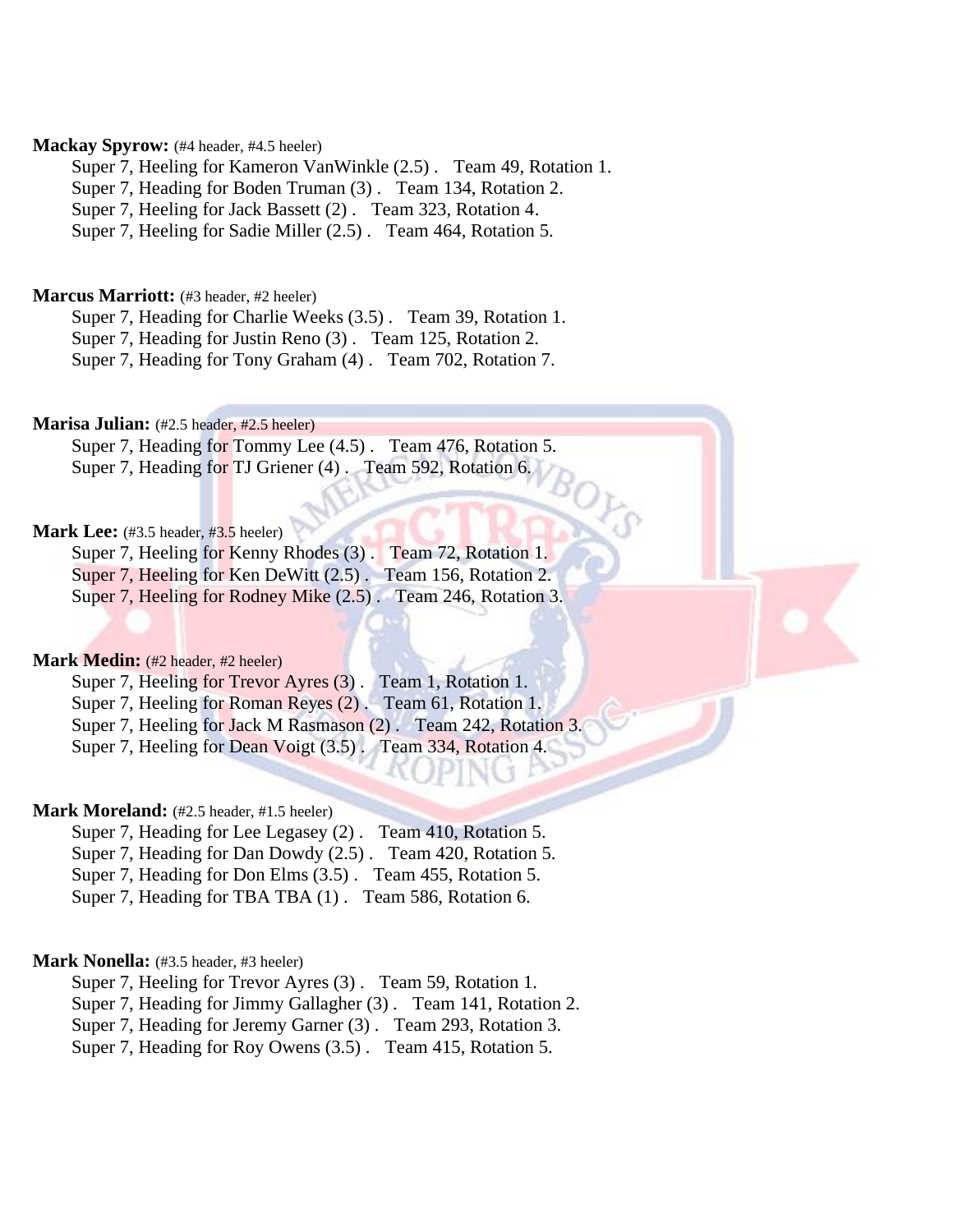**Mackay Spyrow:** (#4 header, #4.5 heeler)

Super 7, Heeling for Kameron VanWinkle (2.5) . Team 49, Rotation 1.
Super 7, Heading for Boden Truman (3) . Team 134, Rotation 2.
Super 7, Heeling for Jack Bassett (2) . Team 323, Rotation 4.
Super 7, Heeling for Sadie Miller (2.5) . Team 464, Rotation 5.

**Marcus Marriott:** (#3 header, #2 heeler)

Super 7, Heading for Charlie Weeks (3.5) . Team 39, Rotation 1.
Super 7, Heading for Justin Reno (3) . Team 125, Rotation 2.
Super 7, Heading for Tony Graham (4) . Team 702, Rotation 7.

**Marisa Julian:** (#2.5 header, #2.5 heeler)

Super 7, Heading for Tommy Lee (4.5) . Team 476, Rotation 5.
Super 7, Heading for TJ Griener (4) . Team 592, Rotation 6.

**Mark Lee:** (#3.5 header, #3.5 heeler)

Super 7, Heeling for Kenny Rhodes (3) . Team 72, Rotation 1.
Super 7, Heeling for Ken DeWitt (2.5) . Team 156, Rotation 2.
Super 7, Heeling for Rodney Mike (2.5) . Team 246, Rotation 3.

**Mark Medin:** (#2 header, #2 heeler)

Super 7, Heeling for Trevor Ayres (3) . Team 1, Rotation 1.
Super 7, Heeling for Roman Reyes (2) . Team 61, Rotation 1.
Super 7, Heeling for Jack M Rasmason (2) . Team 242, Rotation 3.
Super 7, Heeling for Dean Voigt (3.5) . Team 334, Rotation 4.

**Mark Moreland:** (#2.5 header, #1.5 heeler)

Super 7, Heading for Lee Legasey (2) . Team 410, Rotation 5.
Super 7, Heading for Dan Dowdy (2.5) . Team 420, Rotation 5.
Super 7, Heading for Don Elms (3.5) . Team 455, Rotation 5.
Super 7, Heading for TBA TBA (1) . Team 586, Rotation 6.

**Mark Nonella:** (#3.5 header, #3 heeler)

Super 7, Heeling for Trevor Ayres (3) . Team 59, Rotation 1.
Super 7, Heading for Jimmy Gallagher (3) . Team 141, Rotation 2.
Super 7, Heading for Jeremy Garner (3) . Team 293, Rotation 3.
Super 7, Heading for Roy Owens (3.5) . Team 415, Rotation 5.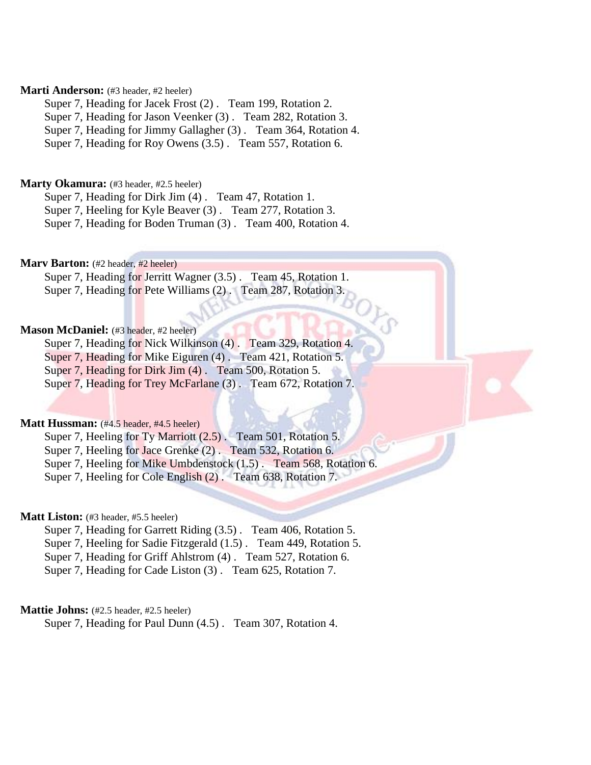**Marti Anderson:** (#3 header, #2 heeler)

Super 7, Heading for Jacek Frost (2) . Team 199, Rotation 2.
Super 7, Heading for Jason Veenker (3) . Team 282, Rotation 3.
Super 7, Heading for Jimmy Gallagher (3) . Team 364, Rotation 4.
Super 7, Heading for Roy Owens (3.5) . Team 557, Rotation 6.

**Marty Okamura:** (#3 header, #2.5 heeler)

Super 7, Heading for Dirk Jim (4) . Team 47, Rotation 1.
Super 7, Heeling for Kyle Beaver (3) . Team 277, Rotation 3.
Super 7, Heading for Boden Truman (3) . Team 400, Rotation 4.

**Marv Barton:** (#2 header, #2 heeler)

Super 7, Heading for Jerritt Wagner (3.5) . Team 45, Rotation 1.
Super 7, Heading for Pete Williams (2) . Team 287, Rotation 3.

**Mason McDaniel:** (#3 header, #2 heeler)

Super 7, Heading for Nick Wilkinson (4) . Team 329, Rotation 4.
Super 7, Heading for Mike Eiguren (4) . Team 421, Rotation 5.
Super 7, Heading for Dirk Jim (4) . Team 500, Rotation 5.
Super 7, Heading for Trey McFarlane (3) . Team 672, Rotation 7.

**Matt Hussman:** (#4.5 header, #4.5 heeler)

Super 7, Heeling for Ty Marriott (2.5) . Team 501, Rotation 5.
Super 7, Heeling for Jace Grenke (2) . Team 532, Rotation 6.
Super 7, Heeling for Mike Umbdenstock (1.5) . Team 568, Rotation 6.
Super 7, Heeling for Cole English (2) . Team 638, Rotation 7.

**Matt Liston:** (#3 header, #5.5 heeler)

Super 7, Heading for Garrett Riding (3.5) . Team 406, Rotation 5.
Super 7, Heeling for Sadie Fitzgerald (1.5) . Team 449, Rotation 5.
Super 7, Heading for Griff Ahlstrom (4) . Team 527, Rotation 6.
Super 7, Heading for Cade Liston (3) . Team 625, Rotation 7.

**Mattie Johns:** (#2.5 header, #2.5 heeler)

Super 7, Heading for Paul Dunn (4.5) . Team 307, Rotation 4.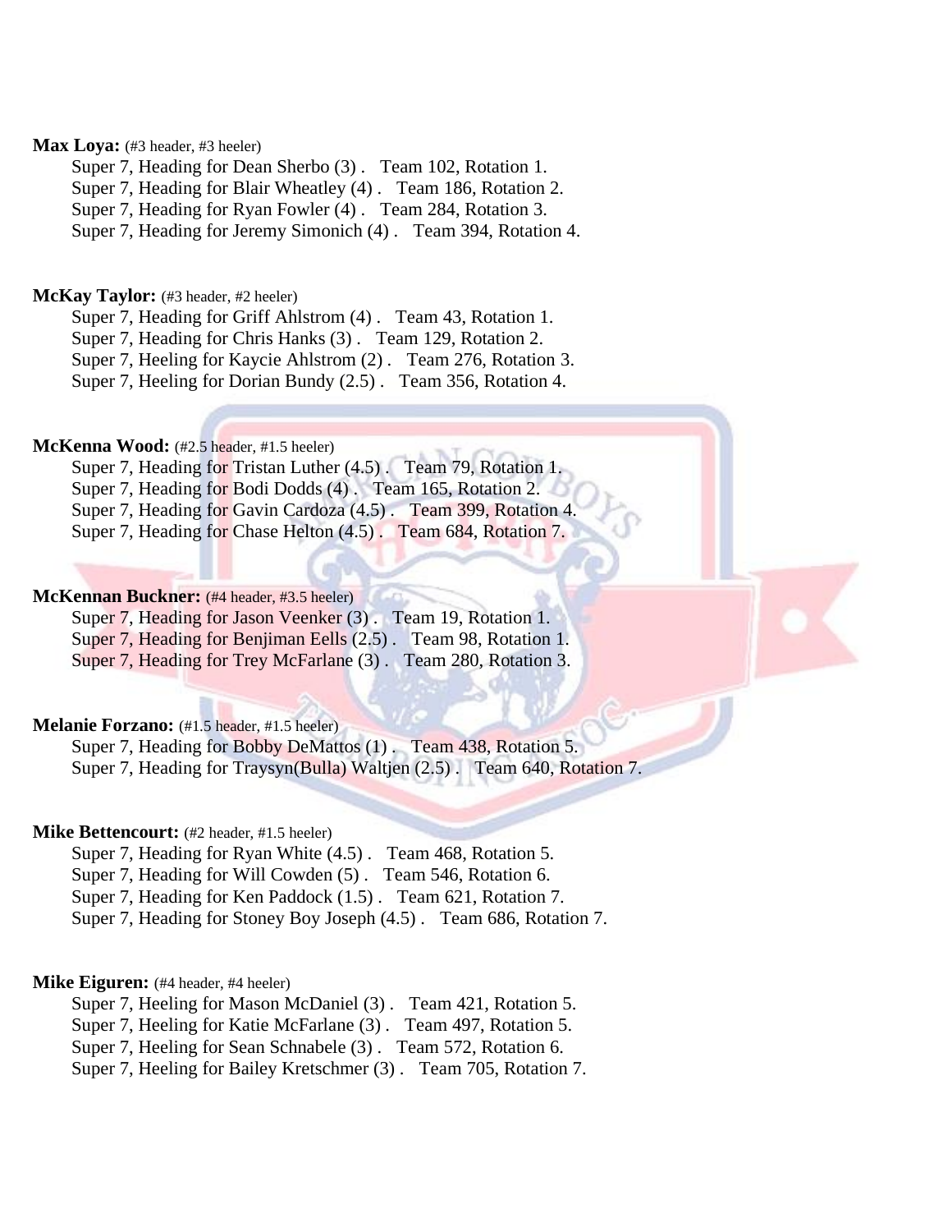**Max Loya:** (#3 header, #3 heeler)

Super 7, Heading for Dean Sherbo (3) . Team 102, Rotation 1.
Super 7, Heading for Blair Wheatley (4) . Team 186, Rotation 2.
Super 7, Heading for Ryan Fowler (4) . Team 284, Rotation 3.
Super 7, Heading for Jeremy Simonich (4) . Team 394, Rotation 4.

**McKay Taylor:** (#3 header, #2 heeler)

Super 7, Heading for Griff Ahlstrom (4) . Team 43, Rotation 1.
Super 7, Heading for Chris Hanks (3) . Team 129, Rotation 2.
Super 7, Heeling for Kaycie Ahlstrom (2) . Team 276, Rotation 3.
Super 7, Heeling for Dorian Bundy (2.5) . Team 356, Rotation 4.

**McKenna Wood:** (#2.5 header, #1.5 heeler)

Super 7, Heading for Tristan Luther (4.5) . Team 79, Rotation 1.
Super 7, Heading for Bodi Dodds (4) . Team 165, Rotation 2.
Super 7, Heading for Gavin Cardoza (4.5) . Team 399, Rotation 4.
Super 7, Heading for Chase Helton (4.5) . Team 684, Rotation 7.

**McKennan Buckner:** (#4 header, #3.5 heeler)

Super 7, Heading for Jason Veenker (3) . Team 19, Rotation 1.
Super 7, Heading for Benjiman Eells (2.5) . Team 98, Rotation 1.
Super 7, Heading for Trey McFarlane (3) . Team 280, Rotation 3.

**Melanie Forzano:** (#1.5 header, #1.5 heeler)

Super 7, Heading for Bobby DeMattos (1) . Team 438, Rotation 5.
Super 7, Heading for Traysyn(Bulla) Waltjen (2.5) . Team 640, Rotation 7.

**Mike Bettencourt:** (#2 header, #1.5 heeler)

Super 7, Heading for Ryan White (4.5) . Team 468, Rotation 5.
Super 7, Heading for Will Cowden (5) . Team 546, Rotation 6.
Super 7, Heading for Ken Paddock (1.5) . Team 621, Rotation 7.
Super 7, Heading for Stoney Boy Joseph (4.5) . Team 686, Rotation 7.

**Mike Eiguren:** (#4 header, #4 heeler)

Super 7, Heeling for Mason McDaniel (3) . Team 421, Rotation 5.
Super 7, Heeling for Katie McFarlane (3) . Team 497, Rotation 5.
Super 7, Heeling for Sean Schnabele (3) . Team 572, Rotation 6.
Super 7, Heeling for Bailey Kretschmer (3) . Team 705, Rotation 7.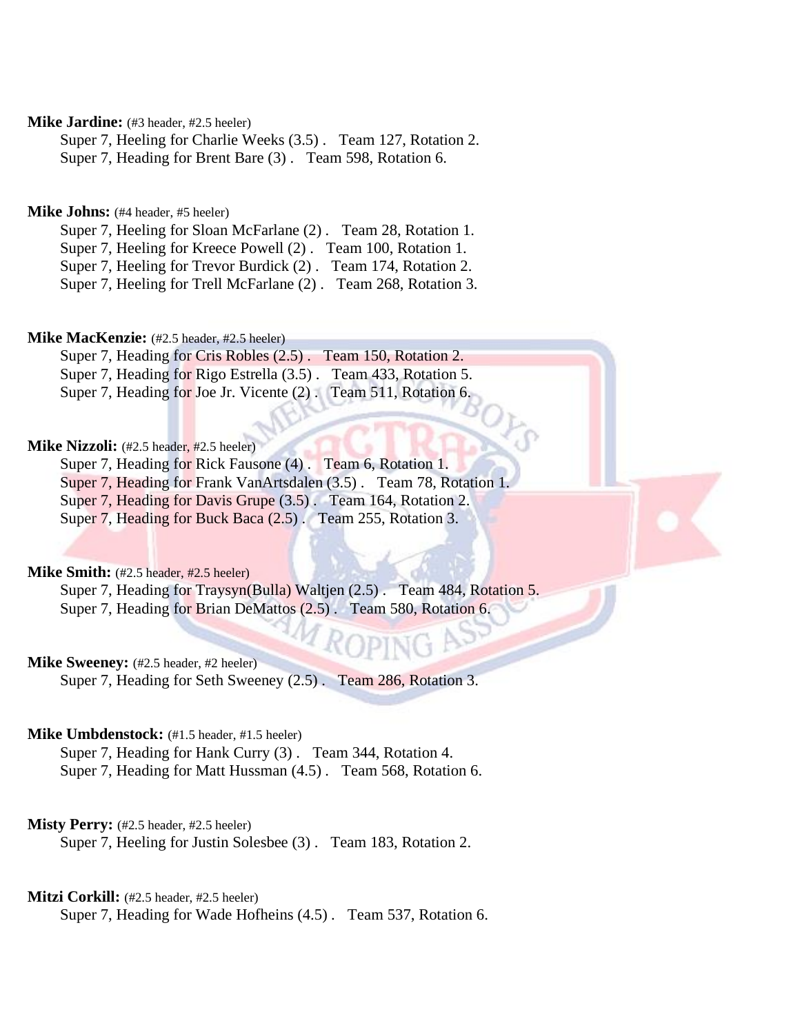**Mike Jardine:** (#3 header, #2.5 heeler)
Super 7, Heeling for Charlie Weeks (3.5) . Team 127, Rotation 2.
Super 7, Heading for Brent Bare (3) . Team 598, Rotation 6.

**Mike Johns:** (#4 header, #5 heeler)
Super 7, Heeling for Sloan McFarlane (2) . Team 28, Rotation 1.
Super 7, Heeling for Kreece Powell (2) . Team 100, Rotation 1.
Super 7, Heeling for Trevor Burdick (2) . Team 174, Rotation 2.
Super 7, Heeling for Trell McFarlane (2) . Team 268, Rotation 3.

**Mike MacKenzie:** (#2.5 header, #2.5 heeler)
Super 7, Heading for Cris Robles (2.5) . Team 150, Rotation 2.
Super 7, Heading for Rigo Estrella (3.5) . Team 433, Rotation 5.
Super 7, Heading for Joe Jr. Vicente (2) . Team 511, Rotation 6.

**Mike Nizzoli:** (#2.5 header, #2.5 heeler)
Super 7, Heading for Rick Fausone (4) . Team 6, Rotation 1.
Super 7, Heading for Frank VanArtsdalen (3.5) . Team 78, Rotation 1.
Super 7, Heading for Davis Grupe (3.5) . Team 164, Rotation 2.
Super 7, Heading for Buck Baca (2.5) . Team 255, Rotation 3.

**Mike Smith:** (#2.5 header, #2.5 heeler)
Super 7, Heading for Traysyn(Bulla) Waltjen (2.5) . Team 484, Rotation 5.
Super 7, Heading for Brian DeMattos (2.5) . Team 580, Rotation 6.

**Mike Sweeney:** (#2.5 header, #2 heeler)
Super 7, Heading for Seth Sweeney (2.5) . Team 286, Rotation 3.

**Mike Umbdenstock:** (#1.5 header, #1.5 heeler)
Super 7, Heading for Hank Curry (3) . Team 344, Rotation 4.
Super 7, Heading for Matt Hussman (4.5) . Team 568, Rotation 6.

**Misty Perry:** (#2.5 header, #2.5 heeler)
Super 7, Heeling for Justin Solesbee (3) . Team 183, Rotation 2.

**Mitzi Corkill:** (#2.5 header, #2.5 heeler)
Super 7, Heading for Wade Hofheins (4.5) . Team 537, Rotation 6.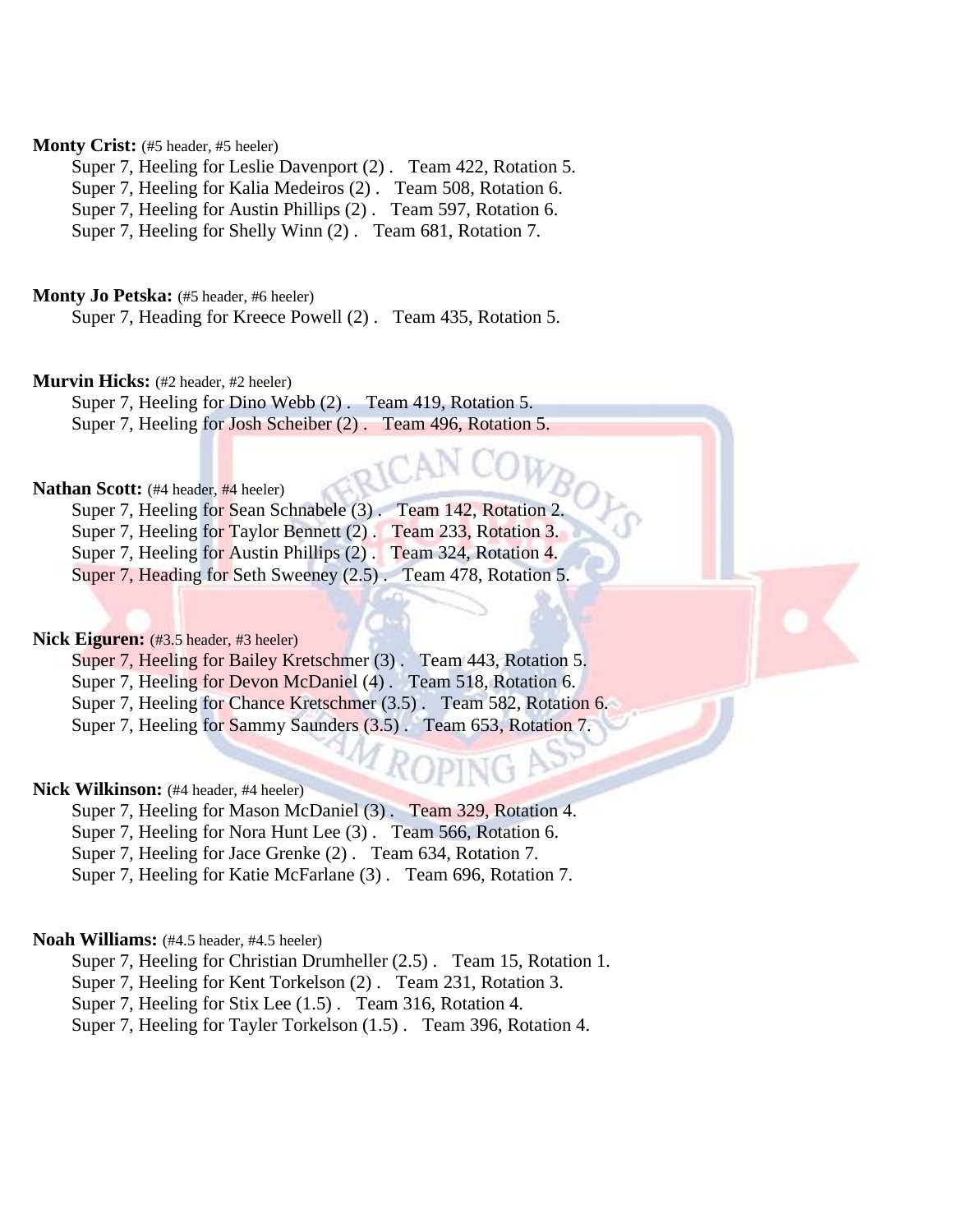**Monty Crist:** (#5 header, #5 heeler)

Super 7, Heeling for Leslie Davenport (2) .   Team 422, Rotation 5.
Super 7, Heeling for Kalia Medeiros (2) .   Team 508, Rotation 6.
Super 7, Heeling for Austin Phillips (2) .   Team 597, Rotation 6.
Super 7, Heeling for Shelly Winn (2) .   Team 681, Rotation 7.

**Monty Jo Petska:** (#5 header, #6 heeler)

Super 7, Heading for Kreece Powell (2) .   Team 435, Rotation 5.

**Murvin Hicks:** (#2 header, #2 heeler)

Super 7, Heeling for Dino Webb (2) .   Team 419, Rotation 5.
Super 7, Heeling for Josh Scheiber (2) .   Team 496, Rotation 5.

**Nathan Scott:** (#4 header, #4 heeler)

Super 7, Heeling for Sean Schnabele (3) .   Team 142, Rotation 2.
Super 7, Heeling for Taylor Bennett (2) .   Team 233, Rotation 3.
Super 7, Heeling for Austin Phillips (2) .   Team 324, Rotation 4.
Super 7, Heading for Seth Sweeney (2.5) .   Team 478, Rotation 5.

**Nick Eiguren:** (#3.5 header, #3 heeler)

Super 7, Heeling for Bailey Kretschmer (3) .   Team 443, Rotation 5.
Super 7, Heeling for Devon McDaniel (4) .   Team 518, Rotation 6.
Super 7, Heeling for Chance Kretschmer (3.5) .   Team 582, Rotation 6.
Super 7, Heeling for Sammy Saunders (3.5) .   Team 653, Rotation 7.

**Nick Wilkinson:** (#4 header, #4 heeler)

Super 7, Heeling for Mason McDaniel (3) .   Team 329, Rotation 4.
Super 7, Heeling for Nora Hunt Lee (3) .   Team 566, Rotation 6.
Super 7, Heeling for Jace Grenke (2) .   Team 634, Rotation 7.
Super 7, Heeling for Katie McFarlane (3) .   Team 696, Rotation 7.

**Noah Williams:** (#4.5 header, #4.5 heeler)

Super 7, Heeling for Christian Drumheller (2.5) .   Team 15, Rotation 1.
Super 7, Heeling for Kent Torkelson (2) .   Team 231, Rotation 3.
Super 7, Heeling for Stix Lee (1.5) .   Team 316, Rotation 4.
Super 7, Heeling for Tayler Torkelson (1.5) .   Team 396, Rotation 4.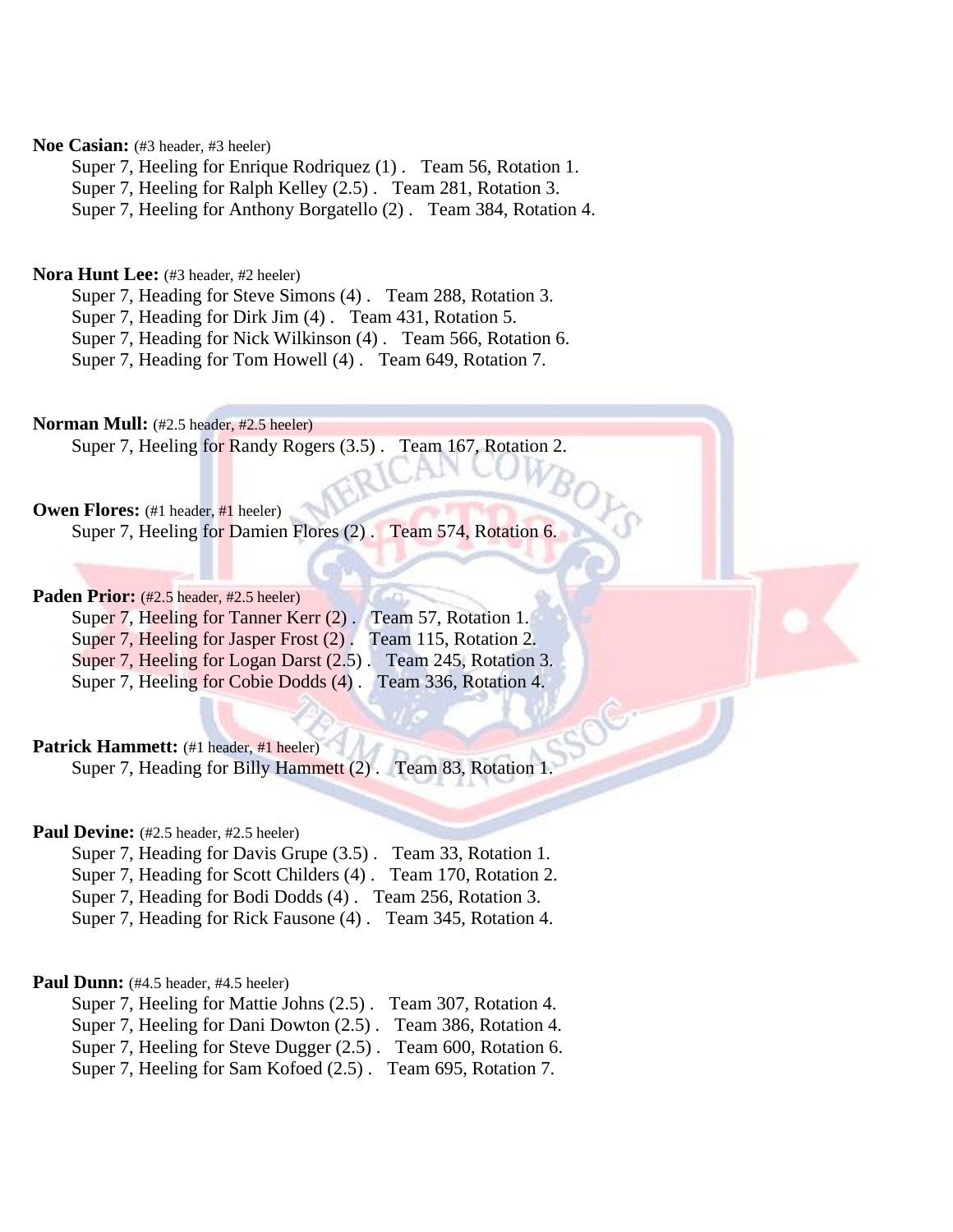**Noe Casian:** (#3 header, #3 heeler)

Super 7, Heeling for Enrique Rodriquez (1) . Team 56, Rotation 1.
Super 7, Heeling for Ralph Kelley (2.5) . Team 281, Rotation 3.
Super 7, Heeling for Anthony Borgatello (2) . Team 384, Rotation 4.

**Nora Hunt Lee:** (#3 header, #2 heeler)

Super 7, Heading for Steve Simons (4) . Team 288, Rotation 3.
Super 7, Heading for Dirk Jim (4) . Team 431, Rotation 5.
Super 7, Heading for Nick Wilkinson (4) . Team 566, Rotation 6.
Super 7, Heading for Tom Howell (4) . Team 649, Rotation 7.

**Norman Mull:** (#2.5 header, #2.5 heeler)

Super 7, Heeling for Randy Rogers (3.5) . Team 167, Rotation 2.

**Owen Flores:** (#1 header, #1 heeler)

Super 7, Heeling for Damien Flores (2) . Team 574, Rotation 6.

**Paden Prior:** (#2.5 header, #2.5 heeler)

Super 7, Heeling for Tanner Kerr (2) . Team 57, Rotation 1.
Super 7, Heeling for Jasper Frost (2) . Team 115, Rotation 2.
Super 7, Heeling for Logan Darst (2.5) . Team 245, Rotation 3.
Super 7, Heeling for Cobie Dodds (4) . Team 336, Rotation 4.

**Patrick Hammett:** (#1 header, #1 heeler)

Super 7, Heading for Billy Hammett (2) . Team 83, Rotation 1.

**Paul Devine:** (#2.5 header, #2.5 heeler)

Super 7, Heading for Davis Grupe (3.5) . Team 33, Rotation 1.
Super 7, Heading for Scott Childers (4) . Team 170, Rotation 2.
Super 7, Heading for Bodi Dodds (4) . Team 256, Rotation 3.
Super 7, Heading for Rick Fausone (4) . Team 345, Rotation 4.

**Paul Dunn:** (#4.5 header, #4.5 heeler)

Super 7, Heeling for Mattie Johns (2.5) . Team 307, Rotation 4.
Super 7, Heeling for Dani Dowton (2.5) . Team 386, Rotation 4.
Super 7, Heeling for Steve Dugger (2.5) . Team 600, Rotation 6.
Super 7, Heeling for Sam Kofoed (2.5) . Team 695, Rotation 7.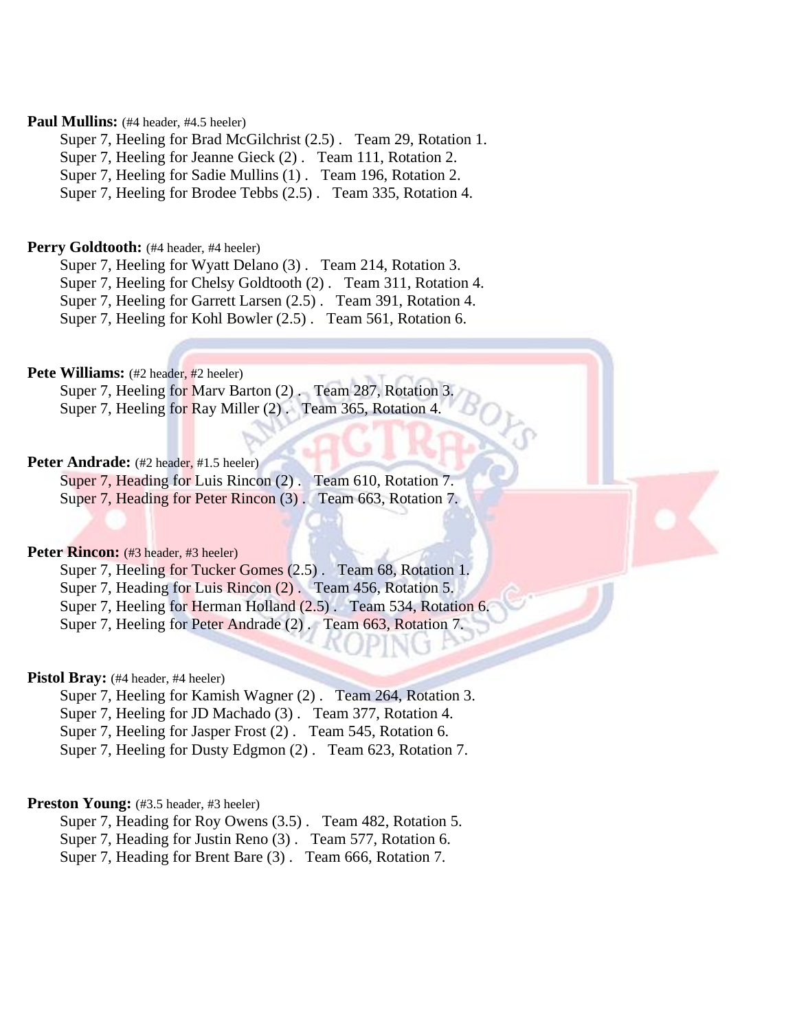**Paul Mullins:** (#4 header, #4.5 heeler)

Super 7, Heeling for Brad McGilchrist (2.5) . Team 29, Rotation 1.
Super 7, Heeling for Jeanne Gieck (2) . Team 111, Rotation 2.
Super 7, Heeling for Sadie Mullins (1) . Team 196, Rotation 2.
Super 7, Heeling for Brodee Tebbs (2.5) . Team 335, Rotation 4.

**Perry Goldtooth:** (#4 header, #4 heeler)

Super 7, Heeling for Wyatt Delano (3) . Team 214, Rotation 3.
Super 7, Heeling for Chelsy Goldtooth (2) . Team 311, Rotation 4.
Super 7, Heeling for Garrett Larsen (2.5) . Team 391, Rotation 4.
Super 7, Heeling for Kohl Bowler (2.5) . Team 561, Rotation 6.

**Pete Williams:** (#2 header, #2 heeler)

Super 7, Heeling for Marv Barton (2) . Team 287, Rotation 3.
Super 7, Heeling for Ray Miller (2) . Team 365, Rotation 4.

**Peter Andrade:** (#2 header, #1.5 heeler)

Super 7, Heading for Luis Rincon (2) . Team 610, Rotation 7.
Super 7, Heading for Peter Rincon (3) . Team 663, Rotation 7.

**Peter Rincon:** (#3 header, #3 heeler)

Super 7, Heeling for Tucker Gomes (2.5) . Team 68, Rotation 1.
Super 7, Heading for Luis Rincon (2) . Team 456, Rotation 5.
Super 7, Heeling for Herman Holland (2.5) . Team 534, Rotation 6.
Super 7, Heeling for Peter Andrade (2) . Team 663, Rotation 7.

**Pistol Bray:** (#4 header, #4 heeler)

Super 7, Heeling for Kamish Wagner (2) . Team 264, Rotation 3.
Super 7, Heeling for JD Machado (3) . Team 377, Rotation 4.
Super 7, Heeling for Jasper Frost (2) . Team 545, Rotation 6.
Super 7, Heeling for Dusty Edgmon (2) . Team 623, Rotation 7.

**Preston Young:** (#3.5 header, #3 heeler)

Super 7, Heading for Roy Owens (3.5) . Team 482, Rotation 5.
Super 7, Heading for Justin Reno (3) . Team 577, Rotation 6.
Super 7, Heading for Brent Bare (3) . Team 666, Rotation 7.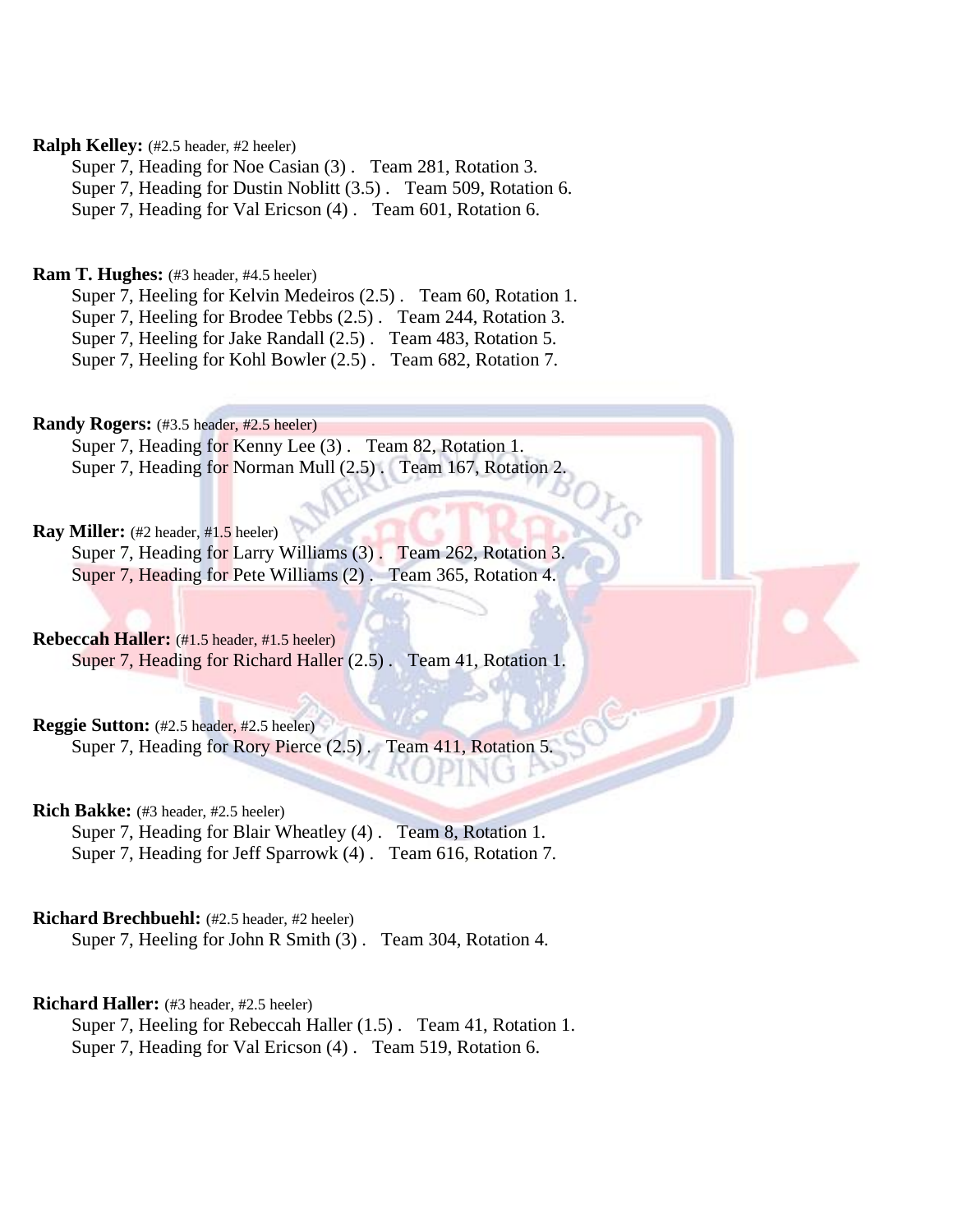**Ralph Kelley:** (#2.5 header, #2 heeler)
Super 7, Heading for Noe Casian (3) . Team 281, Rotation 3.
Super 7, Heading for Dustin Noblitt (3.5) . Team 509, Rotation 6.
Super 7, Heading for Val Ericson (4) . Team 601, Rotation 6.

**Ram T. Hughes:** (#3 header, #4.5 heeler)
Super 7, Heeling for Kelvin Medeiros (2.5) . Team 60, Rotation 1.
Super 7, Heeling for Brodee Tebbs (2.5) . Team 244, Rotation 3.
Super 7, Heeling for Jake Randall (2.5) . Team 483, Rotation 5.
Super 7, Heeling for Kohl Bowler (2.5) . Team 682, Rotation 7.

**Randy Rogers:** (#3.5 header, #2.5 heeler)
Super 7, Heading for Kenny Lee (3) . Team 82, Rotation 1.
Super 7, Heading for Norman Mull (2.5) . Team 167, Rotation 2.

**Ray Miller:** (#2 header, #1.5 heeler)
Super 7, Heading for Larry Williams (3) . Team 262, Rotation 3.
Super 7, Heading for Pete Williams (2) . Team 365, Rotation 4.

**Rebeccah Haller:** (#1.5 header, #1.5 heeler)
Super 7, Heading for Richard Haller (2.5) . Team 41, Rotation 1.

**Reggie Sutton:** (#2.5 header, #2.5 heeler)
Super 7, Heading for Rory Pierce (2.5) . Team 411, Rotation 5.

**Rich Bakke:** (#3 header, #2.5 heeler)
Super 7, Heading for Blair Wheatley (4) . Team 8, Rotation 1.
Super 7, Heading for Jeff Sparrowk (4) . Team 616, Rotation 7.

**Richard Brechbuehl:** (#2.5 header, #2 heeler)
Super 7, Heeling for John R Smith (3) . Team 304, Rotation 4.

**Richard Haller:** (#3 header, #2.5 heeler)
Super 7, Heeling for Rebeccah Haller (1.5) . Team 41, Rotation 1.
Super 7, Heading for Val Ericson (4) . Team 519, Rotation 6.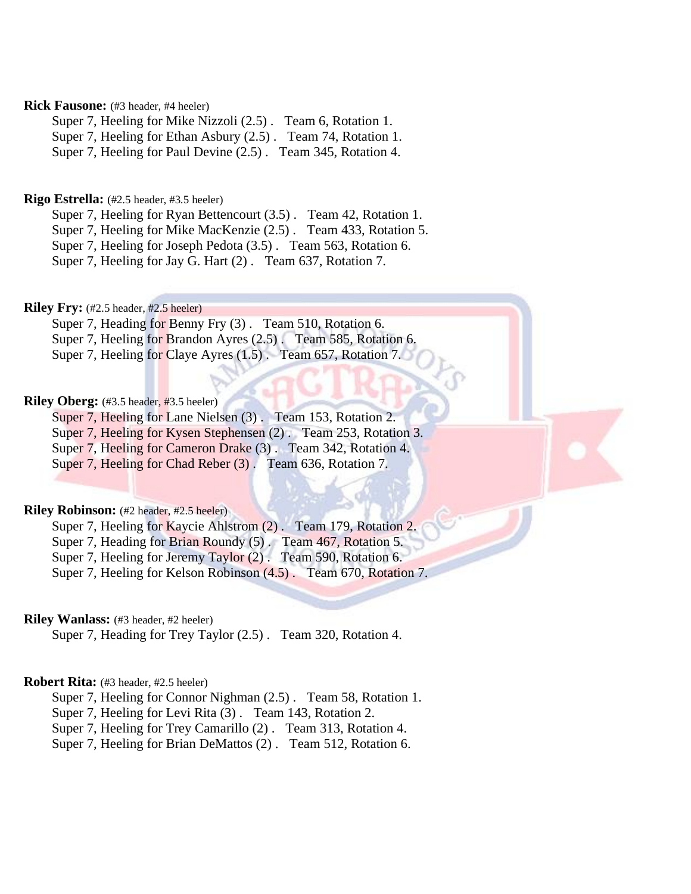**Rick Fausone:** (#3 header, #4 heeler)

Super 7, Heeling for Mike Nizzoli (2.5) . Team 6, Rotation 1.
Super 7, Heeling for Ethan Asbury (2.5) . Team 74, Rotation 1.
Super 7, Heeling for Paul Devine (2.5) . Team 345, Rotation 4.

**Rigo Estrella:** (#2.5 header, #3.5 heeler)

Super 7, Heeling for Ryan Bettencourt (3.5) . Team 42, Rotation 1.
Super 7, Heeling for Mike MacKenzie (2.5) . Team 433, Rotation 5.
Super 7, Heeling for Joseph Pedota (3.5) . Team 563, Rotation 6.
Super 7, Heeling for Jay G. Hart (2) . Team 637, Rotation 7.

**Riley Fry:** (#2.5 header, #2.5 heeler)

Super 7, Heading for Benny Fry (3) . Team 510, Rotation 6.
Super 7, Heeling for Brandon Ayres (2.5) . Team 585, Rotation 6.
Super 7, Heeling for Claye Ayres (1.5) . Team 657, Rotation 7.

**Riley Oberg:** (#3.5 header, #3.5 heeler)

Super 7, Heeling for Lane Nielsen (3) . Team 153, Rotation 2.
Super 7, Heeling for Kysen Stephensen (2) . Team 253, Rotation 3.
Super 7, Heeling for Cameron Drake (3) . Team 342, Rotation 4.
Super 7, Heeling for Chad Reber (3) . Team 636, Rotation 7.

**Riley Robinson:** (#2 header, #2.5 heeler)

Super 7, Heeling for Kaycie Ahlstrom (2) . Team 179, Rotation 2.
Super 7, Heading for Brian Roundy (5) . Team 467, Rotation 5.
Super 7, Heeling for Jeremy Taylor (2) . Team 590, Rotation 6.
Super 7, Heeling for Kelson Robinson (4.5) . Team 670, Rotation 7.

**Riley Wanlass:** (#3 header, #2 heeler)

Super 7, Heading for Trey Taylor (2.5) . Team 320, Rotation 4.

**Robert Rita:** (#3 header, #2.5 heeler)

Super 7, Heeling for Connor Nighman (2.5) . Team 58, Rotation 1.
Super 7, Heeling for Levi Rita (3) . Team 143, Rotation 2.
Super 7, Heeling for Trey Camarillo (2) . Team 313, Rotation 4.
Super 7, Heeling for Brian DeMattos (2) . Team 512, Rotation 6.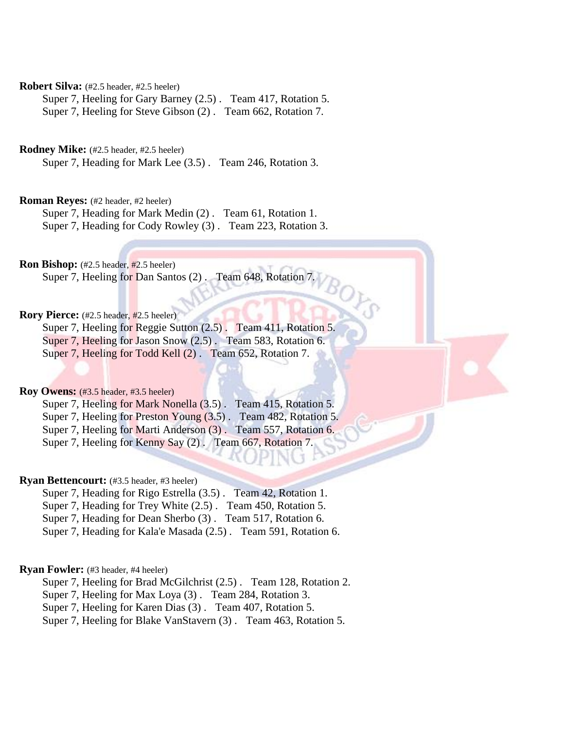**Robert Silva:** (#2.5 header, #2.5 heeler)

Super 7, Heeling for Gary Barney (2.5) . Team 417, Rotation 5.
Super 7, Heeling for Steve Gibson (2) . Team 662, Rotation 7.

**Rodney Mike:** (#2.5 header, #2.5 heeler)

Super 7, Heading for Mark Lee (3.5) . Team 246, Rotation 3.

**Roman Reyes:** (#2 header, #2 heeler)

Super 7, Heading for Mark Medin (2) . Team 61, Rotation 1.
Super 7, Heading for Cody Rowley (3) . Team 223, Rotation 3.

**Ron Bishop:** (#2.5 header, #2.5 heeler)

Super 7, Heeling for Dan Santos (2) . Team 648, Rotation 7.

**Rory Pierce:** (#2.5 header, #2.5 heeler)

Super 7, Heeling for Reggie Sutton (2.5) . Team 411, Rotation 5.
Super 7, Heeling for Jason Snow (2.5) . Team 583, Rotation 6.
Super 7, Heeling for Todd Kell (2) . Team 652, Rotation 7.

**Roy Owens:** (#3.5 header, #3.5 heeler)

Super 7, Heeling for Mark Nonella (3.5) . Team 415, Rotation 5.
Super 7, Heeling for Preston Young (3.5) . Team 482, Rotation 5.
Super 7, Heeling for Marti Anderson (3) . Team 557, Rotation 6.
Super 7, Heeling for Kenny Say (2) . Team 667, Rotation 7.

**Ryan Bettencourt:** (#3.5 header, #3 heeler)

Super 7, Heading for Rigo Estrella (3.5) . Team 42, Rotation 1.
Super 7, Heading for Trey White (2.5) . Team 450, Rotation 5.
Super 7, Heading for Dean Sherbo (3) . Team 517, Rotation 6.
Super 7, Heading for Kala'e Masada (2.5) . Team 591, Rotation 6.

**Ryan Fowler:** (#3 header, #4 heeler)

Super 7, Heeling for Brad McGilchrist (2.5) . Team 128, Rotation 2.
Super 7, Heeling for Max Loya (3) . Team 284, Rotation 3.
Super 7, Heeling for Karen Dias (3) . Team 407, Rotation 5.
Super 7, Heeling for Blake VanStavern (3) . Team 463, Rotation 5.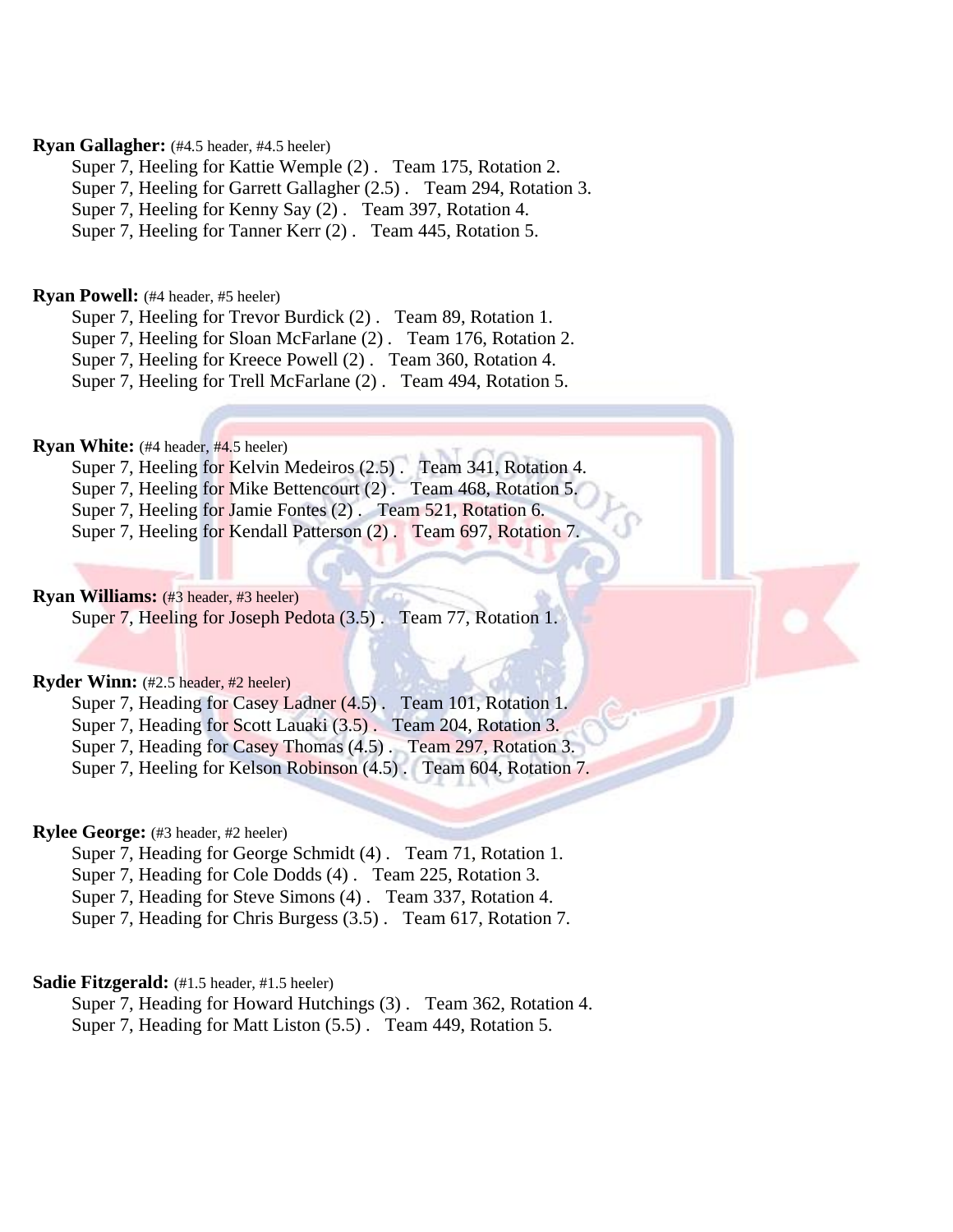**Ryan Gallagher:** (#4.5 header, #4.5 heeler)

Super 7, Heeling for Kattie Wemple (2) . Team 175, Rotation 2.
Super 7, Heeling for Garrett Gallagher (2.5) . Team 294, Rotation 3.
Super 7, Heeling for Kenny Say (2) . Team 397, Rotation 4.
Super 7, Heeling for Tanner Kerr (2) . Team 445, Rotation 5.

**Ryan Powell:** (#4 header, #5 heeler)

Super 7, Heeling for Trevor Burdick (2) . Team 89, Rotation 1.
Super 7, Heeling for Sloan McFarlane (2) . Team 176, Rotation 2.
Super 7, Heeling for Kreece Powell (2) . Team 360, Rotation 4.
Super 7, Heeling for Trell McFarlane (2) . Team 494, Rotation 5.

**Ryan White:** (#4 header, #4.5 heeler)

Super 7, Heeling for Kelvin Medeiros (2.5) . Team 341, Rotation 4.
Super 7, Heeling for Mike Bettencourt (2) . Team 468, Rotation 5.
Super 7, Heeling for Jamie Fontes (2) . Team 521, Rotation 6.
Super 7, Heeling for Kendall Patterson (2) . Team 697, Rotation 7.

**Ryan Williams:** (#3 header, #3 heeler)

Super 7, Heeling for Joseph Pedota (3.5) . Team 77, Rotation 1.

**Ryder Winn:** (#2.5 header, #2 heeler)

Super 7, Heading for Casey Ladner (4.5) . Team 101, Rotation 1.
Super 7, Heading for Scott Lauaki (3.5) . Team 204, Rotation 3.
Super 7, Heading for Casey Thomas (4.5) . Team 297, Rotation 3.
Super 7, Heeling for Kelson Robinson (4.5) . Team 604, Rotation 7.

**Rylee George:** (#3 header, #2 heeler)

Super 7, Heading for George Schmidt (4) . Team 71, Rotation 1.
Super 7, Heading for Cole Dodds (4) . Team 225, Rotation 3.
Super 7, Heading for Steve Simons (4) . Team 337, Rotation 4.
Super 7, Heading for Chris Burgess (3.5) . Team 617, Rotation 7.

**Sadie Fitzgerald:** (#1.5 header, #1.5 heeler)

Super 7, Heading for Howard Hutchings (3) . Team 362, Rotation 4.
Super 7, Heading for Matt Liston (5.5) . Team 449, Rotation 5.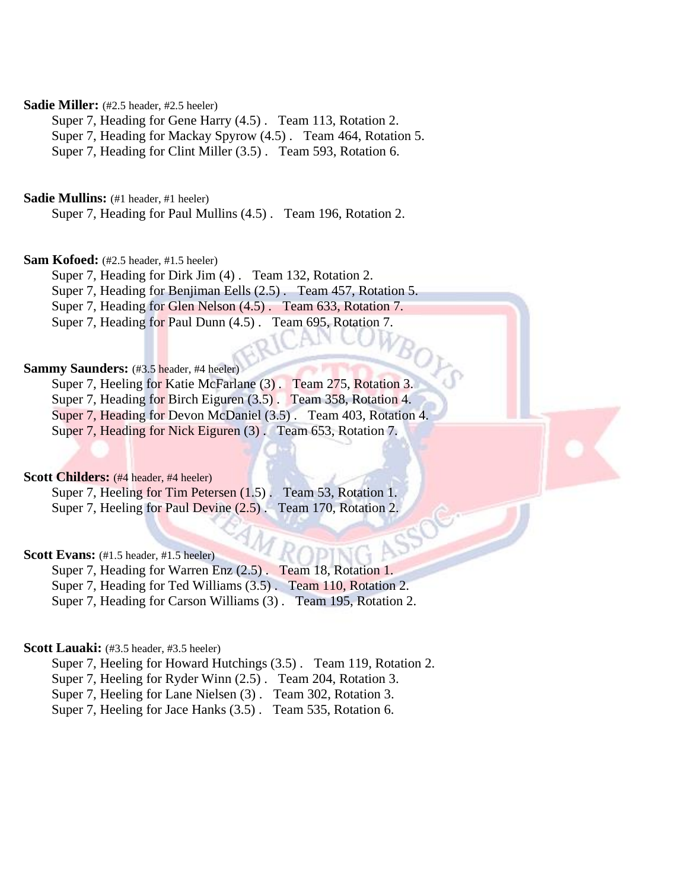**Sadie Miller:** (#2.5 header, #2.5 heeler)

Super 7, Heading for Gene Harry (4.5) . Team 113, Rotation 2.
Super 7, Heading for Mackay Spyrow (4.5) . Team 464, Rotation 5.
Super 7, Heading for Clint Miller (3.5) . Team 593, Rotation 6.

**Sadie Mullins:** (#1 header, #1 heeler)

Super 7, Heading for Paul Mullins (4.5) . Team 196, Rotation 2.

**Sam Kofoed:** (#2.5 header, #1.5 heeler)

Super 7, Heading for Dirk Jim (4) . Team 132, Rotation 2.
Super 7, Heading for Benjiman Eells (2.5) . Team 457, Rotation 5.
Super 7, Heading for Glen Nelson (4.5) . Team 633, Rotation 7.
Super 7, Heading for Paul Dunn (4.5) . Team 695, Rotation 7.

**Sammy Saunders:** (#3.5 header, #4 heeler)

Super 7, Heeling for Katie McFarlane (3) . Team 275, Rotation 3.
Super 7, Heading for Birch Eiguren (3.5) . Team 358, Rotation 4.
Super 7, Heading for Devon McDaniel (3.5) . Team 403, Rotation 4.
Super 7, Heading for Nick Eiguren (3) . Team 653, Rotation 7.

**Scott Childers:** (#4 header, #4 heeler)

Super 7, Heeling for Tim Petersen (1.5) . Team 53, Rotation 1.
Super 7, Heeling for Paul Devine (2.5) . Team 170, Rotation 2.

**Scott Evans:** (#1.5 header, #1.5 heeler)

Super 7, Heading for Warren Enz (2.5) . Team 18, Rotation 1.
Super 7, Heading for Ted Williams (3.5) . Team 110, Rotation 2.
Super 7, Heading for Carson Williams (3) . Team 195, Rotation 2.

**Scott Lauaki:** (#3.5 header, #3.5 heeler)

Super 7, Heeling for Howard Hutchings (3.5) . Team 119, Rotation 2.
Super 7, Heeling for Ryder Winn (2.5) . Team 204, Rotation 3.
Super 7, Heeling for Lane Nielsen (3) . Team 302, Rotation 3.
Super 7, Heeling for Jace Hanks (3.5) . Team 535, Rotation 6.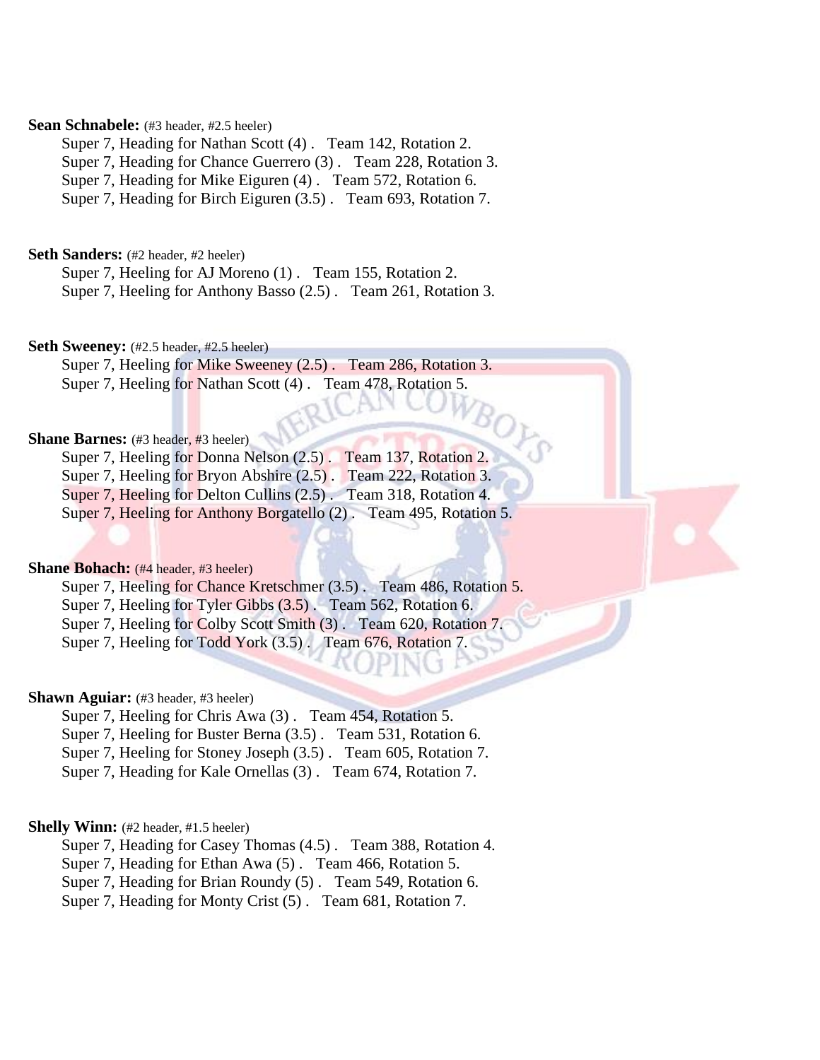**Sean Schnabele:** (#3 header, #2.5 heeler)

Super 7, Heading for Nathan Scott (4) .   Team 142, Rotation 2.
Super 7, Heading for Chance Guerrero (3) .   Team 228, Rotation 3.
Super 7, Heading for Mike Eiguren (4) .   Team 572, Rotation 6.
Super 7, Heading for Birch Eiguren (3.5) .   Team 693, Rotation 7.

**Seth Sanders:** (#2 header, #2 heeler)

Super 7, Heeling for AJ Moreno (1) .   Team 155, Rotation 2.
Super 7, Heeling for Anthony Basso (2.5) .   Team 261, Rotation 3.

**Seth Sweeney:** (#2.5 header, #2.5 heeler)

Super 7, Heeling for Mike Sweeney (2.5) .   Team 286, Rotation 3.
Super 7, Heeling for Nathan Scott (4) .   Team 478, Rotation 5.

**Shane Barnes:** (#3 header, #3 heeler)

Super 7, Heeling for Donna Nelson (2.5) .   Team 137, Rotation 2.
Super 7, Heeling for Bryon Abshire (2.5) .   Team 222, Rotation 3.
Super 7, Heeling for Delton Cullins (2.5) .   Team 318, Rotation 4.
Super 7, Heeling for Anthony Borgatello (2) .   Team 495, Rotation 5.

**Shane Bohach:** (#4 header, #3 heeler)

Super 7, Heeling for Chance Kretschmer (3.5) .   Team 486, Rotation 5.
Super 7, Heeling for Tyler Gibbs (3.5) .   Team 562, Rotation 6.
Super 7, Heeling for Colby Scott Smith (3) .   Team 620, Rotation 7.
Super 7, Heeling for Todd York (3.5) .   Team 676, Rotation 7.

**Shawn Aguiar:** (#3 header, #3 heeler)

Super 7, Heeling for Chris Awa (3) .   Team 454, Rotation 5.
Super 7, Heeling for Buster Berna (3.5) .   Team 531, Rotation 6.
Super 7, Heeling for Stoney Joseph (3.5) .   Team 605, Rotation 7.
Super 7, Heading for Kale Ornellas (3) .   Team 674, Rotation 7.

**Shelly Winn:** (#2 header, #1.5 heeler)

Super 7, Heading for Casey Thomas (4.5) .   Team 388, Rotation 4.
Super 7, Heading for Ethan Awa (5) .   Team 466, Rotation 5.
Super 7, Heading for Brian Roundy (5) .   Team 549, Rotation 6.
Super 7, Heading for Monty Crist (5) .   Team 681, Rotation 7.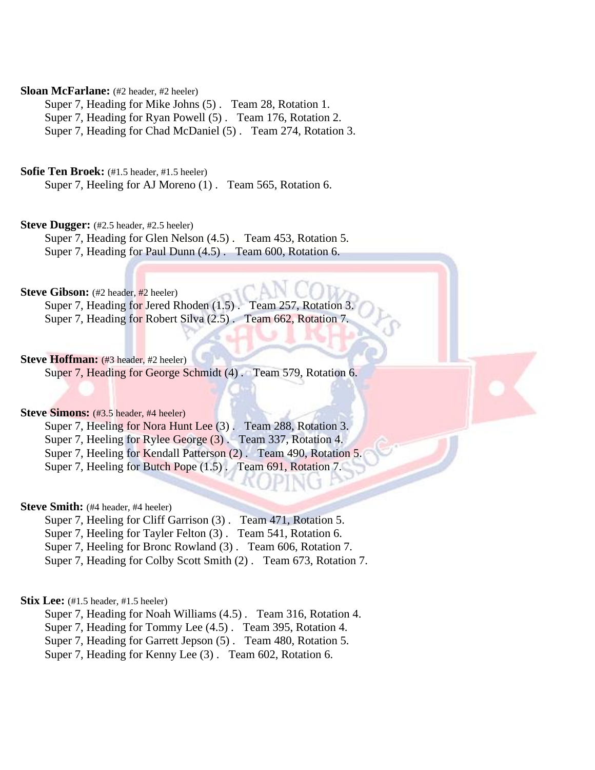**Sloan McFarlane:** (#2 header, #2 heeler)

Super 7, Heading for Mike Johns (5) . Team 28, Rotation 1.
Super 7, Heading for Ryan Powell (5) . Team 176, Rotation 2.
Super 7, Heading for Chad McDaniel (5) . Team 274, Rotation 3.

**Sofie Ten Broek:** (#1.5 header, #1.5 heeler)

Super 7, Heeling for AJ Moreno (1) . Team 565, Rotation 6.

**Steve Dugger:** (#2.5 header, #2.5 heeler)

Super 7, Heading for Glen Nelson (4.5) . Team 453, Rotation 5.
Super 7, Heading for Paul Dunn (4.5) . Team 600, Rotation 6.

**Steve Gibson:** (#2 header, #2 heeler)

Super 7, Heading for Jered Rhoden (1.5) . Team 257, Rotation 3.
Super 7, Heading for Robert Silva (2.5) . Team 662, Rotation 7.

**Steve Hoffman:** (#3 header, #2 heeler)

Super 7, Heading for George Schmidt (4) . Team 579, Rotation 6.

**Steve Simons:** (#3.5 header, #4 heeler)

Super 7, Heeling for Nora Hunt Lee (3) . Team 288, Rotation 3.
Super 7, Heeling for Rylee George (3) . Team 337, Rotation 4.
Super 7, Heeling for Kendall Patterson (2) . Team 490, Rotation 5.
Super 7, Heeling for Butch Pope (1.5) . Team 691, Rotation 7.

**Steve Smith:** (#4 header, #4 heeler)

Super 7, Heeling for Cliff Garrison (3) . Team 471, Rotation 5.
Super 7, Heeling for Tayler Felton (3) . Team 541, Rotation 6.
Super 7, Heeling for Bronc Rowland (3) . Team 606, Rotation 7.
Super 7, Heading for Colby Scott Smith (2) . Team 673, Rotation 7.

**Stix Lee:** (#1.5 header, #1.5 heeler)

Super 7, Heading for Noah Williams (4.5) . Team 316, Rotation 4.
Super 7, Heading for Tommy Lee (4.5) . Team 395, Rotation 4.
Super 7, Heading for Garrett Jepson (5) . Team 480, Rotation 5.
Super 7, Heading for Kenny Lee (3) . Team 602, Rotation 6.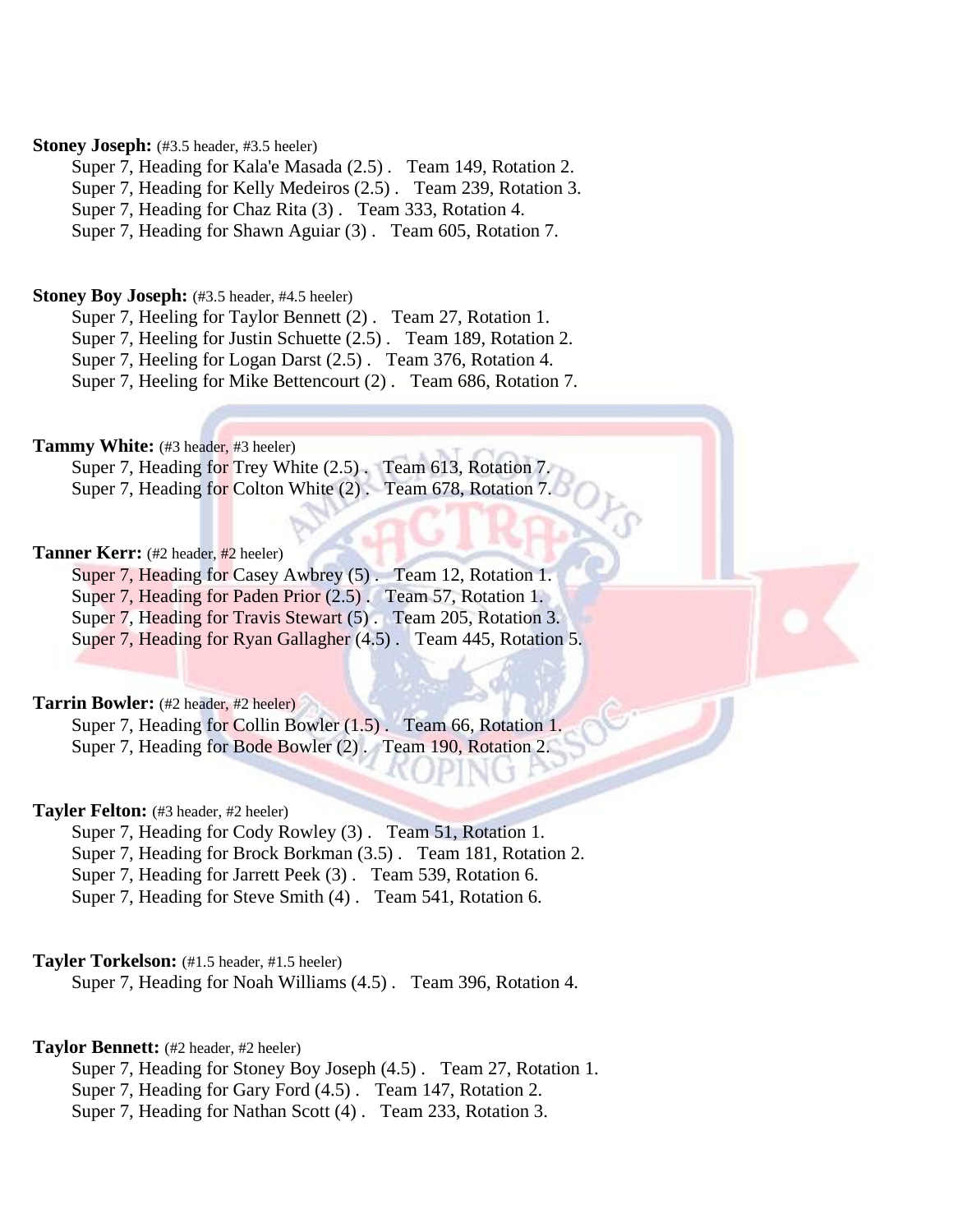**Stoney Joseph:** (#3.5 header, #3.5 heeler)

Super 7, Heading for Kala'e Masada (2.5) . Team 149, Rotation 2.
Super 7, Heading for Kelly Medeiros (2.5) . Team 239, Rotation 3.
Super 7, Heading for Chaz Rita (3) . Team 333, Rotation 4.
Super 7, Heading for Shawn Aguiar (3) . Team 605, Rotation 7.

**Stoney Boy Joseph:** (#3.5 header, #4.5 heeler)

Super 7, Heeling for Taylor Bennett (2) . Team 27, Rotation 1.
Super 7, Heeling for Justin Schuette (2.5) . Team 189, Rotation 2.
Super 7, Heeling for Logan Darst (2.5) . Team 376, Rotation 4.
Super 7, Heeling for Mike Bettencourt (2) . Team 686, Rotation 7.

**Tammy White:** (#3 header, #3 heeler)

Super 7, Heading for Trey White (2.5) . Team 613, Rotation 7.
Super 7, Heading for Colton White (2) . Team 678, Rotation 7.

**Tanner Kerr:** (#2 header, #2 heeler)

Super 7, Heading for Casey Awbrey (5) . Team 12, Rotation 1.
Super 7, Heading for Paden Prior (2.5) . Team 57, Rotation 1.
Super 7, Heading for Travis Stewart (5) . Team 205, Rotation 3.
Super 7, Heading for Ryan Gallagher (4.5) . Team 445, Rotation 5.

**Tarrin Bowler:** (#2 header, #2 heeler)

Super 7, Heading for Collin Bowler (1.5) . Team 66, Rotation 1.
Super 7, Heading for Bode Bowler (2) . Team 190, Rotation 2.

**Tayler Felton:** (#3 header, #2 heeler)

Super 7, Heading for Cody Rowley (3) . Team 51, Rotation 1.
Super 7, Heading for Brock Borkman (3.5) . Team 181, Rotation 2.
Super 7, Heading for Jarrett Peek (3) . Team 539, Rotation 6.
Super 7, Heading for Steve Smith (4) . Team 541, Rotation 6.

**Tayler Torkelson:** (#1.5 header, #1.5 heeler)

Super 7, Heading for Noah Williams (4.5) . Team 396, Rotation 4.

**Taylor Bennett:** (#2 header, #2 heeler)

Super 7, Heading for Stoney Boy Joseph (4.5) . Team 27, Rotation 1.
Super 7, Heading for Gary Ford (4.5) . Team 147, Rotation 2.
Super 7, Heading for Nathan Scott (4) . Team 233, Rotation 3.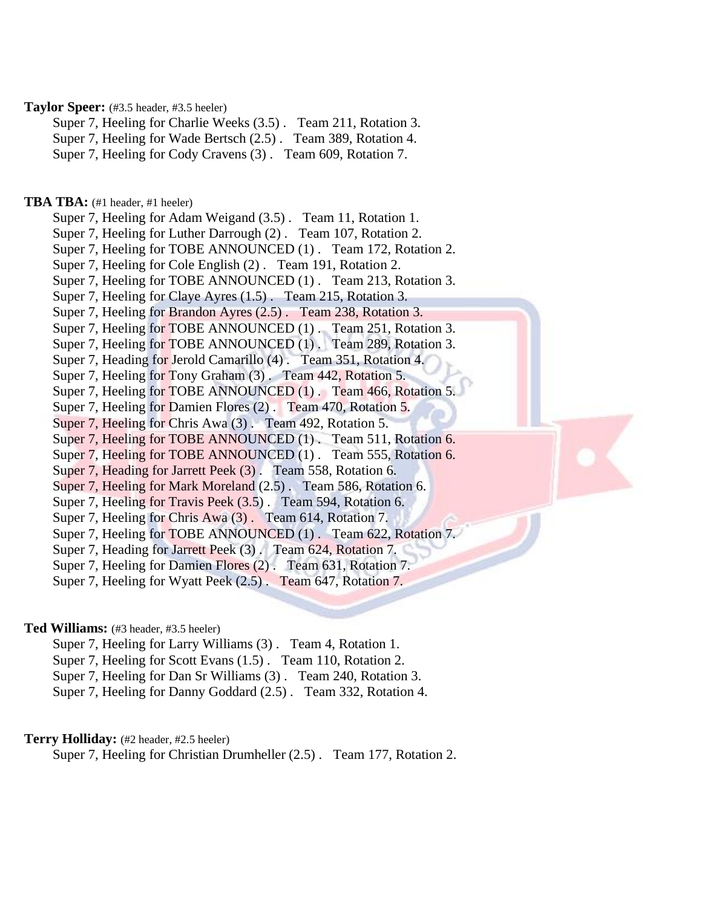**Taylor Speer:** (#3.5 header, #3.5 heeler)

Super 7, Heeling for Charlie Weeks (3.5) .   Team 211, Rotation 3.
Super 7, Heeling for Wade Bertsch (2.5) .   Team 389, Rotation 4.
Super 7, Heeling for Cody Cravens (3) .   Team 609, Rotation 7.

**TBA TBA:** (#1 header, #1 heeler)

Super 7, Heeling for Adam Weigand (3.5) .   Team 11, Rotation 1.
Super 7, Heeling for Luther Darrough (2) .   Team 107, Rotation 2.
Super 7, Heeling for TOBE ANNOUNCED (1) .   Team 172, Rotation 2.
Super 7, Heeling for Cole English (2) .   Team 191, Rotation 2.
Super 7, Heeling for TOBE ANNOUNCED (1) .   Team 213, Rotation 3.
Super 7, Heeling for Claye Ayres (1.5) .   Team 215, Rotation 3.
Super 7, Heeling for Brandon Ayres (2.5) .   Team 238, Rotation 3.
Super 7, Heeling for TOBE ANNOUNCED (1) .   Team 251, Rotation 3.
Super 7, Heeling for TOBE ANNOUNCED (1) .   Team 289, Rotation 3.
Super 7, Heading for Jerold Camarillo (4) .   Team 351, Rotation 4.
Super 7, Heeling for Tony Graham (3) .   Team 442, Rotation 5.
Super 7, Heeling for TOBE ANNOUNCED (1) .   Team 466, Rotation 5.
Super 7, Heeling for Damien Flores (2) .   Team 470, Rotation 5.
Super 7, Heeling for Chris Awa (3) .   Team 492, Rotation 5.
Super 7, Heeling for TOBE ANNOUNCED (1) .   Team 511, Rotation 6.
Super 7, Heeling for TOBE ANNOUNCED (1) .   Team 555, Rotation 6.
Super 7, Heading for Jarrett Peek (3) .   Team 558, Rotation 6.
Super 7, Heeling for Mark Moreland (2.5) .   Team 586, Rotation 6.
Super 7, Heeling for Travis Peek (3.5) .   Team 594, Rotation 6.
Super 7, Heeling for Chris Awa (3) .   Team 614, Rotation 7.
Super 7, Heeling for TOBE ANNOUNCED (1) .   Team 622, Rotation 7.
Super 7, Heading for Jarrett Peek (3) .   Team 624, Rotation 7.
Super 7, Heeling for Damien Flores (2) .   Team 631, Rotation 7.
Super 7, Heeling for Wyatt Peek (2.5) .   Team 647, Rotation 7.

**Ted Williams:** (#3 header, #3.5 heeler)

Super 7, Heeling for Larry Williams (3) .   Team 4, Rotation 1.
Super 7, Heeling for Scott Evans (1.5) .   Team 110, Rotation 2.
Super 7, Heeling for Dan Sr Williams (3) .   Team 240, Rotation 3.
Super 7, Heeling for Danny Goddard (2.5) .   Team 332, Rotation 4.

**Terry Holliday:** (#2 header, #2.5 heeler)

Super 7, Heeling for Christian Drumheller (2.5) .   Team 177, Rotation 2.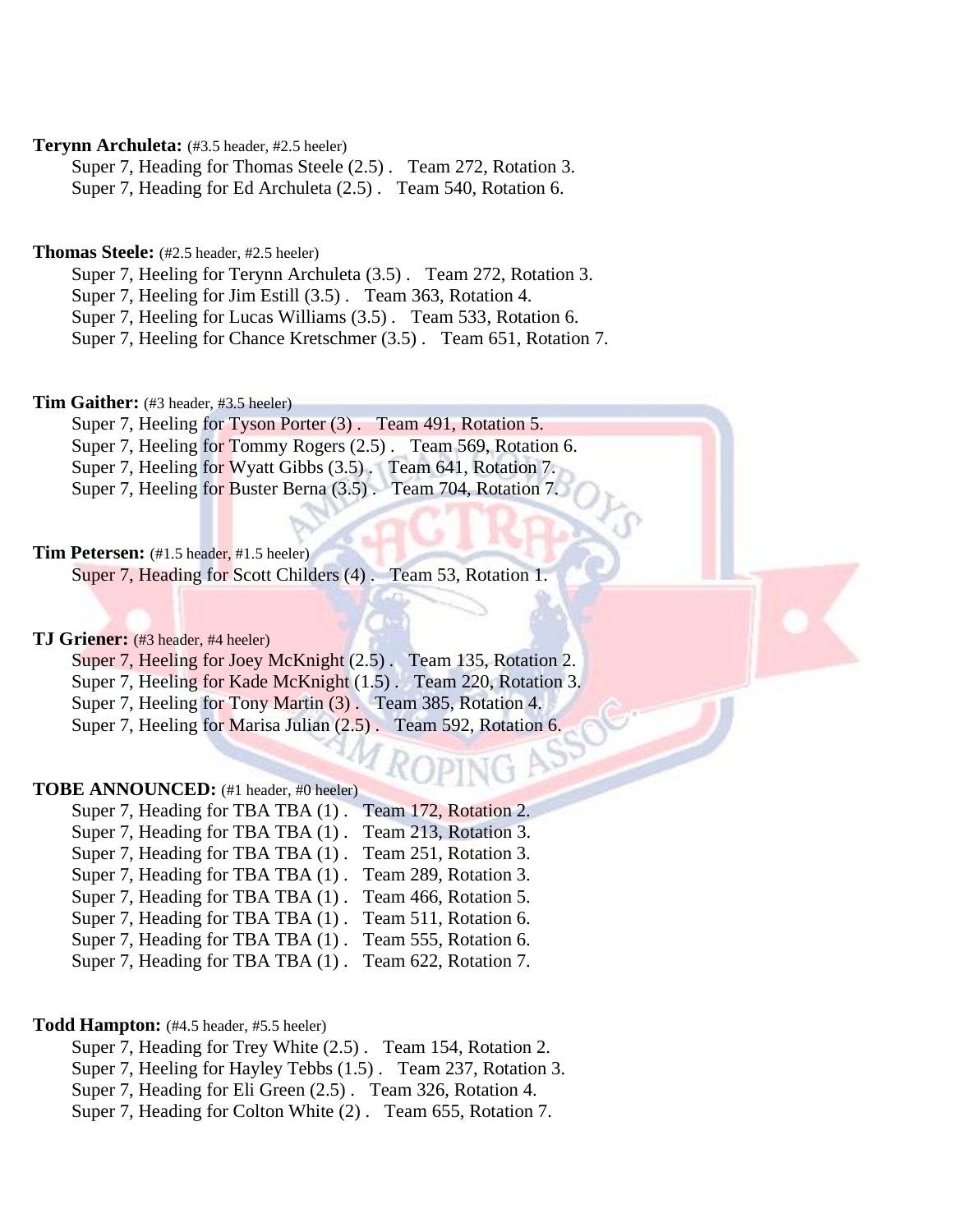**Terynn Archuleta:** (#3.5 header, #2.5 heeler)

Super 7, Heading for Thomas Steele (2.5) . Team 272, Rotation 3.
Super 7, Heading for Ed Archuleta (2.5) . Team 540, Rotation 6.

**Thomas Steele:** (#2.5 header, #2.5 heeler)

Super 7, Heeling for Terynn Archuleta (3.5) . Team 272, Rotation 3.
Super 7, Heeling for Jim Estill (3.5) . Team 363, Rotation 4.
Super 7, Heeling for Lucas Williams (3.5) . Team 533, Rotation 6.
Super 7, Heeling for Chance Kretschmer (3.5) . Team 651, Rotation 7.

**Tim Gaither:** (#3 header, #3.5 heeler)

Super 7, Heeling for Tyson Porter (3) . Team 491, Rotation 5.
Super 7, Heeling for Tommy Rogers (2.5) . Team 569, Rotation 6.
Super 7, Heeling for Wyatt Gibbs (3.5) . Team 641, Rotation 7.
Super 7, Heeling for Buster Berna (3.5) . Team 704, Rotation 7.

**Tim Petersen:** (#1.5 header, #1.5 heeler)

Super 7, Heading for Scott Childers (4) . Team 53, Rotation 1.

**TJ Griener:** (#3 header, #4 heeler)

Super 7, Heeling for Joey McKnight (2.5) . Team 135, Rotation 2.
Super 7, Heeling for Kade McKnight (1.5) . Team 220, Rotation 3.
Super 7, Heeling for Tony Martin (3) . Team 385, Rotation 4.
Super 7, Heeling for Marisa Julian (2.5) . Team 592, Rotation 6.

**TOBE ANNOUNCED:** (#1 header, #0 heeler)

Super 7, Heading for TBA TBA (1) . Team 172, Rotation 2.
Super 7, Heading for TBA TBA (1) . Team 213, Rotation 3.
Super 7, Heading for TBA TBA (1) . Team 251, Rotation 3.
Super 7, Heading for TBA TBA (1) . Team 289, Rotation 3.
Super 7, Heading for TBA TBA (1) . Team 466, Rotation 5.
Super 7, Heading for TBA TBA (1) . Team 511, Rotation 6.
Super 7, Heading for TBA TBA (1) . Team 555, Rotation 6.
Super 7, Heading for TBA TBA (1) . Team 622, Rotation 7.

**Todd Hampton:** (#4.5 header, #5.5 heeler)

Super 7, Heading for Trey White (2.5) . Team 154, Rotation 2.
Super 7, Heeling for Hayley Tebbs (1.5) . Team 237, Rotation 3.
Super 7, Heading for Eli Green (2.5) . Team 326, Rotation 4.
Super 7, Heading for Colton White (2) . Team 655, Rotation 7.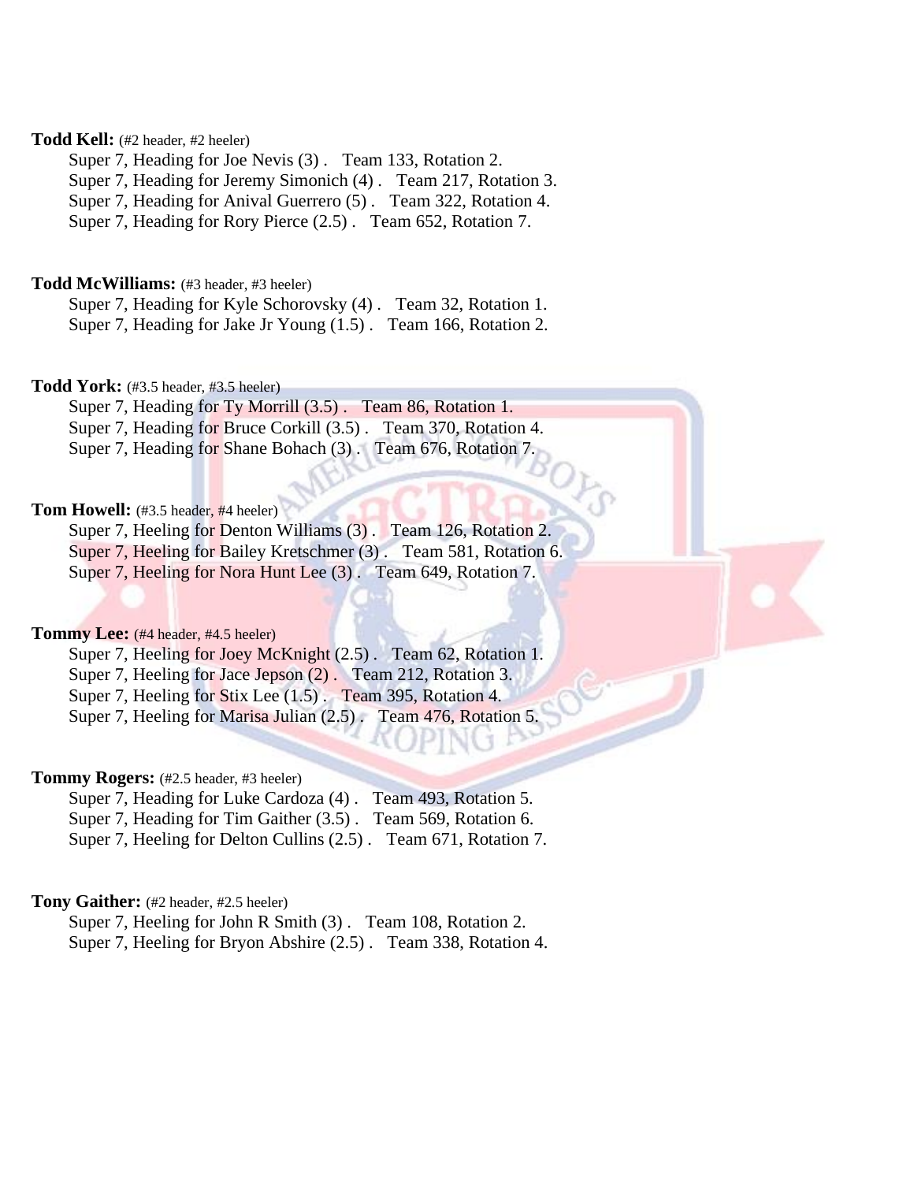**Todd Kell:** (#2 header, #2 heeler)

Super 7, Heading for Joe Nevis (3) .   Team 133, Rotation 2.
Super 7, Heading for Jeremy Simonich (4) .   Team 217, Rotation 3.
Super 7, Heading for Anival Guerrero (5) .   Team 322, Rotation 4.
Super 7, Heading for Rory Pierce (2.5) .   Team 652, Rotation 7.

**Todd McWilliams:** (#3 header, #3 heeler)

Super 7, Heading for Kyle Schorovsky (4) .   Team 32, Rotation 1.
Super 7, Heading for Jake Jr Young (1.5) .   Team 166, Rotation 2.

**Todd York:** (#3.5 header, #3.5 heeler)

Super 7, Heading for Ty Morrill (3.5) .   Team 86, Rotation 1.
Super 7, Heading for Bruce Corkill (3.5) .   Team 370, Rotation 4.
Super 7, Heading for Shane Bohach (3) .   Team 676, Rotation 7.

**Tom Howell:** (#3.5 header, #4 heeler)

Super 7, Heeling for Denton Williams (3) .   Team 126, Rotation 2.
Super 7, Heeling for Bailey Kretschmer (3) .   Team 581, Rotation 6.
Super 7, Heeling for Nora Hunt Lee (3) .   Team 649, Rotation 7.

**Tommy Lee:** (#4 header, #4.5 heeler)

Super 7, Heeling for Joey McKnight (2.5) .   Team 62, Rotation 1.
Super 7, Heeling for Jace Jepson (2) .   Team 212, Rotation 3.
Super 7, Heeling for Stix Lee (1.5) .   Team 395, Rotation 4.
Super 7, Heeling for Marisa Julian (2.5) .   Team 476, Rotation 5.

**Tommy Rogers:** (#2.5 header, #3 heeler)

Super 7, Heading for Luke Cardoza (4) .   Team 493, Rotation 5.
Super 7, Heading for Tim Gaither (3.5) .   Team 569, Rotation 6.
Super 7, Heeling for Delton Cullins (2.5) .   Team 671, Rotation 7.

**Tony Gaither:** (#2 header, #2.5 heeler)

Super 7, Heeling for John R Smith (3) .   Team 108, Rotation 2.
Super 7, Heeling for Bryon Abshire (2.5) .   Team 338, Rotation 4.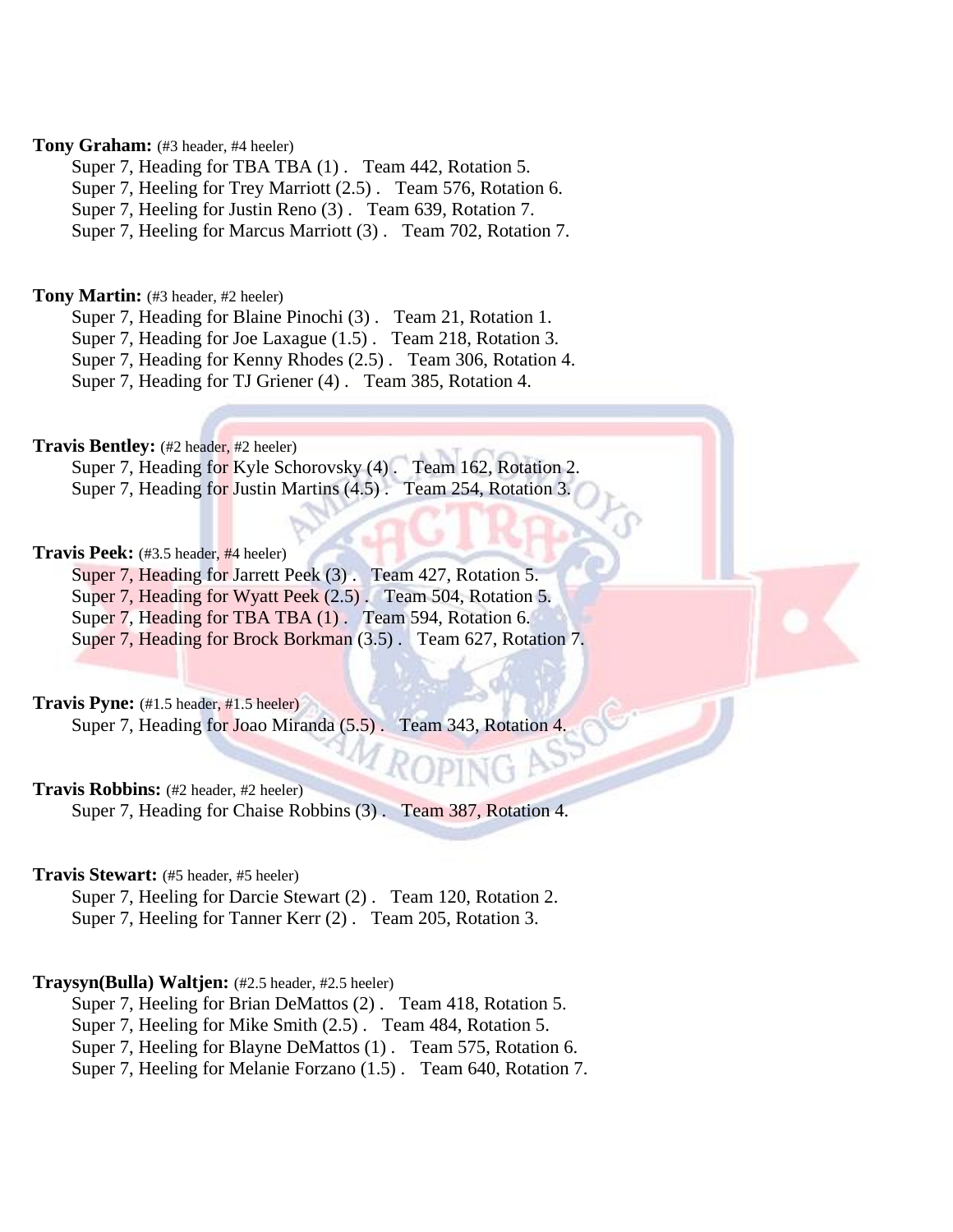**Tony Graham:** (#3 header, #4 heeler)

Super 7, Heading for TBA TBA (1) . Team 442, Rotation 5.
Super 7, Heeling for Trey Marriott (2.5) . Team 576, Rotation 6.
Super 7, Heeling for Justin Reno (3) . Team 639, Rotation 7.
Super 7, Heeling for Marcus Marriott (3) . Team 702, Rotation 7.

**Tony Martin:** (#3 header, #2 heeler)

Super 7, Heading for Blaine Pinochi (3) . Team 21, Rotation 1.
Super 7, Heading for Joe Laxague (1.5) . Team 218, Rotation 3.
Super 7, Heading for Kenny Rhodes (2.5) . Team 306, Rotation 4.
Super 7, Heading for TJ Griener (4) . Team 385, Rotation 4.

**Travis Bentley:** (#2 header, #2 heeler)

Super 7, Heading for Kyle Schorovsky (4) . Team 162, Rotation 2.
Super 7, Heading for Justin Martins (4.5) . Team 254, Rotation 3.

**Travis Peek:** (#3.5 header, #4 heeler)

Super 7, Heading for Jarrett Peek (3) . Team 427, Rotation 5.
Super 7, Heading for Wyatt Peek (2.5) . Team 504, Rotation 5.
Super 7, Heading for TBA TBA (1) . Team 594, Rotation 6.
Super 7, Heading for Brock Borkman (3.5) . Team 627, Rotation 7.

**Travis Pyne:** (#1.5 header, #1.5 heeler)

Super 7, Heading for Joao Miranda (5.5) . Team 343, Rotation 4.

**Travis Robbins:** (#2 header, #2 heeler)

Super 7, Heading for Chaise Robbins (3) . Team 387, Rotation 4.

**Travis Stewart:** (#5 header, #5 heeler)

Super 7, Heeling for Darcie Stewart (2) . Team 120, Rotation 2.
Super 7, Heeling for Tanner Kerr (2) . Team 205, Rotation 3.

**Traysyn(Bulla) Waltjen:** (#2.5 header, #2.5 heeler)

Super 7, Heeling for Brian DeMattos (2) . Team 418, Rotation 5.
Super 7, Heeling for Mike Smith (2.5) . Team 484, Rotation 5.
Super 7, Heeling for Blayne DeMattos (1) . Team 575, Rotation 6.
Super 7, Heeling for Melanie Forzano (1.5) . Team 640, Rotation 7.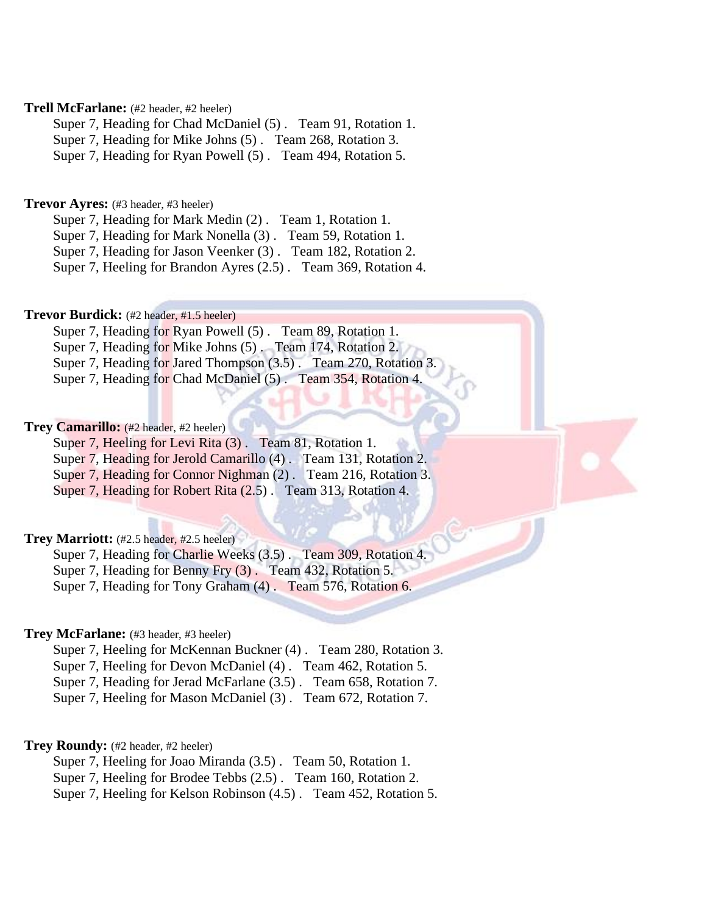**Trell McFarlane:** (#2 header, #2 heeler)

Super 7, Heading for Chad McDaniel (5) . Team 91, Rotation 1.
Super 7, Heading for Mike Johns (5) . Team 268, Rotation 3.
Super 7, Heading for Ryan Powell (5) . Team 494, Rotation 5.

**Trevor Ayres:** (#3 header, #3 heeler)

Super 7, Heading for Mark Medin (2) . Team 1, Rotation 1.
Super 7, Heading for Mark Nonella (3) . Team 59, Rotation 1.
Super 7, Heading for Jason Veenker (3) . Team 182, Rotation 2.
Super 7, Heeling for Brandon Ayres (2.5) . Team 369, Rotation 4.

**Trevor Burdick:** (#2 header, #1.5 heeler)

Super 7, Heading for Ryan Powell (5) . Team 89, Rotation 1.
Super 7, Heading for Mike Johns (5) . Team 174, Rotation 2.
Super 7, Heading for Jared Thompson (3.5) . Team 270, Rotation 3.
Super 7, Heading for Chad McDaniel (5) . Team 354, Rotation 4.

**Trey Camarillo:** (#2 header, #2 heeler)

Super 7, Heeling for Levi Rita (3) . Team 81, Rotation 1.
Super 7, Heading for Jerold Camarillo (4) . Team 131, Rotation 2.
Super 7, Heading for Connor Nighman (2) . Team 216, Rotation 3.
Super 7, Heading for Robert Rita (2.5) . Team 313, Rotation 4.

**Trey Marriott:** (#2.5 header, #2.5 heeler)

Super 7, Heading for Charlie Weeks (3.5) . Team 309, Rotation 4.
Super 7, Heading for Benny Fry (3) . Team 432, Rotation 5.
Super 7, Heading for Tony Graham (4) . Team 576, Rotation 6.

**Trey McFarlane:** (#3 header, #3 heeler)

Super 7, Heeling for McKennan Buckner (4) . Team 280, Rotation 3.
Super 7, Heeling for Devon McDaniel (4) . Team 462, Rotation 5.
Super 7, Heading for Jerad McFarlane (3.5) . Team 658, Rotation 7.
Super 7, Heeling for Mason McDaniel (3) . Team 672, Rotation 7.

**Trey Roundy:** (#2 header, #2 heeler)

Super 7, Heeling for Joao Miranda (3.5) . Team 50, Rotation 1.
Super 7, Heeling for Brodee Tebbs (2.5) . Team 160, Rotation 2.
Super 7, Heeling for Kelson Robinson (4.5) . Team 452, Rotation 5.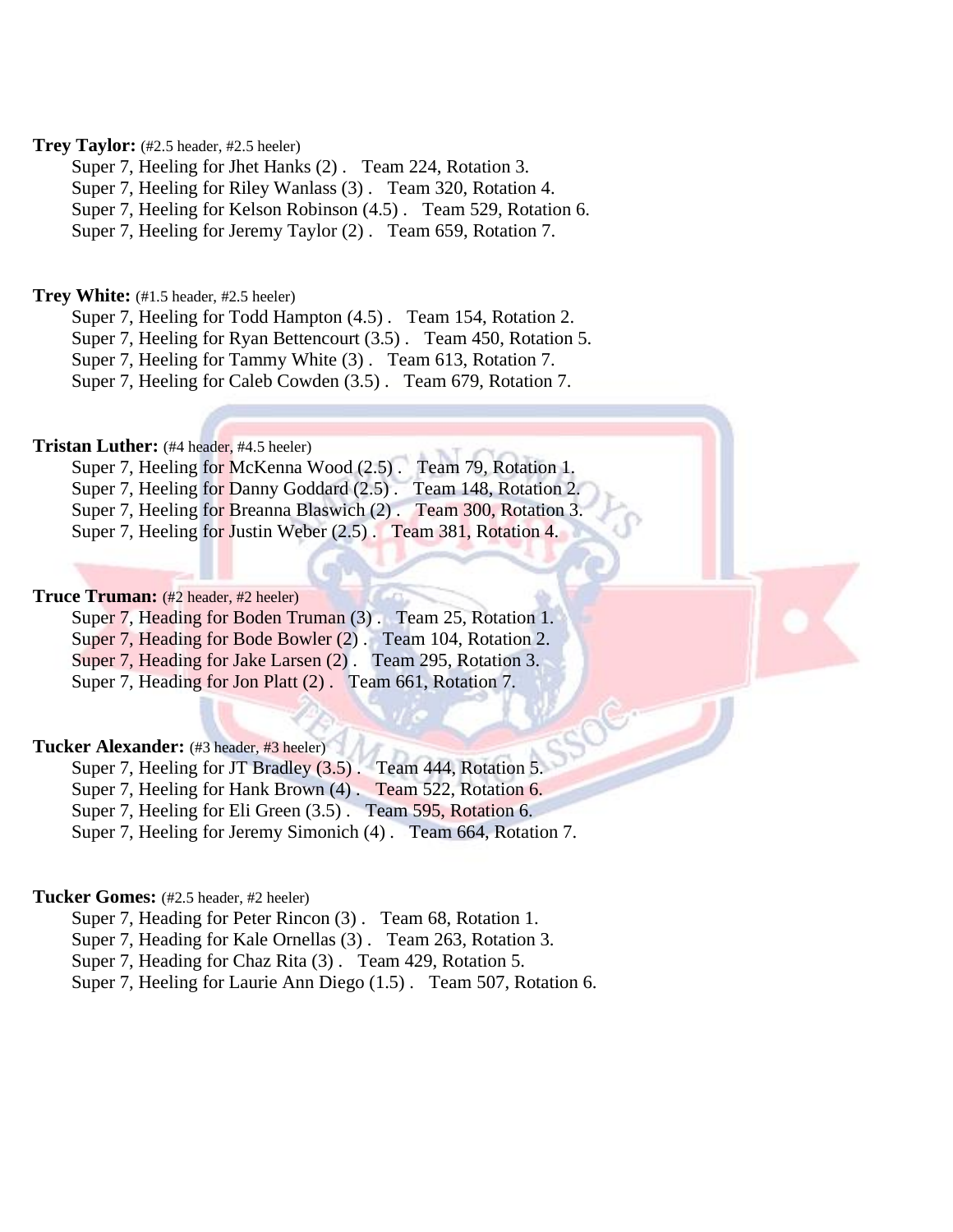**Trey Taylor:** (#2.5 header, #2.5 heeler)

Super 7, Heeling for Jhet Hanks (2) . Team 224, Rotation 3.
Super 7, Heeling for Riley Wanlass (3) . Team 320, Rotation 4.
Super 7, Heeling for Kelson Robinson (4.5) . Team 529, Rotation 6.
Super 7, Heeling for Jeremy Taylor (2) . Team 659, Rotation 7.

**Trey White:** (#1.5 header, #2.5 heeler)

Super 7, Heeling for Todd Hampton (4.5) . Team 154, Rotation 2.
Super 7, Heeling for Ryan Bettencourt (3.5) . Team 450, Rotation 5.
Super 7, Heeling for Tammy White (3) . Team 613, Rotation 7.
Super 7, Heeling for Caleb Cowden (3.5) . Team 679, Rotation 7.

**Tristan Luther:** (#4 header, #4.5 heeler)

Super 7, Heeling for McKenna Wood (2.5) . Team 79, Rotation 1.
Super 7, Heeling for Danny Goddard (2.5) . Team 148, Rotation 2.
Super 7, Heeling for Breanna Blaswich (2) . Team 300, Rotation 3.
Super 7, Heeling for Justin Weber (2.5) . Team 381, Rotation 4.

**Truce Truman:** (#2 header, #2 heeler)

Super 7, Heading for Boden Truman (3) . Team 25, Rotation 1.
Super 7, Heading for Bode Bowler (2) . Team 104, Rotation 2.
Super 7, Heading for Jake Larsen (2) . Team 295, Rotation 3.
Super 7, Heading for Jon Platt (2) . Team 661, Rotation 7.

**Tucker Alexander:** (#3 header, #3 heeler)

Super 7, Heeling for JT Bradley (3.5) . Team 444, Rotation 5.
Super 7, Heeling for Hank Brown (4) . Team 522, Rotation 6.
Super 7, Heeling for Eli Green (3.5) . Team 595, Rotation 6.
Super 7, Heeling for Jeremy Simonich (4) . Team 664, Rotation 7.

**Tucker Gomes:** (#2.5 header, #2 heeler)

Super 7, Heading for Peter Rincon (3) . Team 68, Rotation 1.
Super 7, Heading for Kale Ornellas (3) . Team 263, Rotation 3.
Super 7, Heading for Chaz Rita (3) . Team 429, Rotation 5.
Super 7, Heeling for Laurie Ann Diego (1.5) . Team 507, Rotation 6.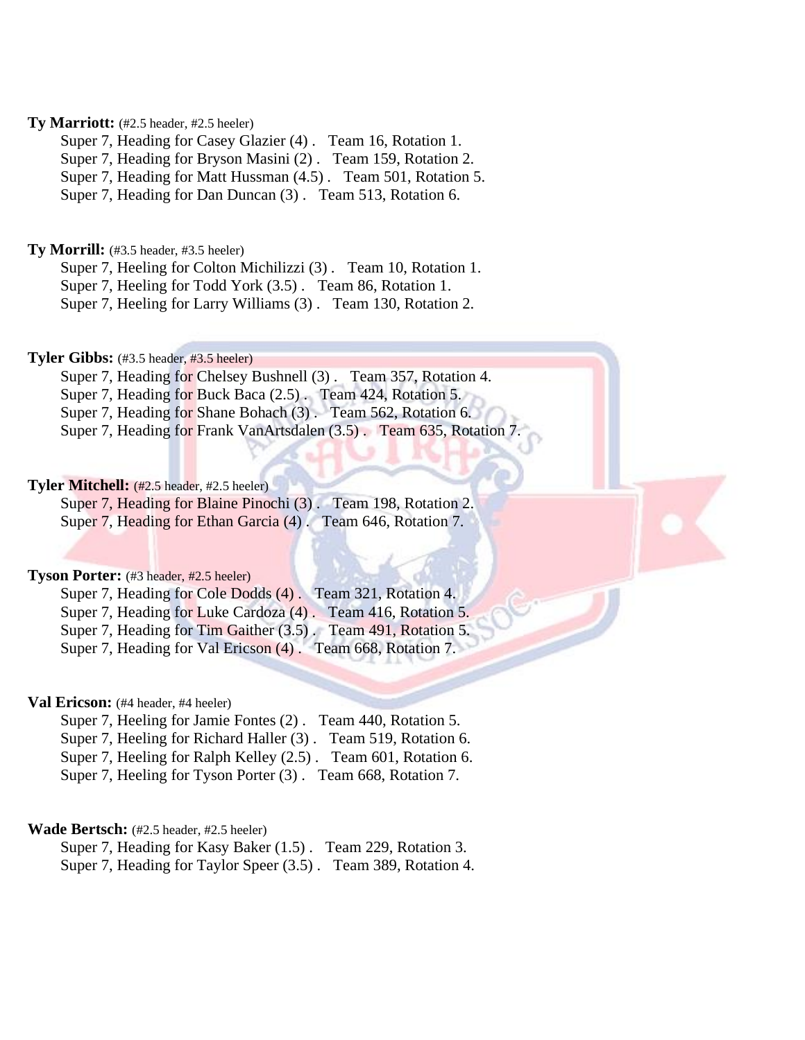**Ty Marriott:** (#2.5 header, #2.5 heeler)

Super 7, Heading for Casey Glazier (4) . Team 16, Rotation 1.
Super 7, Heading for Bryson Masini (2) . Team 159, Rotation 2.
Super 7, Heading for Matt Hussman (4.5) . Team 501, Rotation 5.
Super 7, Heading for Dan Duncan (3) . Team 513, Rotation 6.

**Ty Morrill:** (#3.5 header, #3.5 heeler)

Super 7, Heeling for Colton Michilizzi (3) . Team 10, Rotation 1.
Super 7, Heeling for Todd York (3.5) . Team 86, Rotation 1.
Super 7, Heeling for Larry Williams (3) . Team 130, Rotation 2.

**Tyler Gibbs:** (#3.5 header, #3.5 heeler)

Super 7, Heading for Chelsey Bushnell (3) . Team 357, Rotation 4.
Super 7, Heading for Buck Baca (2.5) . Team 424, Rotation 5.
Super 7, Heading for Shane Bohach (3) . Team 562, Rotation 6.
Super 7, Heading for Frank VanArtsdalen (3.5) . Team 635, Rotation 7.

**Tyler Mitchell:** (#2.5 header, #2.5 heeler)

Super 7, Heading for Blaine Pinochi (3) . Team 198, Rotation 2.
Super 7, Heading for Ethan Garcia (4) . Team 646, Rotation 7.

**Tyson Porter:** (#3 header, #2.5 heeler)

Super 7, Heading for Cole Dodds (4) . Team 321, Rotation 4.
Super 7, Heading for Luke Cardoza (4) . Team 416, Rotation 5.
Super 7, Heading for Tim Gaither (3.5) . Team 491, Rotation 5.
Super 7, Heading for Val Ericson (4) . Team 668, Rotation 7.

**Val Ericson:** (#4 header, #4 heeler)

Super 7, Heeling for Jamie Fontes (2) . Team 440, Rotation 5.
Super 7, Heeling for Richard Haller (3) . Team 519, Rotation 6.
Super 7, Heeling for Ralph Kelley (2.5) . Team 601, Rotation 6.
Super 7, Heeling for Tyson Porter (3) . Team 668, Rotation 7.

**Wade Bertsch:** (#2.5 header, #2.5 heeler)

Super 7, Heading for Kasy Baker (1.5) . Team 229, Rotation 3.
Super 7, Heading for Taylor Speer (3.5) . Team 389, Rotation 4.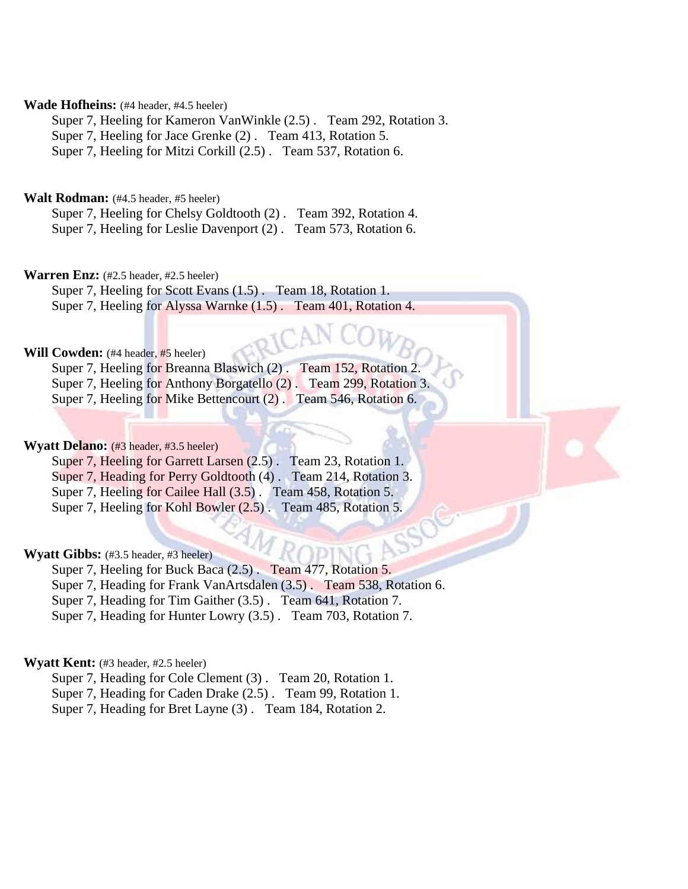**Wade Hofheins:** (#4 header, #4.5 heeler)

Super 7, Heeling for Kameron VanWinkle (2.5) . Team 292, Rotation 3.
Super 7, Heeling for Jace Grenke (2) . Team 413, Rotation 5.
Super 7, Heeling for Mitzi Corkill (2.5) . Team 537, Rotation 6.

**Walt Rodman:** (#4.5 header, #5 heeler)

Super 7, Heeling for Chelsy Goldtooth (2) . Team 392, Rotation 4.
Super 7, Heeling for Leslie Davenport (2) . Team 573, Rotation 6.

**Warren Enz:** (#2.5 header, #2.5 heeler)

Super 7, Heeling for Scott Evans (1.5) . Team 18, Rotation 1.
Super 7, Heeling for Alyssa Warnke (1.5) . Team 401, Rotation 4.

**Will Cowden:** (#4 header, #5 heeler)

Super 7, Heeling for Breanna Blaswich (2) . Team 152, Rotation 2.
Super 7, Heeling for Anthony Borgatello (2) . Team 299, Rotation 3.
Super 7, Heeling for Mike Bettencourt (2) . Team 546, Rotation 6.

**Wyatt Delano:** (#3 header, #3.5 heeler)

Super 7, Heeling for Garrett Larsen (2.5) . Team 23, Rotation 1.
Super 7, Heading for Perry Goldtooth (4) . Team 214, Rotation 3.
Super 7, Heeling for Cailee Hall (3.5) . Team 458, Rotation 5.
Super 7, Heeling for Kohl Bowler (2.5) . Team 485, Rotation 5.

**Wyatt Gibbs:** (#3.5 header, #3 heeler)

Super 7, Heeling for Buck Baca (2.5) . Team 477, Rotation 5.
Super 7, Heading for Frank VanArtsdalen (3.5) . Team 538, Rotation 6.
Super 7, Heading for Tim Gaither (3.5) . Team 641, Rotation 7.
Super 7, Heading for Hunter Lowry (3.5) . Team 703, Rotation 7.

**Wyatt Kent:** (#3 header, #2.5 heeler)

Super 7, Heading for Cole Clement (3) . Team 20, Rotation 1.
Super 7, Heading for Caden Drake (2.5) . Team 99, Rotation 1.
Super 7, Heading for Bret Layne (3) . Team 184, Rotation 2.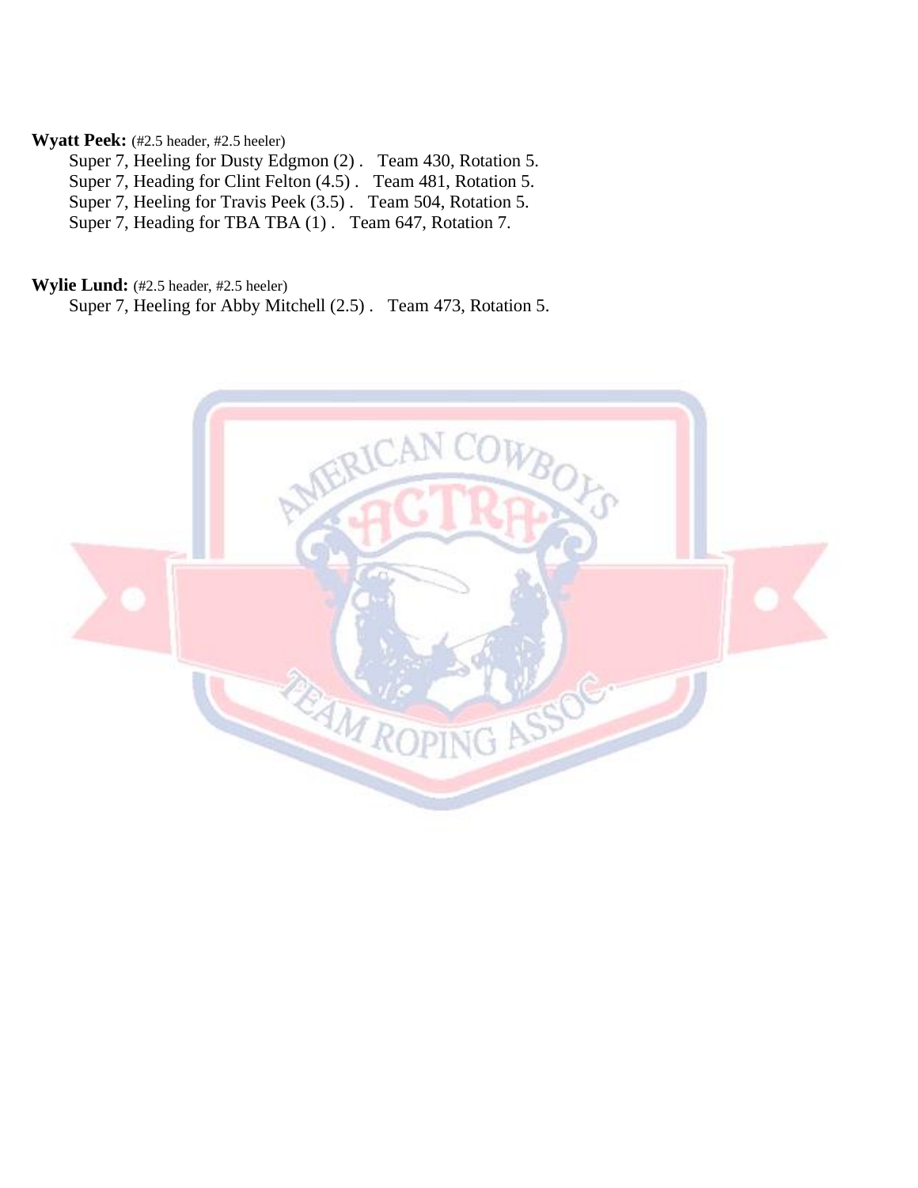**Wyatt Peek:** (#2.5 header, #2.5 heeler)

Super 7, Heeling for Dusty Edgmon (2) . Team 430, Rotation 5.
Super 7, Heading for Clint Felton (4.5) . Team 481, Rotation 5.
Super 7, Heeling for Travis Peek (3.5) . Team 504, Rotation 5.
Super 7, Heading for TBA TBA (1) . Team 647, Rotation 7.

**Wylie Lund:** (#2.5 header, #2.5 heeler)

Super 7, Heeling for Abby Mitchell (2.5) . Team 473, Rotation 5.